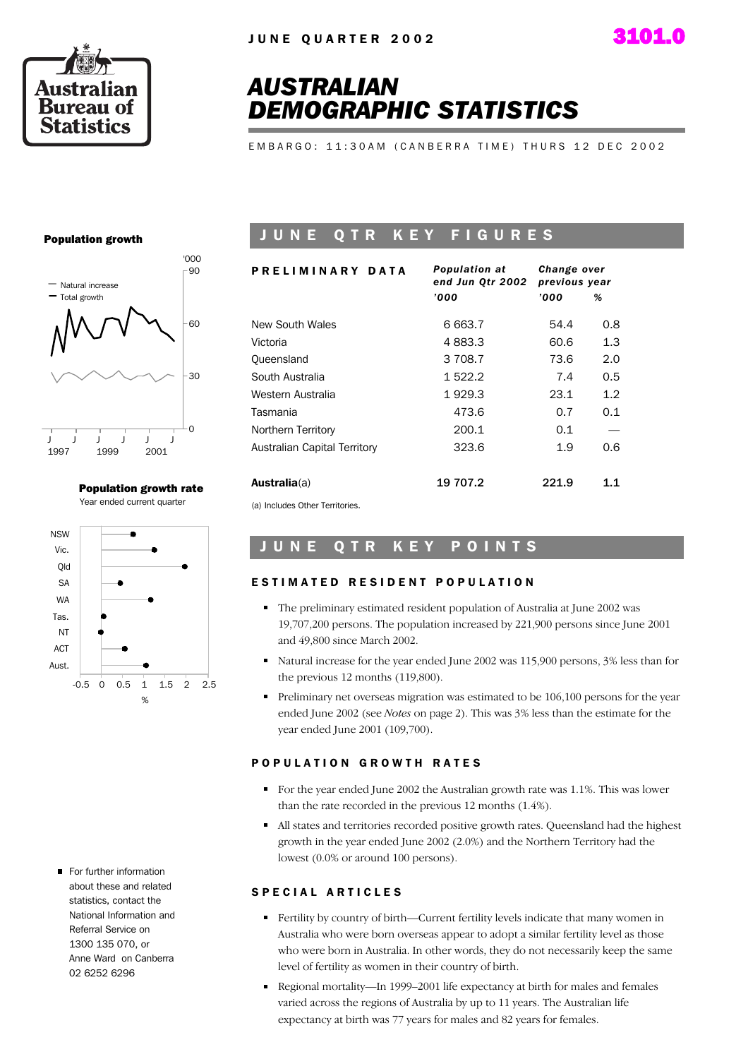JUNE QUARTER 2002

3101.0

# AUSTRALIAN DEMOGRAPHIC STATISTICS

EMBARGO: 11:30AM (CANBERRA TIME) THURS 12 DEC 2002

## JUNE QTR KEY FIGURES

| PRELIMINARY DATA | *Population at end Jun Qtr 2002* | *Change over previous year* | |
|---|---|---|---|
| | *'000* | *'000* | *%* |
| New South Wales | 6 663.7 | 54.4 | 0.8 |
| Victoria | 4 883.3 | 60.6 | 1.3 |
| Queensland | 3 708.7 | 73.6 | 2.0 |
| South Australia | 1 522.2 | 7.4 | 0.5 |
| Western Australia | 1 929.3 | 23.1 | 1.2 |
| Tasmania | 473.6 | 0.7 | 0.1 |
| Northern Territory | 200.1 | 0.1 | — |
| Australian Capital Territory | 323.6 | 1.9 | 0.6 |
| **Australia**(a) | **19 707.2** | **221.9** | **1.1** |

(a) Includes Other Territories.

**Population growth**

**Population growth rate**
Year ended current quarter

## JUNE QTR KEY POINTS

### ESTIMATED RESIDENT POPULATION

- The preliminary estimated resident population of Australia at June 2002 was 19,707,200 persons. The population increased by 221,900 persons since June 2001 and 49,800 since March 2002.
- Natural increase for the year ended June 2002 was 115,900 persons, 3% less than for the previous 12 months (119,800).
- Preliminary net overseas migration was estimated to be 106,100 persons for the year ended June 2002 (see *Notes* on page 2). This was 3% less than the estimate for the year ended June 2001 (109,700).

### POPULATION GROWTH RATES

- For the year ended June 2002 the Australian growth rate was 1.1%. This was lower than the rate recorded in the previous 12 months (1.4%).
- All states and territories recorded positive growth rates. Queensland had the highest growth in the year ended June 2002 (2.0%) and the Northern Territory had the lowest (0.0% or around 100 persons).

### SPECIAL ARTICLES

- Fertility by country of birth—Current fertility levels indicate that many women in Australia who were born overseas appear to adopt a similar fertility level as those who were born in Australia. In other words, they do not necessarily keep the same level of fertility as women in their country of birth.
- Regional mortality—In 1999–2001 life expectancy at birth for males and females varied across the regions of Australia by up to 11 years. The Australian life expectancy at birth was 77 years for males and 82 years for females.

- For further information about these and related statistics, contact the National Information and Referral Service on 1300 135 070, or Anne Ward on Canberra 02 6252 6296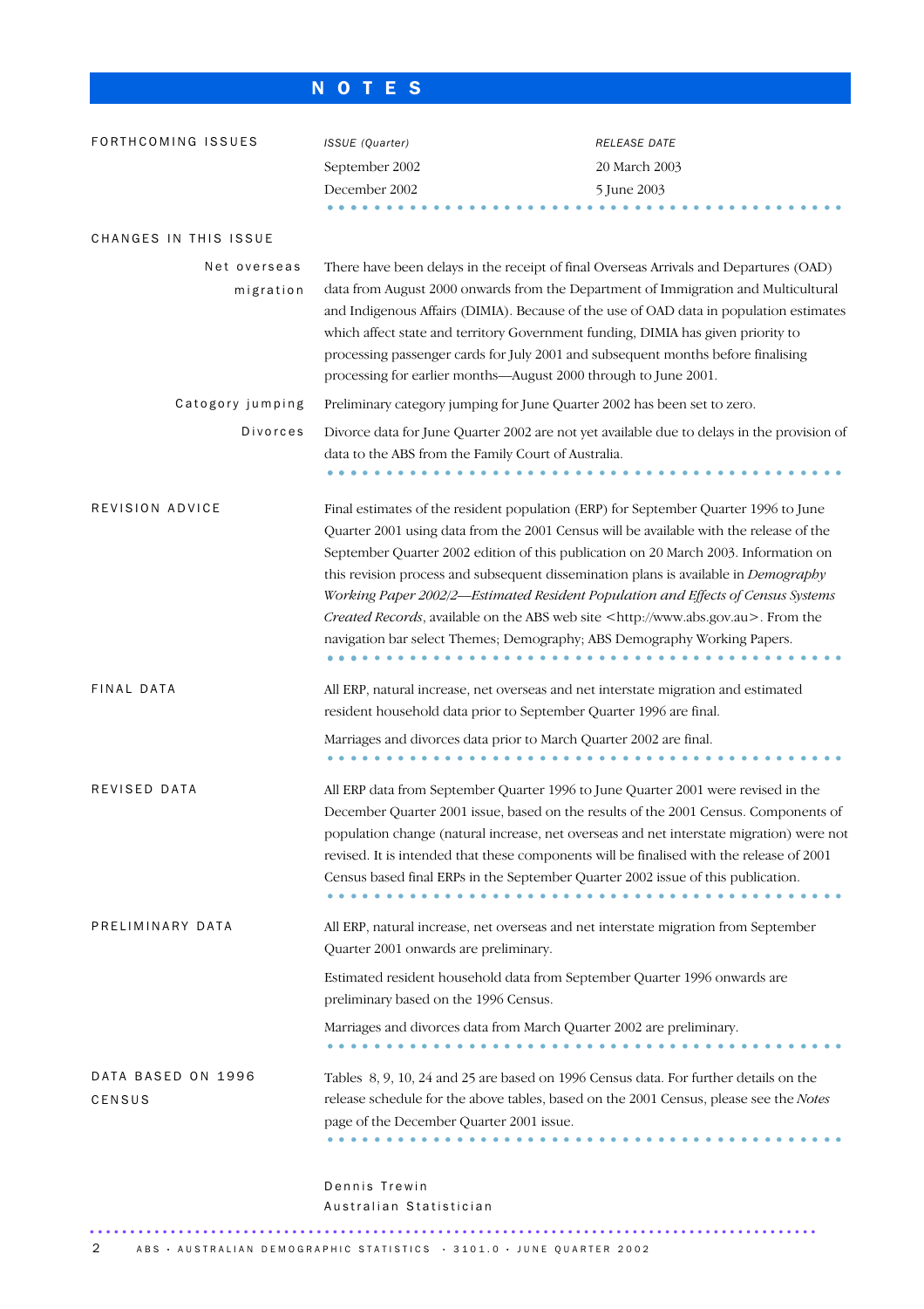# NOTES

## FORTHCOMING ISSUES

| ISSUE (Quarter) | RELEASE DATE |
|---|---|
| September 2002 | 20 March 2003 |
| December 2002 | 5 June 2003 |

## CHANGES IN THIS ISSUE

**Net overseas migration**

There have been delays in the receipt of final Overseas Arrivals and Departures (OAD) data from August 2000 onwards from the Department of Immigration and Multicultural and Indigenous Affairs (DIMIA). Because of the use of OAD data in population estimates which affect state and territory Government funding, DIMIA has given priority to processing passenger cards for July 2001 and subsequent months before finalising processing for earlier months—August 2000 through to June 2001.

**Catogory jumping**

Preliminary category jumping for June Quarter 2002 has been set to zero.

**Divorces**

Divorce data for June Quarter 2002 are not yet available due to delays in the provision of data to the ABS from the Family Court of Australia.

## REVISION ADVICE

Final estimates of the resident population (ERP) for September Quarter 1996 to June Quarter 2001 using data from the 2001 Census will be available with the release of the September Quarter 2002 edition of this publication on 20 March 2003. Information on this revision process and subsequent dissemination plans is available in *Demography Working Paper 2002/2—Estimated Resident Population and Effects of Census Systems Created Records*, available on the ABS web site <http://www.abs.gov.au>. From the navigation bar select Themes; Demography; ABS Demography Working Papers.

## FINAL DATA

All ERP, natural increase, net overseas and net interstate migration and estimated resident household data prior to September Quarter 1996 are final.

Marriages and divorces data prior to March Quarter 2002 are final.

## REVISED DATA

All ERP data from September Quarter 1996 to June Quarter 2001 were revised in the December Quarter 2001 issue, based on the results of the 2001 Census. Components of population change (natural increase, net overseas and net interstate migration) were not revised. It is intended that these components will be finalised with the release of 2001 Census based final ERPs in the September Quarter 2002 issue of this publication.

## PRELIMINARY DATA

All ERP, natural increase, net overseas and net interstate migration from September Quarter 2001 onwards are preliminary.

Estimated resident household data from September Quarter 1996 onwards are preliminary based on the 1996 Census.

Marriages and divorces data from March Quarter 2002 are preliminary.

## DATA BASED ON 1996 CENSUS

Tables 8, 9, 10, 24 and 25 are based on 1996 Census data. For further details on the release schedule for the above tables, based on the 2001 Census, please see the *Notes* page of the December Quarter 2001 issue.

Dennis Trewin
Australian Statistician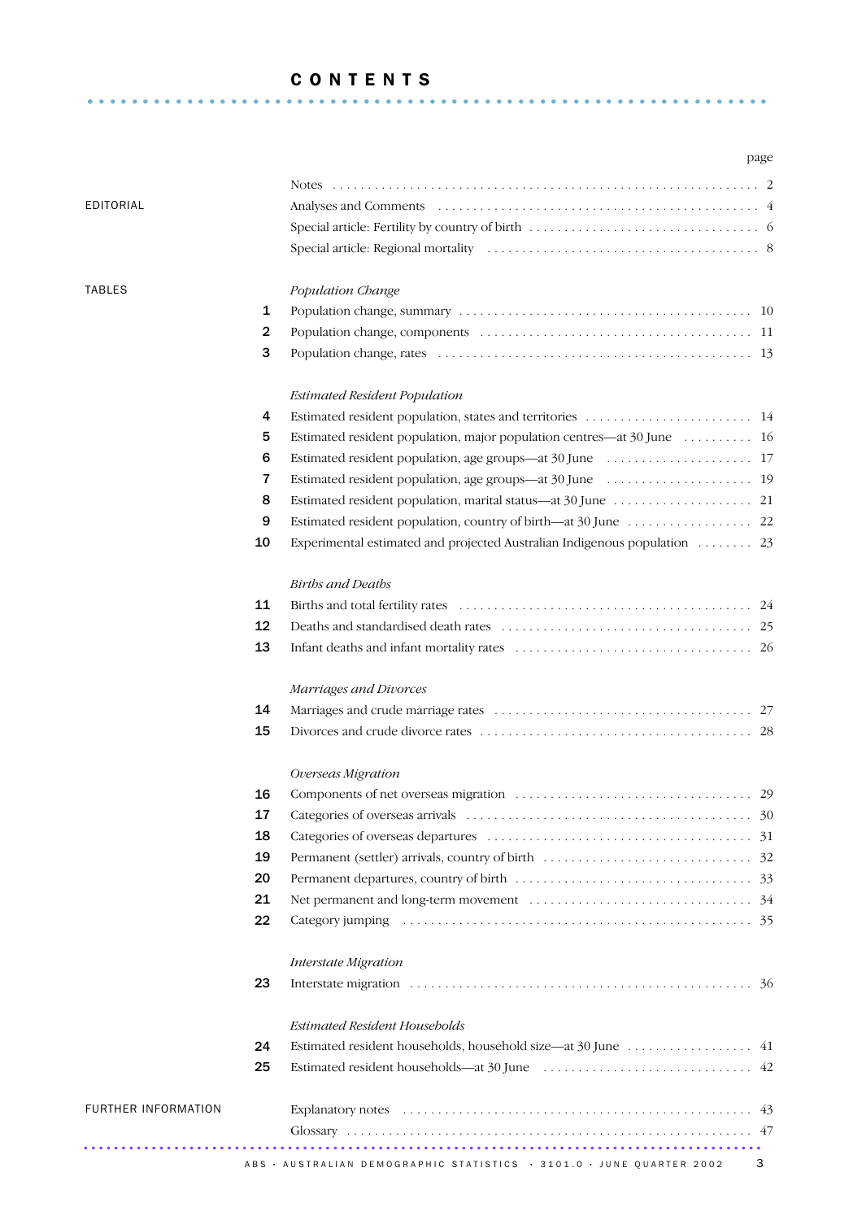# CONTENTS

| | | | page |
|---|---|---|---|
| EDITORIAL | | Notes | 2 |
| | | Analyses and Comments | 4 |
| | | Special article: Fertility by country of birth | 6 |
| | | Special article: Regional mortality | 8 |
| TABLES | | *Population Change* | |
| | 1 | Population change, summary | 10 |
| | 2 | Population change, components | 11 |
| | 3 | Population change, rates | 13 |
| | | *Estimated Resident Population* | |
| | 4 | Estimated resident population, states and territories | 14 |
| | 5 | Estimated resident population, major population centres—at 30 June | 16 |
| | 6 | Estimated resident population, age groups—at 30 June | 17 |
| | 7 | Estimated resident population, age groups—at 30 June | 19 |
| | 8 | Estimated resident population, marital status—at 30 June | 21 |
| | 9 | Estimated resident population, country of birth—at 30 June | 22 |
| | 10 | Experimental estimated and projected Australian Indigenous population | 23 |
| | | *Births and Deaths* | |
| | 11 | Births and total fertility rates | 24 |
| | 12 | Deaths and standardised death rates | 25 |
| | 13 | Infant deaths and infant mortality rates | 26 |
| | | *Marriages and Divorces* | |
| | 14 | Marriages and crude marriage rates | 27 |
| | 15 | Divorces and crude divorce rates | 28 |
| | | *Overseas Migration* | |
| | 16 | Components of net overseas migration | 29 |
| | 17 | Categories of overseas arrivals | 30 |
| | 18 | Categories of overseas departures | 31 |
| | 19 | Permanent (settler) arrivals, country of birth | 32 |
| | 20 | Permanent departures, country of birth | 33 |
| | 21 | Net permanent and long-term movement | 34 |
| | 22 | Category jumping | 35 |
| | | *Interstate Migration* | |
| | 23 | Interstate migration | 36 |
| | | *Estimated Resident Households* | |
| | 24 | Estimated resident households, household size—at 30 June | 41 |
| | 25 | Estimated resident households—at 30 June | 42 |
| FURTHER INFORMATION | | Explanatory notes | 43 |
| | | Glossary | 47 |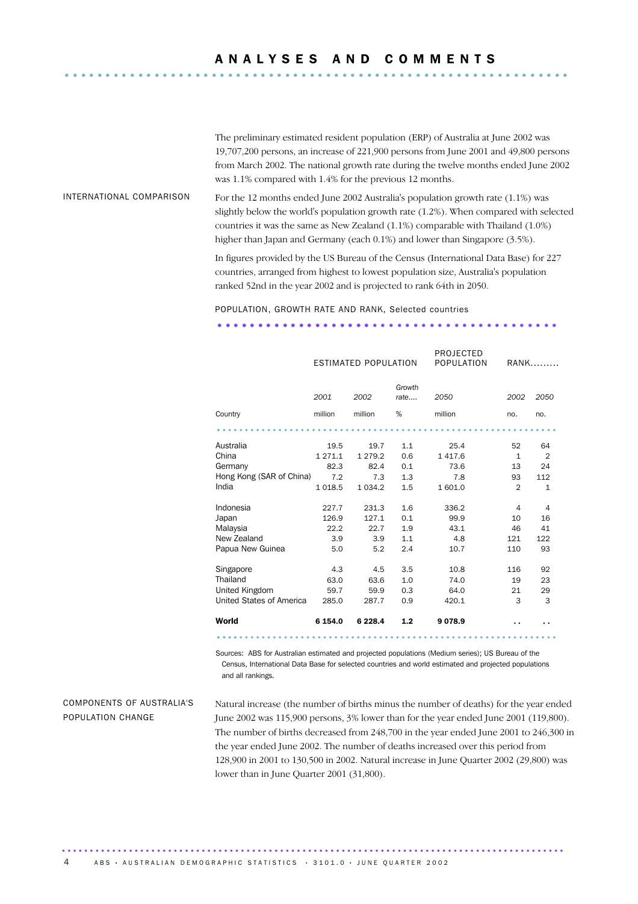# ANALYSES AND COMMENTS

The preliminary estimated resident population (ERP) of Australia at June 2002 was 19,707,200 persons, an increase of 221,900 persons from June 2001 and 49,800 persons from March 2002. The national growth rate during the twelve months ended June 2002 was 1.1% compared with 1.4% for the previous 12 months.

## INTERNATIONAL COMPARISON

For the 12 months ended June 2002 Australia's population growth rate (1.1%) was slightly below the world's population growth rate (1.2%). When compared with selected countries it was the same as New Zealand (1.1%) comparable with Thailand (1.0%) higher than Japan and Germany (each 0.1%) and lower than Singapore (3.5%).

In figures provided by the US Bureau of the Census (International Data Base) for 227 countries, arranged from highest to lowest population size, Australia's population ranked 52nd in the year 2002 and is projected to rank 64th in 2050.

POPULATION, GROWTH RATE AND RANK, Selected countries

| | ESTIMATED POPULATION | | | PROJECTED POPULATION | RANK......... | |
|---|---|---|---|---|---|---|
| | *2001* | *2002* | *Growth rate....* | *2050* | *2002* | *2050* |
| Country | million | million | % | million | no. | no. |
| Australia | 19.5 | 19.7 | 1.1 | 25.4 | 52 | 64 |
| China | 1 271.1 | 1 279.2 | 0.6 | 1 417.6 | 1 | 2 |
| Germany | 82.3 | 82.4 | 0.1 | 73.6 | 13 | 24 |
| Hong Kong (SAR of China) | 7.2 | 7.3 | 1.3 | 7.8 | 93 | 112 |
| India | 1 018.5 | 1 034.2 | 1.5 | 1 601.0 | 2 | 1 |
| Indonesia | 227.7 | 231.3 | 1.6 | 336.2 | 4 | 4 |
| Japan | 126.9 | 127.1 | 0.1 | 99.9 | 10 | 16 |
| Malaysia | 22.2 | 22.7 | 1.9 | 43.1 | 46 | 41 |
| New Zealand | 3.9 | 3.9 | 1.1 | 4.8 | 121 | 122 |
| Papua New Guinea | 5.0 | 5.2 | 2.4 | 10.7 | 110 | 93 |
| Singapore | 4.3 | 4.5 | 3.5 | 10.8 | 116 | 92 |
| Thailand | 63.0 | 63.6 | 1.0 | 74.0 | 19 | 23 |
| United Kingdom | 59.7 | 59.9 | 0.3 | 64.0 | 21 | 29 |
| United States of America | 285.0 | 287.7 | 0.9 | 420.1 | 3 | 3 |
| **World** | **6 154.0** | **6 228.4** | **1.2** | **9 078.9** | .. | .. |

Sources: ABS for Australian estimated and projected populations (Medium series); US Bureau of the Census, International Data Base for selected countries and world estimated and projected populations and all rankings.

## COMPONENTS OF AUSTRALIA'S POPULATION CHANGE

Natural increase (the number of births minus the number of deaths) for the year ended June 2002 was 115,900 persons, 3% lower than for the year ended June 2001 (119,800). The number of births decreased from 248,700 in the year ended June 2001 to 246,300 in the year ended June 2002. The number of deaths increased over this period from 128,900 in 2001 to 130,500 in 2002. Natural increase in June Quarter 2002 (29,800) was lower than in June Quarter 2001 (31,800).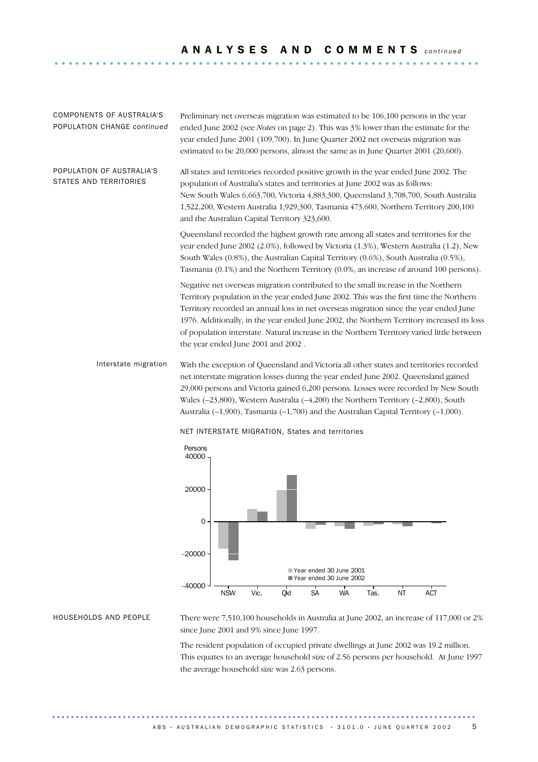## COMPONENTS OF AUSTRALIA'S POPULATION CHANGE *continued*

Preliminary net overseas migration was estimated to be 106,100 persons in the year ended June 2002 (see *Notes* on page 2). This was 3% lower than the estimate for the year ended June 2001 (109,700). In June Quarter 2002 net overseas migration was estimated to be 20,000 persons, almost the same as in June Quarter 2001 (20,600).

## POPULATION OF AUSTRALIA'S STATES AND TERRITORIES

All states and territories recorded positive growth in the year ended June 2002. The population of Australia's states and territories at June 2002 was as follows: New South Wales 6,663,700, Victoria 4,883,300, Queensland 3,708,700, South Australia 1,522,200, Western Australia 1,929,300, Tasmania 473,600, Northern Territory 200,100 and the Australian Capital Territory 323,600.

Queensland recorded the highest growth rate among all states and territories for the year ended June 2002 (2.0%), followed by Victoria (1.3%), Western Australia (1.2), New South Wales (0.8%), the Australian Capital Territory (0.6%), South Australia (0.5%), Tasmania (0.1%) and the Northern Territory (0.0%, an increase of around 100 persons).

Negative net overseas migration contributed to the small increase in the Northern Territory population in the year ended June 2002. This was the first time the Northern Territory recorded an annual loss in net overseas migration since the year ended June 1976. Additionally, in the year ended June 2002, the Northern Territory increased its loss of population interstate. Natural increase in the Northern Territory varied little between the year ended June 2001 and 2002 .

### Interstate migration

With the exception of Queensland and Victoria all other states and territories recorded net interstate migration losses during the year ended June 2002. Queensland gained 29,000 persons and Victoria gained 6,200 persons. Losses were recorded by New South Wales (–23,800), Western Australia (–4,200) the Northern Territory (–2,800), South Australia (–1,900), Tasmania (–1,700) and the Australian Capital Territory (–1,000).

NET INTERSTATE MIGRATION, States and territories

## HOUSEHOLDS AND PEOPLE

There were 7,510,100 households in Australia at June 2002, an increase of 117,000 or 2% since June 2001 and 9% since June 1997.

The resident population of occupied private dwellings at June 2002 was 19.2 million. This equates to an average household size of 2.56 persons per household. At June 1997 the average household size was 2.63 persons.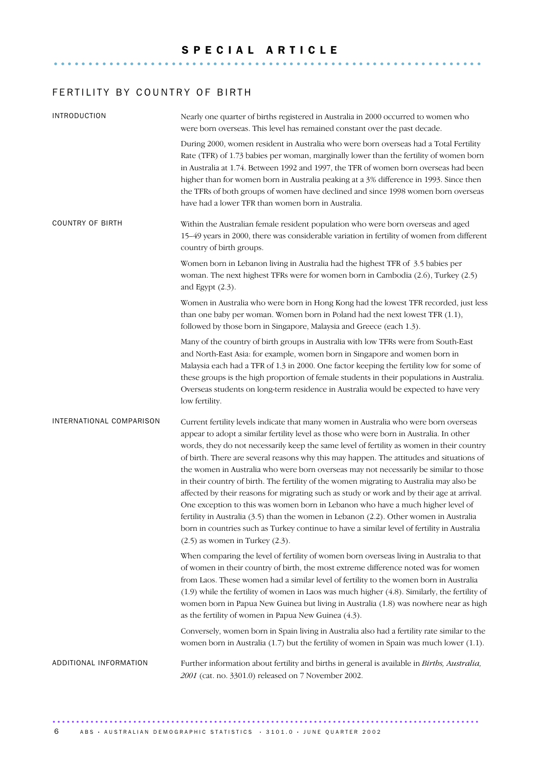# SPECIAL ARTICLE

## FERTILITY BY COUNTRY OF BIRTH

### INTRODUCTION

Nearly one quarter of births registered in Australia in 2000 occurred to women who were born overseas. This level has remained constant over the past decade.

During 2000, women resident in Australia who were born overseas had a Total Fertility Rate (TFR) of 1.73 babies per woman, marginally lower than the fertility of women born in Australia at 1.74. Between 1992 and 1997, the TFR of women born overseas had been higher than for women born in Australia peaking at a 3% difference in 1993. Since then the TFRs of both groups of women have declined and since 1998 women born overseas have had a lower TFR than women born in Australia.

### COUNTRY OF BIRTH

Within the Australian female resident population who were born overseas and aged 15–49 years in 2000, there was considerable variation in fertility of women from different country of birth groups.

Women born in Lebanon living in Australia had the highest TFR of 3.5 babies per woman. The next highest TFRs were for women born in Cambodia (2.6), Turkey (2.5) and Egypt (2.3).

Women in Australia who were born in Hong Kong had the lowest TFR recorded, just less than one baby per woman. Women born in Poland had the next lowest TFR (1.1), followed by those born in Singapore, Malaysia and Greece (each 1.3).

Many of the country of birth groups in Australia with low TFRs were from South-East and North-East Asia: for example, women born in Singapore and women born in Malaysia each had a TFR of 1.3 in 2000. One factor keeping the fertility low for some of these groups is the high proportion of female students in their populations in Australia. Overseas students on long-term residence in Australia would be expected to have very low fertility.

### INTERNATIONAL COMPARISON

Current fertility levels indicate that many women in Australia who were born overseas appear to adopt a similar fertility level as those who were born in Australia. In other words, they do not necessarily keep the same level of fertility as women in their country of birth. There are several reasons why this may happen. The attitudes and situations of the women in Australia who were born overseas may not necessarily be similar to those in their country of birth. The fertility of the women migrating to Australia may also be affected by their reasons for migrating such as study or work and by their age at arrival. One exception to this was women born in Lebanon who have a much higher level of fertility in Australia (3.5) than the women in Lebanon (2.2). Other women in Australia born in countries such as Turkey continue to have a similar level of fertility in Australia (2.5) as women in Turkey (2.3).

When comparing the level of fertility of women born overseas living in Australia to that of women in their country of birth, the most extreme difference noted was for women from Laos. These women had a similar level of fertility to the women born in Australia (1.9) while the fertility of women in Laos was much higher (4.8). Similarly, the fertility of women born in Papua New Guinea but living in Australia (1.8) was nowhere near as high as the fertility of women in Papua New Guinea (4.3).

Conversely, women born in Spain living in Australia also had a fertility rate similar to the women born in Australia (1.7) but the fertility of women in Spain was much lower (1.1).

### ADDITIONAL INFORMATION

Further information about fertility and births in general is available in *Births, Australia, 2001* (cat. no. 3301.0) released on 7 November 2002.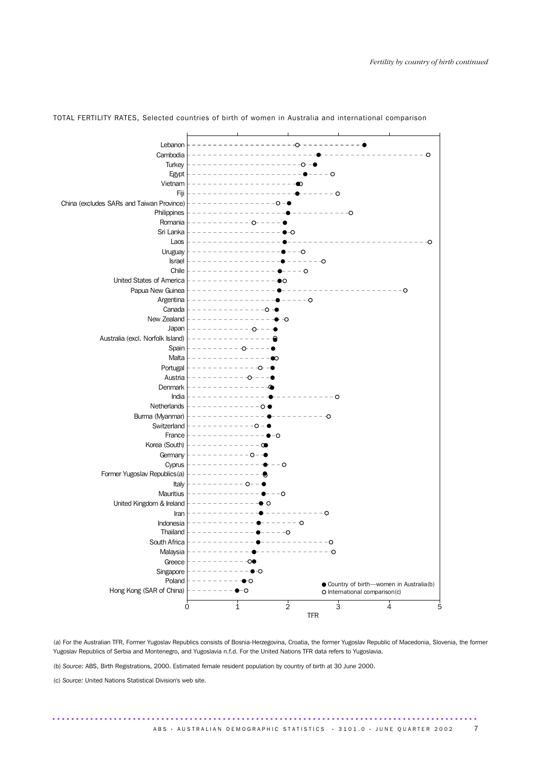TOTAL FERTILITY RATES, Selected countries of birth of women in Australia and international comparison

Lebanon
Cambodia
Turkey
Egypt
Vietnam
Fiji
China (excludes SARs and Taiwan Province)
Philippines
Romania
Sri Lanka
Laos
Uruguay
Israel
Chile
United States of America
Papua New Guinea
Argentina
Canada
New Zealand
Japan
Australia (excl. Norfolk Island)
Spain
Malta
Portugal
Austria
Denmark
India
Netherlands
Burma (Myanmar)
Switzerland
France
Korea (South)
Germany
Cyprus
Former Yugoslav Republics(a)
Italy
Mauritius
United Kingdom & Ireland
Iran
Indonesia
Thailand
South Africa
Malaysia
Greece
Singapore
Poland
Hong Kong (SAR of China)

0 1 2 3 4 5

TFR

● Country of birth—women in Australia(b)
○ International comparison(c)

(a) For the Australian TFR, Former Yugoslav Republics consists of Bosnia-Herzegovina, Croatia, the former Yugoslav Republic of Macedonia, Slovenia, the former Yugoslav Republics of Serbia and Montenegro, and Yugoslavia n.f.d. For the United Nations TFR data refers to Yugoslavia.

(b) *Source:* ABS, Birth Registrations, 2000. Estimated female resident population by country of birth at 30 June 2000.

(c) *Source:* United Nations Statistical Division's web site.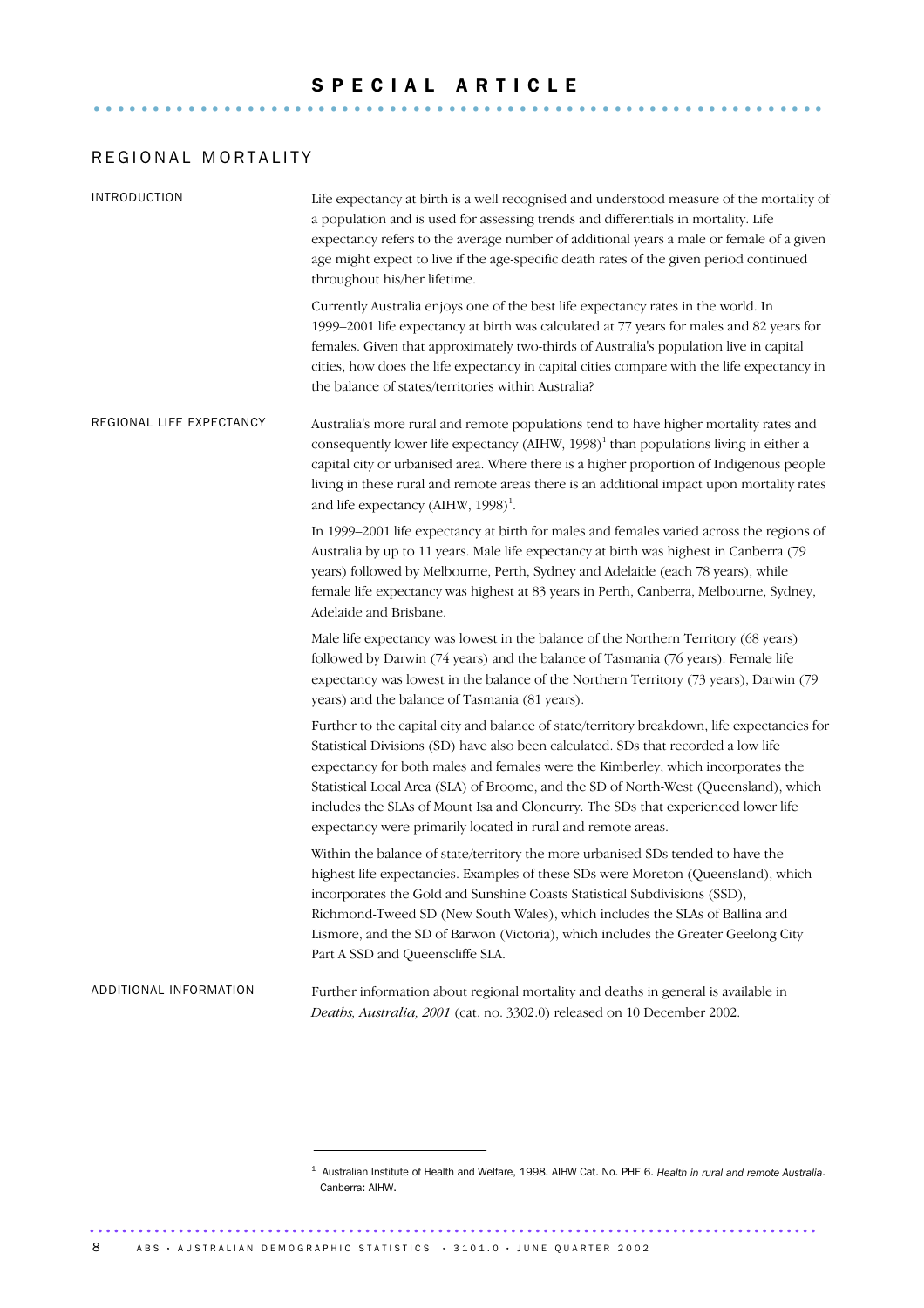# SPECIAL ARTICLE

## REGIONAL MORTALITY

### INTRODUCTION

Life expectancy at birth is a well recognised and understood measure of the mortality of a population and is used for assessing trends and differentials in mortality. Life expectancy refers to the average number of additional years a male or female of a given age might expect to live if the age-specific death rates of the given period continued throughout his/her lifetime.

Currently Australia enjoys one of the best life expectancy rates in the world. In 1999–2001 life expectancy at birth was calculated at 77 years for males and 82 years for females. Given that approximately two-thirds of Australia's population live in capital cities, how does the life expectancy in capital cities compare with the life expectancy in the balance of states/territories within Australia?

### REGIONAL LIFE EXPECTANCY

Australia's more rural and remote populations tend to have higher mortality rates and consequently lower life expectancy (AIHW, 1998)[1] than populations living in either a capital city or urbanised area. Where there is a higher proportion of Indigenous people living in these rural and remote areas there is an additional impact upon mortality rates and life expectancy (AIHW, 1998)[1].

In 1999–2001 life expectancy at birth for males and females varied across the regions of Australia by up to 11 years. Male life expectancy at birth was highest in Canberra (79 years) followed by Melbourne, Perth, Sydney and Adelaide (each 78 years), while female life expectancy was highest at 83 years in Perth, Canberra, Melbourne, Sydney, Adelaide and Brisbane.

Male life expectancy was lowest in the balance of the Northern Territory (68 years) followed by Darwin (74 years) and the balance of Tasmania (76 years). Female life expectancy was lowest in the balance of the Northern Territory (73 years), Darwin (79 years) and the balance of Tasmania (81 years).

Further to the capital city and balance of state/territory breakdown, life expectancies for Statistical Divisions (SD) have also been calculated. SDs that recorded a low life expectancy for both males and females were the Kimberley, which incorporates the Statistical Local Area (SLA) of Broome, and the SD of North-West (Queensland), which includes the SLAs of Mount Isa and Cloncurry. The SDs that experienced lower life expectancy were primarily located in rural and remote areas.

Within the balance of state/territory the more urbanised SDs tended to have the highest life expectancies. Examples of these SDs were Moreton (Queensland), which incorporates the Gold and Sunshine Coasts Statistical Subdivisions (SSD), Richmond-Tweed SD (New South Wales), which includes the SLAs of Ballina and Lismore, and the SD of Barwon (Victoria), which includes the Greater Geelong City Part A SSD and Queenscliffe SLA.

### ADDITIONAL INFORMATION

Further information about regional mortality and deaths in general is available in *Deaths, Australia, 2001* (cat. no. 3302.0) released on 10 December 2002.

---

[1] Australian Institute of Health and Welfare, 1998. AIHW Cat. No. PHE 6. *Health in rural and remote Australia*. Canberra: AIHW.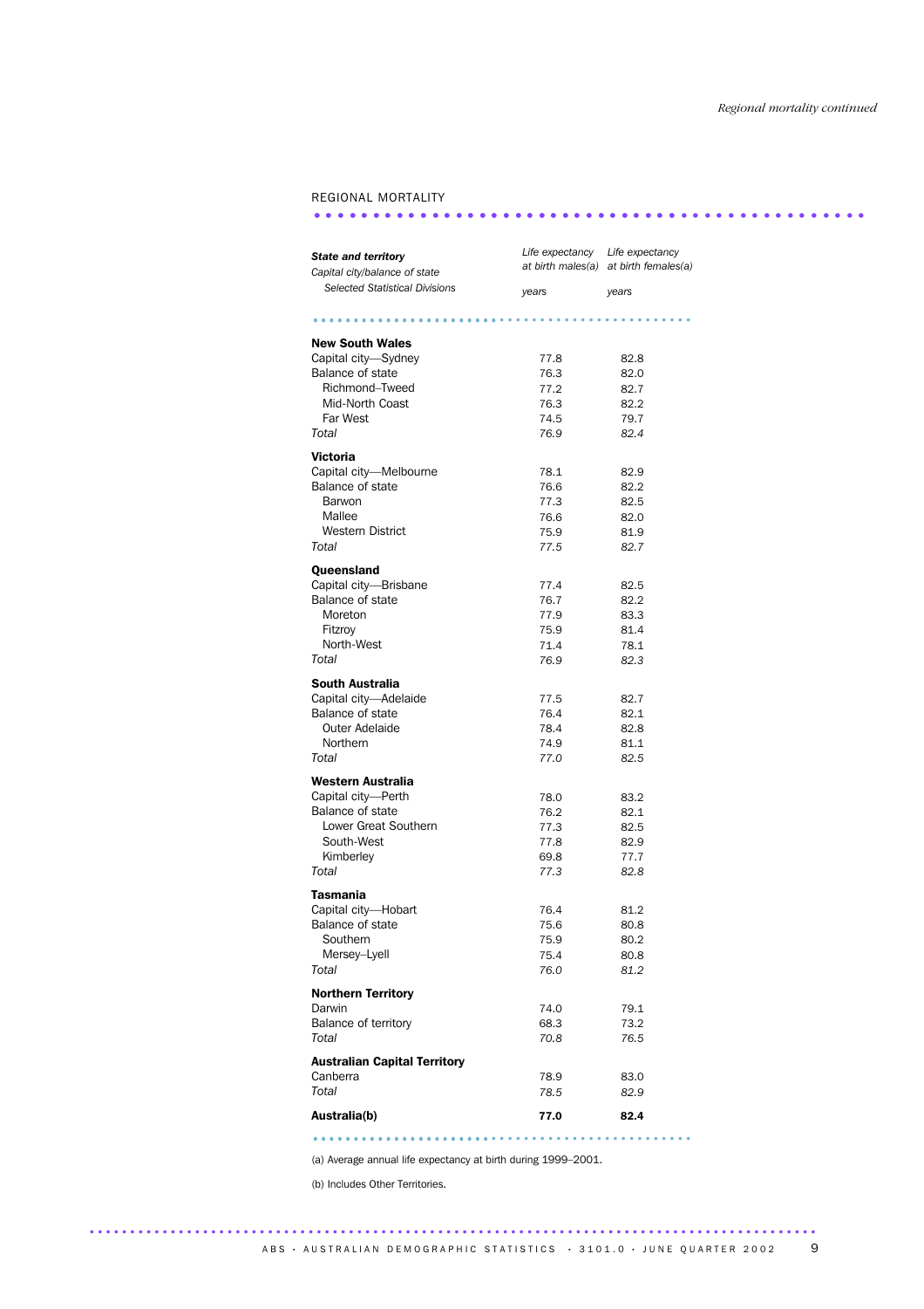*Regional mortality continued*

REGIONAL MORTALITY

| **State and territory** / *Capital city/balance of state* / *Selected Statistical Divisions* | *Life expectancy at birth males(a)* | *Life expectancy at birth females(a)* |
|---|---|---|
| | *years* | *years* |
| **New South Wales** | | |
| Capital city—Sydney | 77.8 | 82.8 |
| Balance of state | 76.3 | 82.0 |
| Richmond–Tweed | 77.2 | 82.7 |
| Mid-North Coast | 76.3 | 82.2 |
| Far West | 74.5 | 79.7 |
| *Total* | *76.9* | *82.4* |
| **Victoria** | | |
| Capital city—Melbourne | 78.1 | 82.9 |
| Balance of state | 76.6 | 82.2 |
| Barwon | 77.3 | 82.5 |
| Mallee | 76.6 | 82.0 |
| Western District | 75.9 | 81.9 |
| *Total* | *77.5* | *82.7* |
| **Queensland** | | |
| Capital city—Brisbane | 77.4 | 82.5 |
| Balance of state | 76.7 | 82.2 |
| Moreton | 77.9 | 83.3 |
| Fitzroy | 75.9 | 81.4 |
| North-West | 71.4 | 78.1 |
| *Total* | *76.9* | *82.3* |
| **South Australia** | | |
| Capital city—Adelaide | 77.5 | 82.7 |
| Balance of state | 76.4 | 82.1 |
| Outer Adelaide | 78.4 | 82.8 |
| Northern | 74.9 | 81.1 |
| *Total* | *77.0* | *82.5* |
| **Western Australia** | | |
| Capital city—Perth | 78.0 | 83.2 |
| Balance of state | 76.2 | 82.1 |
| Lower Great Southern | 77.3 | 82.5 |
| South-West | 77.8 | 82.9 |
| Kimberley | 69.8 | 77.7 |
| *Total* | *77.3* | *82.8* |
| **Tasmania** | | |
| Capital city—Hobart | 76.4 | 81.2 |
| Balance of state | 75.6 | 80.8 |
| Southern | 75.9 | 80.2 |
| Mersey–Lyell | 75.4 | 80.8 |
| *Total* | *76.0* | *81.2* |
| **Northern Territory** | | |
| Darwin | 74.0 | 79.1 |
| Balance of territory | 68.3 | 73.2 |
| *Total* | *70.8* | *76.5* |
| **Australian Capital Territory** | | |
| Canberra | 78.9 | 83.0 |
| *Total* | *78.5* | *82.9* |
| **Australia(b)** | **77.0** | **82.4** |

(a) Average annual life expectancy at birth during 1999–2001.

(b) Includes Other Territories.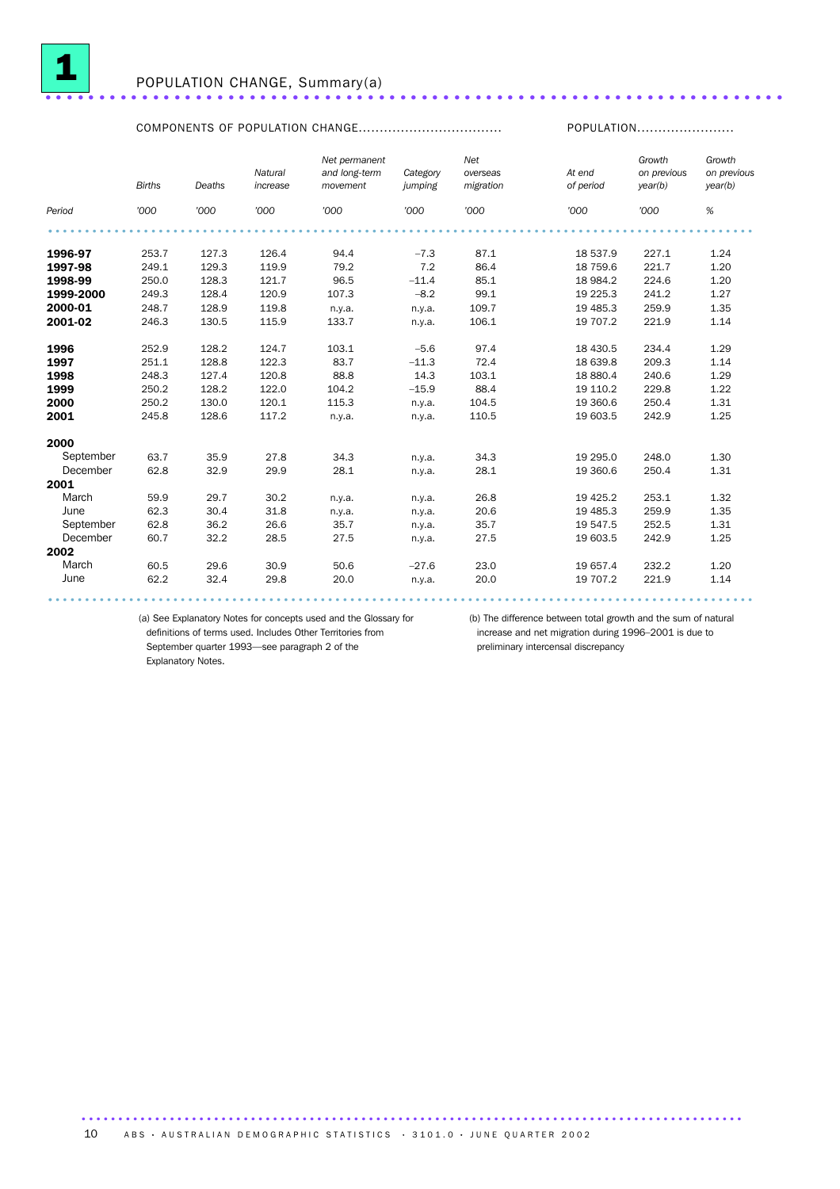# 1 POPULATION CHANGE, Summary(a)

| Period | COMPONENTS OF POPULATION CHANGE | | | | | | POPULATION | | |
|---|---|---|---|---|---|---|---|---|---|
| | *Births* | *Deaths* | *Natural increase* | *Net permanent and long-term movement* | *Category jumping* | *Net overseas migration* | *At end of period* | *Growth on previous year(b)* | *Growth on previous year(b)* |
| | '000 | '000 | '000 | '000 | '000 | '000 | '000 | '000 | % |
| **1996-97** | 253.7 | 127.3 | 126.4 | 94.4 | –7.3 | 87.1 | 18 537.9 | 227.1 | 1.24 |
| **1997-98** | 249.1 | 129.3 | 119.9 | 79.2 | 7.2 | 86.4 | 18 759.6 | 221.7 | 1.20 |
| **1998-99** | 250.0 | 128.3 | 121.7 | 96.5 | –11.4 | 85.1 | 18 984.2 | 224.6 | 1.20 |
| **1999-2000** | 249.3 | 128.4 | 120.9 | 107.3 | –8.2 | 99.1 | 19 225.3 | 241.2 | 1.27 |
| **2000-01** | 248.7 | 128.9 | 119.8 | n.y.a. | n.y.a. | 109.7 | 19 485.3 | 259.9 | 1.35 |
| **2001-02** | 246.3 | 130.5 | 115.9 | 133.7 | n.y.a. | 106.1 | 19 707.2 | 221.9 | 1.14 |
| **1996** | 252.9 | 128.2 | 124.7 | 103.1 | –5.6 | 97.4 | 18 430.5 | 234.4 | 1.29 |
| **1997** | 251.1 | 128.8 | 122.3 | 83.7 | –11.3 | 72.4 | 18 639.8 | 209.3 | 1.14 |
| **1998** | 248.3 | 127.4 | 120.8 | 88.8 | 14.3 | 103.1 | 18 880.4 | 240.6 | 1.29 |
| **1999** | 250.2 | 128.2 | 122.0 | 104.2 | –15.9 | 88.4 | 19 110.2 | 229.8 | 1.22 |
| **2000** | 250.2 | 130.0 | 120.1 | 115.3 | n.y.a. | 104.5 | 19 360.6 | 250.4 | 1.31 |
| **2001** | 245.8 | 128.6 | 117.2 | n.y.a. | n.y.a. | 110.5 | 19 603.5 | 242.9 | 1.25 |
| **2000** | | | | | | | | | |
| September | 63.7 | 35.9 | 27.8 | 34.3 | n.y.a. | 34.3 | 19 295.0 | 248.0 | 1.30 |
| December | 62.8 | 32.9 | 29.9 | 28.1 | n.y.a. | 28.1 | 19 360.6 | 250.4 | 1.31 |
| **2001** | | | | | | | | | |
| March | 59.9 | 29.7 | 30.2 | n.y.a. | n.y.a. | 26.8 | 19 425.2 | 253.1 | 1.32 |
| June | 62.3 | 30.4 | 31.8 | n.y.a. | n.y.a. | 20.6 | 19 485.3 | 259.9 | 1.35 |
| September | 62.8 | 36.2 | 26.6 | 35.7 | n.y.a. | 35.7 | 19 547.5 | 252.5 | 1.31 |
| December | 60.7 | 32.2 | 28.5 | 27.5 | n.y.a. | 27.5 | 19 603.5 | 242.9 | 1.25 |
| **2002** | | | | | | | | | |
| March | 60.5 | 29.6 | 30.9 | 50.6 | –27.6 | 23.0 | 19 657.4 | 232.2 | 1.20 |
| June | 62.2 | 32.4 | 29.8 | 20.0 | n.y.a. | 20.0 | 19 707.2 | 221.9 | 1.14 |

(a) See Explanatory Notes for concepts used and the Glossary for definitions of terms used. Includes Other Territories from September quarter 1993—see paragraph 2 of the Explanatory Notes.

(b) The difference between total growth and the sum of natural increase and net migration during 1996–2001 is due to preliminary intercensal discrepancy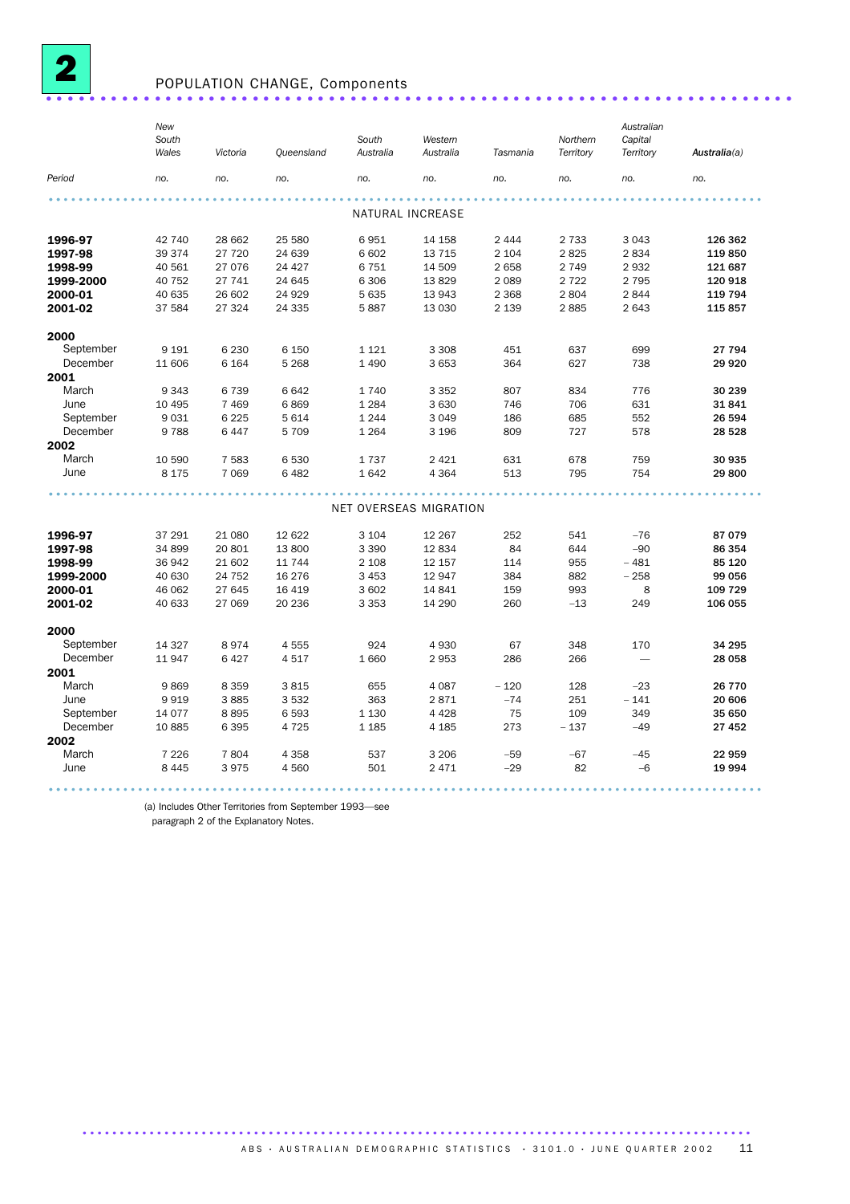# 2 POPULATION CHANGE, Components

| Period | New South Wales | Victoria | Queensland | South Australia | Western Australia | Tasmania | Northern Territory | Australian Capital Territory | Australia(a) |
|---|---|---|---|---|---|---|---|---|---|
| | no. | no. | no. | no. | no. | no. | no. | no. | no. |
| **NATURAL INCREASE** | | | | | | | | | |
| **1996-97** | 42 740 | 28 662 | 25 580 | 6 951 | 14 158 | 2 444 | 2 733 | 3 043 | **126 362** |
| **1997-98** | 39 374 | 27 720 | 24 639 | 6 602 | 13 715 | 2 104 | 2 825 | 2 834 | **119 850** |
| **1998-99** | 40 561 | 27 076 | 24 427 | 6 751 | 14 509 | 2 658 | 2 749 | 2 932 | **121 687** |
| **1999-2000** | 40 752 | 27 741 | 24 645 | 6 306 | 13 829 | 2 089 | 2 722 | 2 795 | **120 918** |
| **2000-01** | 40 635 | 26 602 | 24 929 | 5 635 | 13 943 | 2 368 | 2 804 | 2 844 | **119 794** |
| **2001-02** | 37 584 | 27 324 | 24 335 | 5 887 | 13 030 | 2 139 | 2 885 | 2 643 | **115 857** |
| **2000** | | | | | | | | | |
| September | 9 191 | 6 230 | 6 150 | 1 121 | 3 308 | 451 | 637 | 699 | **27 794** |
| December | 11 606 | 6 164 | 5 268 | 1 490 | 3 653 | 364 | 627 | 738 | **29 920** |
| **2001** | | | | | | | | | |
| March | 9 343 | 6 739 | 6 642 | 1 740 | 3 352 | 807 | 834 | 776 | **30 239** |
| June | 10 495 | 7 469 | 6 869 | 1 284 | 3 630 | 746 | 706 | 631 | **31 841** |
| September | 9 031 | 6 225 | 5 614 | 1 244 | 3 049 | 186 | 685 | 552 | **26 594** |
| December | 9 788 | 6 447 | 5 709 | 1 264 | 3 196 | 809 | 727 | 578 | **28 528** |
| **2002** | | | | | | | | | |
| March | 10 590 | 7 583 | 6 530 | 1 737 | 2 421 | 631 | 678 | 759 | **30 935** |
| June | 8 175 | 7 069 | 6 482 | 1 642 | 4 364 | 513 | 795 | 754 | **29 800** |
| **NET OVERSEAS MIGRATION** | | | | | | | | | |
| **1996-97** | 37 291 | 21 080 | 12 622 | 3 104 | 12 267 | 252 | 541 | –76 | **87 079** |
| **1997-98** | 34 899 | 20 801 | 13 800 | 3 390 | 12 834 | 84 | 644 | –90 | **86 354** |
| **1998-99** | 36 942 | 21 602 | 11 744 | 2 108 | 12 157 | 114 | 955 | – 481 | **85 120** |
| **1999-2000** | 40 630 | 24 752 | 16 276 | 3 453 | 12 947 | 384 | 882 | – 258 | **99 056** |
| **2000-01** | 46 062 | 27 645 | 16 419 | 3 602 | 14 841 | 159 | 993 | 8 | **109 729** |
| **2001-02** | 40 633 | 27 069 | 20 236 | 3 353 | 14 290 | 260 | –13 | 249 | **106 055** |
| **2000** | | | | | | | | | |
| September | 14 327 | 8 974 | 4 555 | 924 | 4 930 | 67 | 348 | 170 | **34 295** |
| December | 11 947 | 6 427 | 4 517 | 1 660 | 2 953 | 286 | 266 | — | **28 058** |
| **2001** | | | | | | | | | |
| March | 9 869 | 8 359 | 3 815 | 655 | 4 087 | – 120 | 128 | –23 | **26 770** |
| June | 9 919 | 3 885 | 3 532 | 363 | 2 871 | –74 | 251 | – 141 | **20 606** |
| September | 14 077 | 8 895 | 6 593 | 1 130 | 4 428 | 75 | 109 | 349 | **35 650** |
| December | 10 885 | 6 395 | 4 725 | 1 185 | 4 185 | 273 | – 137 | –49 | **27 452** |
| **2002** | | | | | | | | | |
| March | 7 226 | 7 804 | 4 358 | 537 | 3 206 | –59 | –67 | –45 | **22 959** |
| June | 8 445 | 3 975 | 4 560 | 501 | 2 471 | –29 | 82 | –6 | **19 994** |

(a) Includes Other Territories from September 1993—see paragraph 2 of the Explanatory Notes.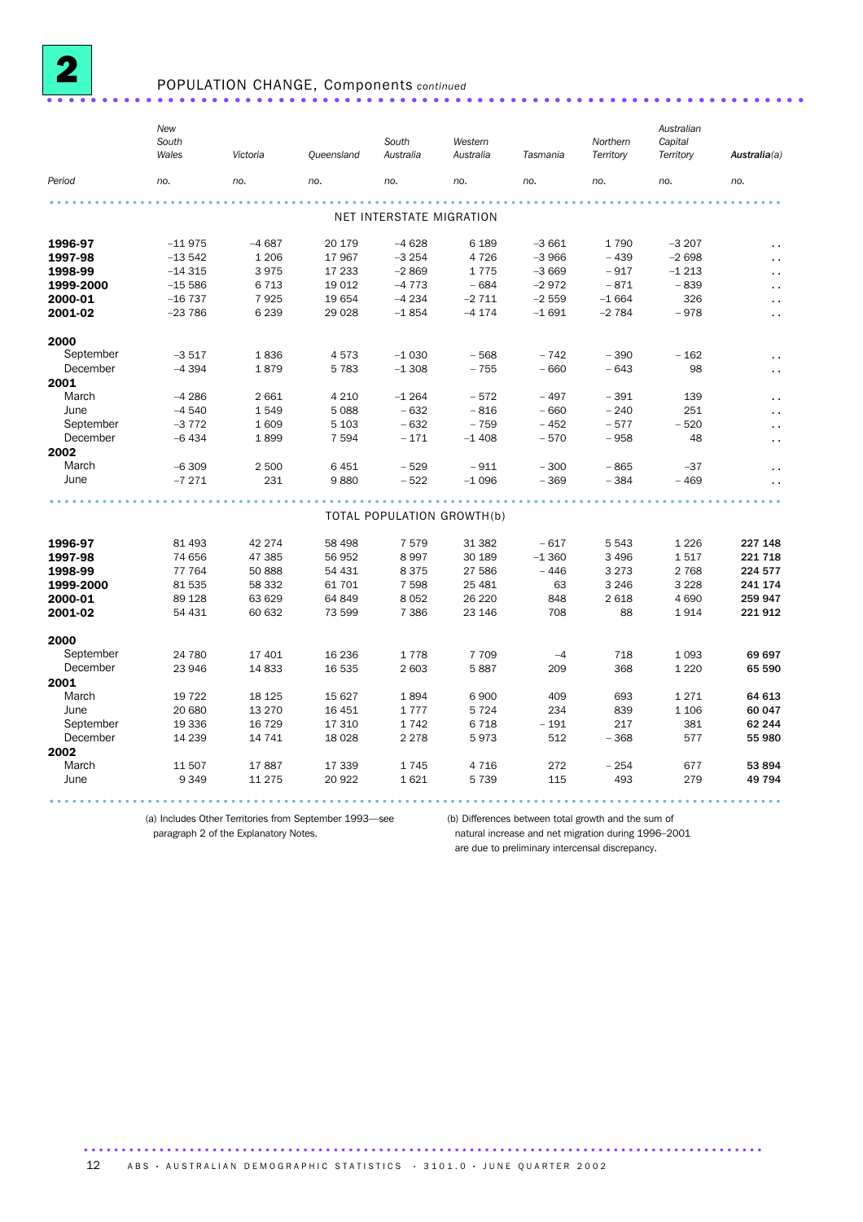# 2 POPULATION CHANGE, Components *continued*

| Period | New South Wales | Victoria | Queensland | South Australia | Western Australia | Tasmania | Northern Territory | Australian Capital Territory | Australia(a) |
|---|---|---|---|---|---|---|---|---|---|
| | no. | no. | no. | no. | no. | no. | no. | no. | no. |
| **NET INTERSTATE MIGRATION** | | | | | | | | | |
| **1996-97** | –11 975 | –4 687 | 20 179 | –4 628 | 6 189 | –3 661 | 1 790 | –3 207 | .. |
| **1997-98** | –13 542 | 1 206 | 17 967 | –3 254 | 4 726 | –3 966 | – 439 | –2 698 | .. |
| **1998-99** | –14 315 | 3 975 | 17 233 | –2 869 | 1 775 | –3 669 | – 917 | –1 213 | .. |
| **1999-2000** | –15 586 | 6 713 | 19 012 | –4 773 | – 684 | –2 972 | – 871 | – 839 | .. |
| **2000-01** | –16 737 | 7 925 | 19 654 | –4 234 | –2 711 | –2 559 | –1 664 | 326 | .. |
| **2001-02** | –23 786 | 6 239 | 29 028 | –1 854 | –4 174 | –1 691 | –2 784 | – 978 | .. |
| **2000** | | | | | | | | | |
| September | –3 517 | 1 836 | 4 573 | –1 030 | – 568 | – 742 | – 390 | – 162 | .. |
| December | –4 394 | 1 879 | 5 783 | –1 308 | – 755 | – 660 | – 643 | 98 | .. |
| **2001** | | | | | | | | | |
| March | –4 286 | 2 661 | 4 210 | –1 264 | – 572 | – 497 | – 391 | 139 | .. |
| June | –4 540 | 1 549 | 5 088 | – 632 | – 816 | – 660 | – 240 | 251 | .. |
| September | –3 772 | 1 609 | 5 103 | – 632 | – 759 | – 452 | – 577 | – 520 | .. |
| December | –6 434 | 1 899 | 7 594 | – 171 | –1 408 | – 570 | – 958 | 48 | .. |
| **2002** | | | | | | | | | |
| March | –6 309 | 2 500 | 6 451 | – 529 | – 911 | – 300 | – 865 | –37 | .. |
| June | –7 271 | 231 | 9 880 | – 522 | –1 096 | – 369 | – 384 | – 469 | .. |
| **TOTAL POPULATION GROWTH(b)** | | | | | | | | | |
| **1996-97** | 81 493 | 42 274 | 58 498 | 7 579 | 31 382 | – 617 | 5 543 | 1 226 | **227 148** |
| **1997-98** | 74 656 | 47 385 | 56 952 | 8 997 | 30 189 | –1 360 | 3 496 | 1 517 | **221 718** |
| **1998-99** | 77 764 | 50 888 | 54 431 | 8 375 | 27 586 | – 446 | 3 273 | 2 768 | **224 577** |
| **1999-2000** | 81 535 | 58 332 | 61 701 | 7 598 | 25 481 | 63 | 3 246 | 3 228 | **241 174** |
| **2000-01** | 89 128 | 63 629 | 64 849 | 8 052 | 26 220 | 848 | 2 618 | 4 690 | **259 947** |
| **2001-02** | 54 431 | 60 632 | 73 599 | 7 386 | 23 146 | 708 | 88 | 1 914 | **221 912** |
| **2000** | | | | | | | | | |
| September | 24 780 | 17 401 | 16 236 | 1 778 | 7 709 | –4 | 718 | 1 093 | **69 697** |
| December | 23 946 | 14 833 | 16 535 | 2 603 | 5 887 | 209 | 368 | 1 220 | **65 590** |
| **2001** | | | | | | | | | |
| March | 19 722 | 18 125 | 15 627 | 1 894 | 6 900 | 409 | 693 | 1 271 | **64 613** |
| June | 20 680 | 13 270 | 16 451 | 1 777 | 5 724 | 234 | 839 | 1 106 | **60 047** |
| September | 19 336 | 16 729 | 17 310 | 1 742 | 6 718 | – 191 | 217 | 381 | **62 244** |
| December | 14 239 | 14 741 | 18 028 | 2 278 | 5 973 | 512 | – 368 | 577 | **55 980** |
| **2002** | | | | | | | | | |
| March | 11 507 | 17 887 | 17 339 | 1 745 | 4 716 | 272 | – 254 | 677 | **53 894** |
| June | 9 349 | 11 275 | 20 922 | 1 621 | 5 739 | 115 | 493 | 279 | **49 794** |

(a) Includes Other Territories from September 1993—see paragraph 2 of the Explanatory Notes.

(b) Differences between total growth and the sum of natural increase and net migration during 1996–2001 are due to preliminary intercensal discrepancy.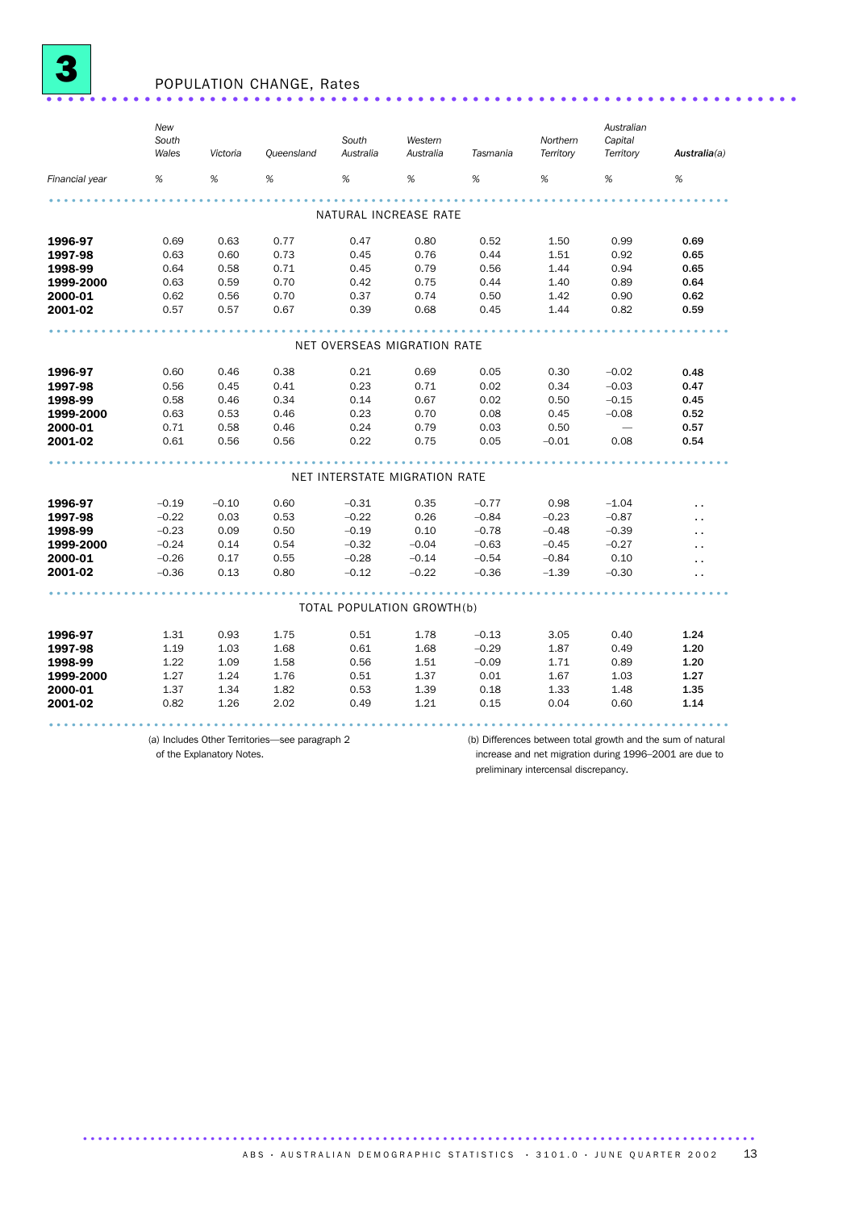# 3 POPULATION CHANGE, Rates

| Financial year | New South Wales % | Victoria % | Queensland % | South Australia % | Western Australia % | Tasmania % | Northern Territory % | Australian Capital Territory % | Australia(a) % |
|---|---|---|---|---|---|---|---|---|---|
| **NATURAL INCREASE RATE** | | | | | | | | | |
| **1996-97** | 0.69 | 0.63 | 0.77 | 0.47 | 0.80 | 0.52 | 1.50 | 0.99 | **0.69** |
| **1997-98** | 0.63 | 0.60 | 0.73 | 0.45 | 0.76 | 0.44 | 1.51 | 0.92 | **0.65** |
| **1998-99** | 0.64 | 0.58 | 0.71 | 0.45 | 0.79 | 0.56 | 1.44 | 0.94 | **0.65** |
| **1999-2000** | 0.63 | 0.59 | 0.70 | 0.42 | 0.75 | 0.44 | 1.40 | 0.89 | **0.64** |
| **2000-01** | 0.62 | 0.56 | 0.70 | 0.37 | 0.74 | 0.50 | 1.42 | 0.90 | **0.62** |
| **2001-02** | 0.57 | 0.57 | 0.67 | 0.39 | 0.68 | 0.45 | 1.44 | 0.82 | **0.59** |
| **NET OVERSEAS MIGRATION RATE** | | | | | | | | | |
| **1996-97** | 0.60 | 0.46 | 0.38 | 0.21 | 0.69 | 0.05 | 0.30 | −0.02 | **0.48** |
| **1997-98** | 0.56 | 0.45 | 0.41 | 0.23 | 0.71 | 0.02 | 0.34 | −0.03 | **0.47** |
| **1998-99** | 0.58 | 0.46 | 0.34 | 0.14 | 0.67 | 0.02 | 0.50 | −0.15 | **0.45** |
| **1999-2000** | 0.63 | 0.53 | 0.46 | 0.23 | 0.70 | 0.08 | 0.45 | −0.08 | **0.52** |
| **2000-01** | 0.71 | 0.58 | 0.46 | 0.24 | 0.79 | 0.03 | 0.50 | — | **0.57** |
| **2001-02** | 0.61 | 0.56 | 0.56 | 0.22 | 0.75 | 0.05 | −0.01 | 0.08 | **0.54** |
| **NET INTERSTATE MIGRATION RATE** | | | | | | | | | |
| **1996-97** | −0.19 | −0.10 | 0.60 | −0.31 | 0.35 | −0.77 | 0.98 | −1.04 | .. |
| **1997-98** | −0.22 | 0.03 | 0.53 | −0.22 | 0.26 | −0.84 | −0.23 | −0.87 | .. |
| **1998-99** | −0.23 | 0.09 | 0.50 | −0.19 | 0.10 | −0.78 | −0.48 | −0.39 | .. |
| **1999-2000** | −0.24 | 0.14 | 0.54 | −0.32 | −0.04 | −0.63 | −0.45 | −0.27 | .. |
| **2000-01** | −0.26 | 0.17 | 0.55 | −0.28 | −0.14 | −0.54 | −0.84 | 0.10 | .. |
| **2001-02** | −0.36 | 0.13 | 0.80 | −0.12 | −0.22 | −0.36 | −1.39 | −0.30 | .. |
| **TOTAL POPULATION GROWTH(b)** | | | | | | | | | |
| **1996-97** | 1.31 | 0.93 | 1.75 | 0.51 | 1.78 | −0.13 | 3.05 | 0.40 | **1.24** |
| **1997-98** | 1.19 | 1.03 | 1.68 | 0.61 | 1.68 | −0.29 | 1.87 | 0.49 | **1.20** |
| **1998-99** | 1.22 | 1.09 | 1.58 | 0.56 | 1.51 | −0.09 | 1.71 | 0.89 | **1.20** |
| **1999-2000** | 1.27 | 1.24 | 1.76 | 0.51 | 1.37 | 0.01 | 1.67 | 1.03 | **1.27** |
| **2000-01** | 1.37 | 1.34 | 1.82 | 0.53 | 1.39 | 0.18 | 1.33 | 1.48 | **1.35** |
| **2001-02** | 0.82 | 1.26 | 2.02 | 0.49 | 1.21 | 0.15 | 0.04 | 0.60 | **1.14** |

(a) Includes Other Territories—see paragraph 2 of the Explanatory Notes.

(b) Differences between total growth and the sum of natural increase and net migration during 1996–2001 are due to preliminary intercensal discrepancy.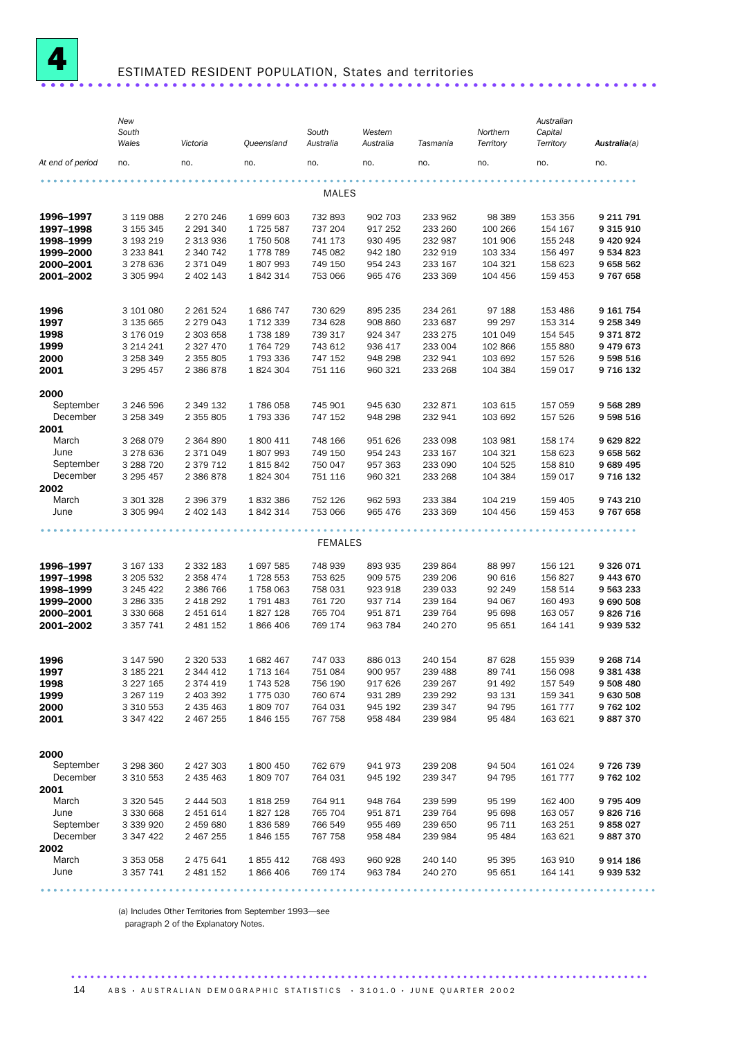# 4 ESTIMATED RESIDENT POPULATION, States and territories

| At end of period | New South Wales | Victoria | Queensland | South Australia | Western Australia | Tasmania | Northern Territory | Australian Capital Territory | **Australia(a)** |
|---|---|---|---|---|---|---|---|---|---|
| | no. | no. | no. | no. | no. | no. | no. | no. | no. |
| **MALES** | | | | | | | | | |
| **1996–1997** | 3 119 088 | 2 270 246 | 1 699 603 | 732 893 | 902 703 | 233 962 | 98 389 | 153 356 | **9 211 791** |
| **1997–1998** | 3 155 345 | 2 291 340 | 1 725 587 | 737 204 | 917 252 | 233 260 | 100 266 | 154 167 | **9 315 910** |
| **1998–1999** | 3 193 219 | 2 313 936 | 1 750 508 | 741 173 | 930 495 | 232 987 | 101 906 | 155 248 | **9 420 924** |
| **1999–2000** | 3 233 841 | 2 340 742 | 1 778 789 | 745 082 | 942 180 | 232 919 | 103 334 | 156 497 | **9 534 823** |
| **2000–2001** | 3 278 636 | 2 371 049 | 1 807 993 | 749 150 | 954 243 | 233 167 | 104 321 | 158 623 | **9 658 562** |
| **2001–2002** | 3 305 994 | 2 402 143 | 1 842 314 | 753 066 | 965 476 | 233 369 | 104 456 | 159 453 | **9 767 658** |
| **1996** | 3 101 080 | 2 261 524 | 1 686 747 | 730 629 | 895 235 | 234 261 | 97 188 | 153 486 | **9 161 754** |
| **1997** | 3 135 665 | 2 279 043 | 1 712 339 | 734 628 | 908 860 | 233 687 | 99 297 | 153 314 | **9 258 349** |
| **1998** | 3 176 019 | 2 303 658 | 1 738 189 | 739 317 | 924 347 | 233 275 | 101 049 | 154 545 | **9 371 872** |
| **1999** | 3 214 241 | 2 327 470 | 1 764 729 | 743 612 | 936 417 | 233 004 | 102 866 | 155 880 | **9 479 673** |
| **2000** | 3 258 349 | 2 355 805 | 1 793 336 | 747 152 | 948 298 | 232 941 | 103 692 | 157 526 | **9 598 516** |
| **2001** | 3 295 457 | 2 386 878 | 1 824 304 | 751 116 | 960 321 | 233 268 | 104 384 | 159 017 | **9 716 132** |
| **2000** | | | | | | | | | |
| September | 3 246 596 | 2 349 132 | 1 786 058 | 745 901 | 945 630 | 232 871 | 103 615 | 157 059 | **9 568 289** |
| December | 3 258 349 | 2 355 805 | 1 793 336 | 747 152 | 948 298 | 232 941 | 103 692 | 157 526 | **9 598 516** |
| **2001** | | | | | | | | | |
| March | 3 268 079 | 2 364 890 | 1 800 411 | 748 166 | 951 626 | 233 098 | 103 981 | 158 174 | **9 629 822** |
| June | 3 278 636 | 2 371 049 | 1 807 993 | 749 150 | 954 243 | 233 167 | 104 321 | 158 623 | **9 658 562** |
| September | 3 288 720 | 2 379 712 | 1 815 842 | 750 047 | 957 363 | 233 090 | 104 525 | 158 810 | **9 689 495** |
| December | 3 295 457 | 2 386 878 | 1 824 304 | 751 116 | 960 321 | 233 268 | 104 384 | 159 017 | **9 716 132** |
| **2002** | | | | | | | | | |
| March | 3 301 328 | 2 396 379 | 1 832 386 | 752 126 | 962 593 | 233 384 | 104 219 | 159 405 | **9 743 210** |
| June | 3 305 994 | 2 402 143 | 1 842 314 | 753 066 | 965 476 | 233 369 | 104 456 | 159 453 | **9 767 658** |
| **FEMALES** | | | | | | | | | |
| **1996–1997** | 3 167 133 | 2 332 183 | 1 697 585 | 748 939 | 893 935 | 239 864 | 88 997 | 156 121 | **9 326 071** |
| **1997–1998** | 3 205 532 | 2 358 474 | 1 728 553 | 753 625 | 909 575 | 239 206 | 90 616 | 156 827 | **9 443 670** |
| **1998–1999** | 3 245 422 | 2 386 766 | 1 758 063 | 758 031 | 923 918 | 239 033 | 92 249 | 158 514 | **9 563 233** |
| **1999–2000** | 3 286 335 | 2 418 292 | 1 791 483 | 761 720 | 937 714 | 239 164 | 94 067 | 160 493 | **9 690 508** |
| **2000–2001** | 3 330 668 | 2 451 614 | 1 827 128 | 765 704 | 951 871 | 239 764 | 95 698 | 163 057 | **9 826 716** |
| **2001–2002** | 3 357 741 | 2 481 152 | 1 866 406 | 769 174 | 963 784 | 240 270 | 95 651 | 164 141 | **9 939 532** |
| **1996** | 3 147 590 | 2 320 533 | 1 682 467 | 747 033 | 886 013 | 240 154 | 87 628 | 155 939 | **9 268 714** |
| **1997** | 3 185 221 | 2 344 412 | 1 713 164 | 751 084 | 900 957 | 239 488 | 89 741 | 156 098 | **9 381 438** |
| **1998** | 3 227 165 | 2 374 419 | 1 743 528 | 756 190 | 917 626 | 239 267 | 91 492 | 157 549 | **9 508 480** |
| **1999** | 3 267 119 | 2 403 392 | 1 775 030 | 760 674 | 931 289 | 239 292 | 93 131 | 159 341 | **9 630 508** |
| **2000** | 3 310 553 | 2 435 463 | 1 809 707 | 764 031 | 945 192 | 239 347 | 94 795 | 161 777 | **9 762 102** |
| **2001** | 3 347 422 | 2 467 255 | 1 846 155 | 767 758 | 958 484 | 239 984 | 95 484 | 163 621 | **9 887 370** |
| **2000** | | | | | | | | | |
| September | 3 298 360 | 2 427 303 | 1 800 450 | 762 679 | 941 973 | 239 208 | 94 504 | 161 024 | **9 726 739** |
| December | 3 310 553 | 2 435 463 | 1 809 707 | 764 031 | 945 192 | 239 347 | 94 795 | 161 777 | **9 762 102** |
| **2001** | | | | | | | | | |
| March | 3 320 545 | 2 444 503 | 1 818 259 | 764 911 | 948 764 | 239 599 | 95 199 | 162 400 | **9 795 409** |
| June | 3 330 668 | 2 451 614 | 1 827 128 | 765 704 | 951 871 | 239 764 | 95 698 | 163 057 | **9 826 716** |
| September | 3 339 920 | 2 459 680 | 1 836 589 | 766 549 | 955 469 | 239 650 | 95 711 | 163 251 | **9 858 027** |
| December | 3 347 422 | 2 467 255 | 1 846 155 | 767 758 | 958 484 | 239 984 | 95 484 | 163 621 | **9 887 370** |
| **2002** | | | | | | | | | |
| March | 3 353 058 | 2 475 641 | 1 855 412 | 768 493 | 960 928 | 240 140 | 95 395 | 163 910 | **9 914 186** |
| June | 3 357 741 | 2 481 152 | 1 866 406 | 769 174 | 963 784 | 240 270 | 95 651 | 164 141 | **9 939 532** |

(a) Includes Other Territories from September 1993—see paragraph 2 of the Explanatory Notes.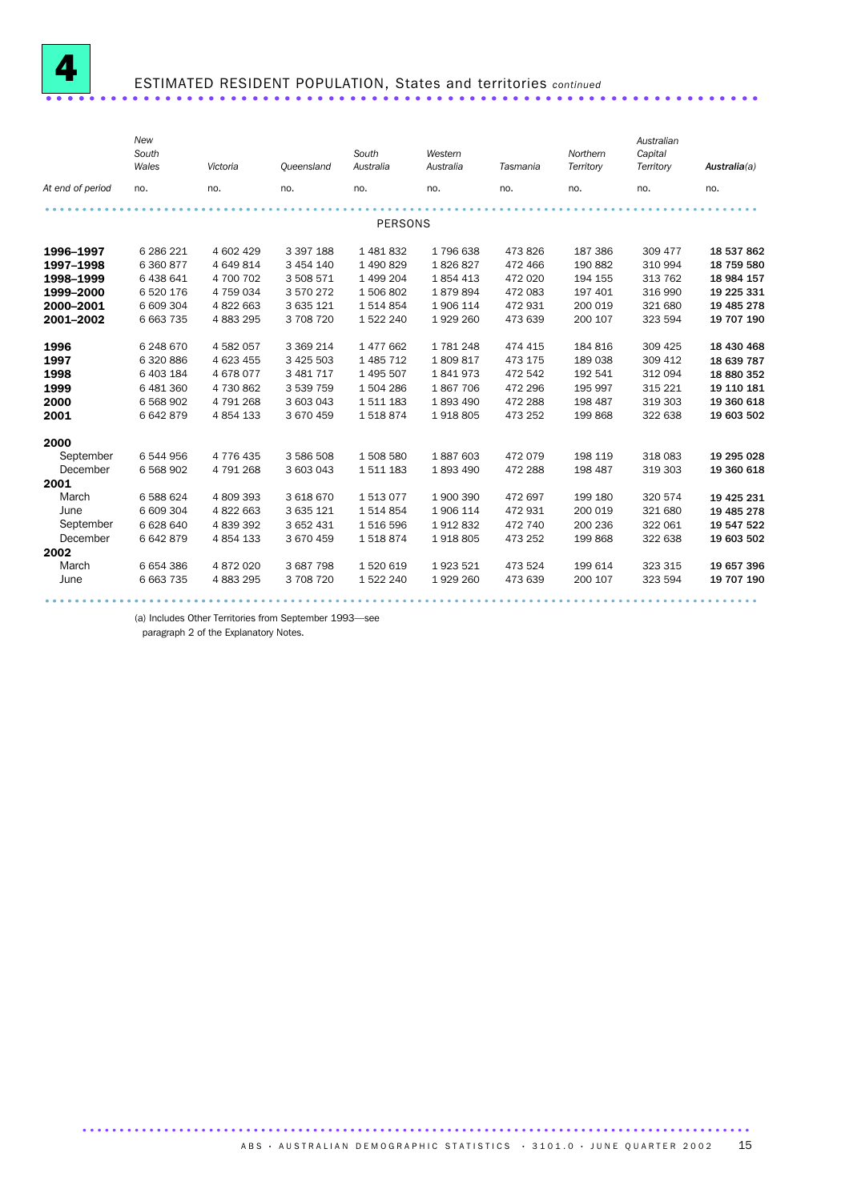# 4 ESTIMATED RESIDENT POPULATION, States and territories *continued*

| At end of period | New South Wales | Victoria | Queensland | South Australia | Western Australia | Tasmania | Northern Territory | Australian Capital Territory | Australia(a) |
|---|---|---|---|---|---|---|---|---|---|
| | no. | no. | no. | no. | no. | no. | no. | no. | no. |
| | | | | PERSONS | | | | | |
| **1996–1997** | 6 286 221 | 4 602 429 | 3 397 188 | 1 481 832 | 1 796 638 | 473 826 | 187 386 | 309 477 | **18 537 862** |
| **1997–1998** | 6 360 877 | 4 649 814 | 3 454 140 | 1 490 829 | 1 826 827 | 472 466 | 190 882 | 310 994 | **18 759 580** |
| **1998–1999** | 6 438 641 | 4 700 702 | 3 508 571 | 1 499 204 | 1 854 413 | 472 020 | 194 155 | 313 762 | **18 984 157** |
| **1999–2000** | 6 520 176 | 4 759 034 | 3 570 272 | 1 506 802 | 1 879 894 | 472 083 | 197 401 | 316 990 | **19 225 331** |
| **2000–2001** | 6 609 304 | 4 822 663 | 3 635 121 | 1 514 854 | 1 906 114 | 472 931 | 200 019 | 321 680 | **19 485 278** |
| **2001–2002** | 6 663 735 | 4 883 295 | 3 708 720 | 1 522 240 | 1 929 260 | 473 639 | 200 107 | 323 594 | **19 707 190** |
| **1996** | 6 248 670 | 4 582 057 | 3 369 214 | 1 477 662 | 1 781 248 | 474 415 | 184 816 | 309 425 | **18 430 468** |
| **1997** | 6 320 886 | 4 623 455 | 3 425 503 | 1 485 712 | 1 809 817 | 473 175 | 189 038 | 309 412 | **18 639 787** |
| **1998** | 6 403 184 | 4 678 077 | 3 481 717 | 1 495 507 | 1 841 973 | 472 542 | 192 541 | 312 094 | **18 880 352** |
| **1999** | 6 481 360 | 4 730 862 | 3 539 759 | 1 504 286 | 1 867 706 | 472 296 | 195 997 | 315 221 | **19 110 181** |
| **2000** | 6 568 902 | 4 791 268 | 3 603 043 | 1 511 183 | 1 893 490 | 472 288 | 198 487 | 319 303 | **19 360 618** |
| **2001** | 6 642 879 | 4 854 133 | 3 670 459 | 1 518 874 | 1 918 805 | 473 252 | 199 868 | 322 638 | **19 603 502** |
| **2000** | | | | | | | | | |
| September | 6 544 956 | 4 776 435 | 3 586 508 | 1 508 580 | 1 887 603 | 472 079 | 198 119 | 318 083 | **19 295 028** |
| December | 6 568 902 | 4 791 268 | 3 603 043 | 1 511 183 | 1 893 490 | 472 288 | 198 487 | 319 303 | **19 360 618** |
| **2001** | | | | | | | | | |
| March | 6 588 624 | 4 809 393 | 3 618 670 | 1 513 077 | 1 900 390 | 472 697 | 199 180 | 320 574 | **19 425 231** |
| June | 6 609 304 | 4 822 663 | 3 635 121 | 1 514 854 | 1 906 114 | 472 931 | 200 019 | 321 680 | **19 485 278** |
| September | 6 628 640 | 4 839 392 | 3 652 431 | 1 516 596 | 1 912 832 | 472 740 | 200 236 | 322 061 | **19 547 522** |
| December | 6 642 879 | 4 854 133 | 3 670 459 | 1 518 874 | 1 918 805 | 473 252 | 199 868 | 322 638 | **19 603 502** |
| **2002** | | | | | | | | | |
| March | 6 654 386 | 4 872 020 | 3 687 798 | 1 520 619 | 1 923 521 | 473 524 | 199 614 | 323 315 | **19 657 396** |
| June | 6 663 735 | 4 883 295 | 3 708 720 | 1 522 240 | 1 929 260 | 473 639 | 200 107 | 323 594 | **19 707 190** |

(a) Includes Other Territories from September 1993—see paragraph 2 of the Explanatory Notes.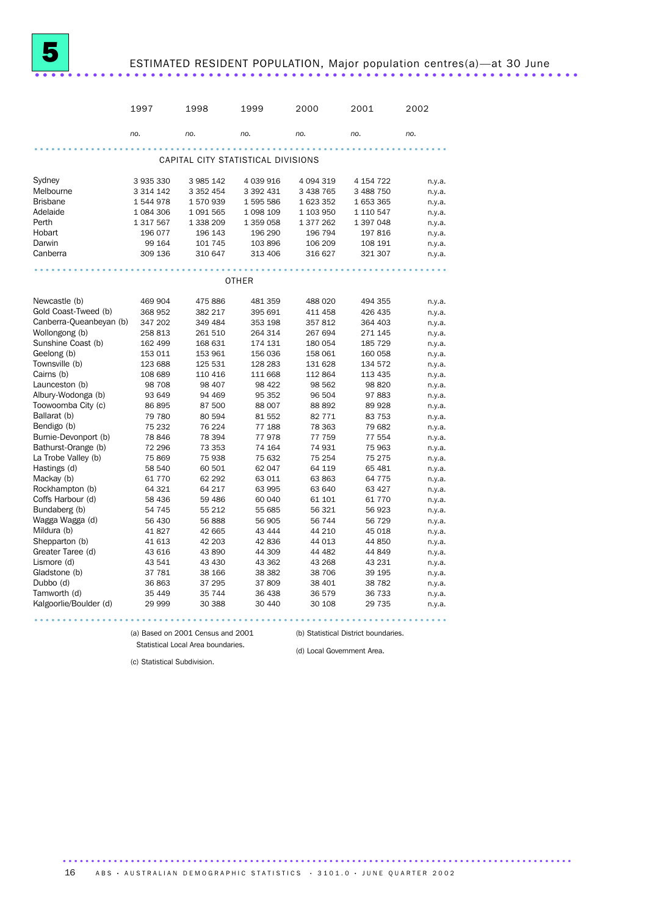# 5 ESTIMATED RESIDENT POPULATION, Major population centres(a)—at 30 June

| | 1997 | 1998 | 1999 | 2000 | 2001 | 2002 |
|---|---|---|---|---|---|---|
| | *no.* | *no.* | *no.* | *no.* | *no.* | *no.* |
| **CAPITAL CITY STATISTICAL DIVISIONS** | | | | | | |
| Sydney | 3 935 330 | 3 985 142 | 4 039 916 | 4 094 319 | 4 154 722 | n.y.a. |
| Melbourne | 3 314 142 | 3 352 454 | 3 392 431 | 3 438 765 | 3 488 750 | n.y.a. |
| Brisbane | 1 544 978 | 1 570 939 | 1 595 586 | 1 623 352 | 1 653 365 | n.y.a. |
| Adelaide | 1 084 306 | 1 091 565 | 1 098 109 | 1 103 950 | 1 110 547 | n.y.a. |
| Perth | 1 317 567 | 1 338 209 | 1 359 058 | 1 377 262 | 1 397 048 | n.y.a. |
| Hobart | 196 077 | 196 143 | 196 290 | 196 794 | 197 816 | n.y.a. |
| Darwin | 99 164 | 101 745 | 103 896 | 106 209 | 108 191 | n.y.a. |
| Canberra | 309 136 | 310 647 | 313 406 | 316 627 | 321 307 | n.y.a. |
| **OTHER** | | | | | | |
| Newcastle (b) | 469 904 | 475 886 | 481 359 | 488 020 | 494 355 | n.y.a. |
| Gold Coast-Tweed (b) | 368 952 | 382 217 | 395 691 | 411 458 | 426 435 | n.y.a. |
| Canberra-Queanbeyan (b) | 347 202 | 349 484 | 353 198 | 357 812 | 364 403 | n.y.a. |
| Wollongong (b) | 258 813 | 261 510 | 264 314 | 267 694 | 271 145 | n.y.a. |
| Sunshine Coast (b) | 162 499 | 168 631 | 174 131 | 180 054 | 185 729 | n.y.a. |
| Geelong (b) | 153 011 | 153 961 | 156 036 | 158 061 | 160 058 | n.y.a. |
| Townsville (b) | 123 688 | 125 531 | 128 283 | 131 628 | 134 572 | n.y.a. |
| Cairns (b) | 108 689 | 110 416 | 111 668 | 112 864 | 113 435 | n.y.a. |
| Launceston (b) | 98 708 | 98 407 | 98 422 | 98 562 | 98 820 | n.y.a. |
| Albury-Wodonga (b) | 93 649 | 94 469 | 95 352 | 96 504 | 97 883 | n.y.a. |
| Toowoomba City (c) | 86 895 | 87 500 | 88 007 | 88 892 | 89 928 | n.y.a. |
| Ballarat (b) | 79 780 | 80 594 | 81 552 | 82 771 | 83 753 | n.y.a. |
| Bendigo (b) | 75 232 | 76 224 | 77 188 | 78 363 | 79 682 | n.y.a. |
| Burnie-Devonport (b) | 78 846 | 78 394 | 77 978 | 77 759 | 77 554 | n.y.a. |
| Bathurst-Orange (b) | 72 296 | 73 353 | 74 164 | 74 931 | 75 963 | n.y.a. |
| La Trobe Valley (b) | 75 869 | 75 938 | 75 632 | 75 254 | 75 275 | n.y.a. |
| Hastings (d) | 58 540 | 60 501 | 62 047 | 64 119 | 65 481 | n.y.a. |
| Mackay (b) | 61 770 | 62 292 | 63 011 | 63 863 | 64 775 | n.y.a. |
| Rockhampton (b) | 64 321 | 64 217 | 63 995 | 63 640 | 63 427 | n.y.a. |
| Coffs Harbour (d) | 58 436 | 59 486 | 60 040 | 61 101 | 61 770 | n.y.a. |
| Bundaberg (b) | 54 745 | 55 212 | 55 685 | 56 321 | 56 923 | n.y.a. |
| Wagga Wagga (d) | 56 430 | 56 888 | 56 905 | 56 744 | 56 729 | n.y.a. |
| Mildura (b) | 41 827 | 42 665 | 43 444 | 44 210 | 45 018 | n.y.a. |
| Shepparton (b) | 41 613 | 42 203 | 42 836 | 44 013 | 44 850 | n.y.a. |
| Greater Taree (d) | 43 616 | 43 890 | 44 309 | 44 482 | 44 849 | n.y.a. |
| Lismore (d) | 43 541 | 43 430 | 43 362 | 43 268 | 43 231 | n.y.a. |
| Gladstone (b) | 37 781 | 38 166 | 38 382 | 38 706 | 39 195 | n.y.a. |
| Dubbo (d) | 36 863 | 37 295 | 37 809 | 38 401 | 38 782 | n.y.a. |
| Tamworth (d) | 35 449 | 35 744 | 36 438 | 36 579 | 36 733 | n.y.a. |
| Kalgoorlie/Boulder (d) | 29 999 | 30 388 | 30 440 | 30 108 | 29 735 | n.y.a. |

(a) Based on 2001 Census and 2001 Statistical Local Area boundaries.

(b) Statistical District boundaries.

(c) Statistical Subdivision.

(d) Local Government Area.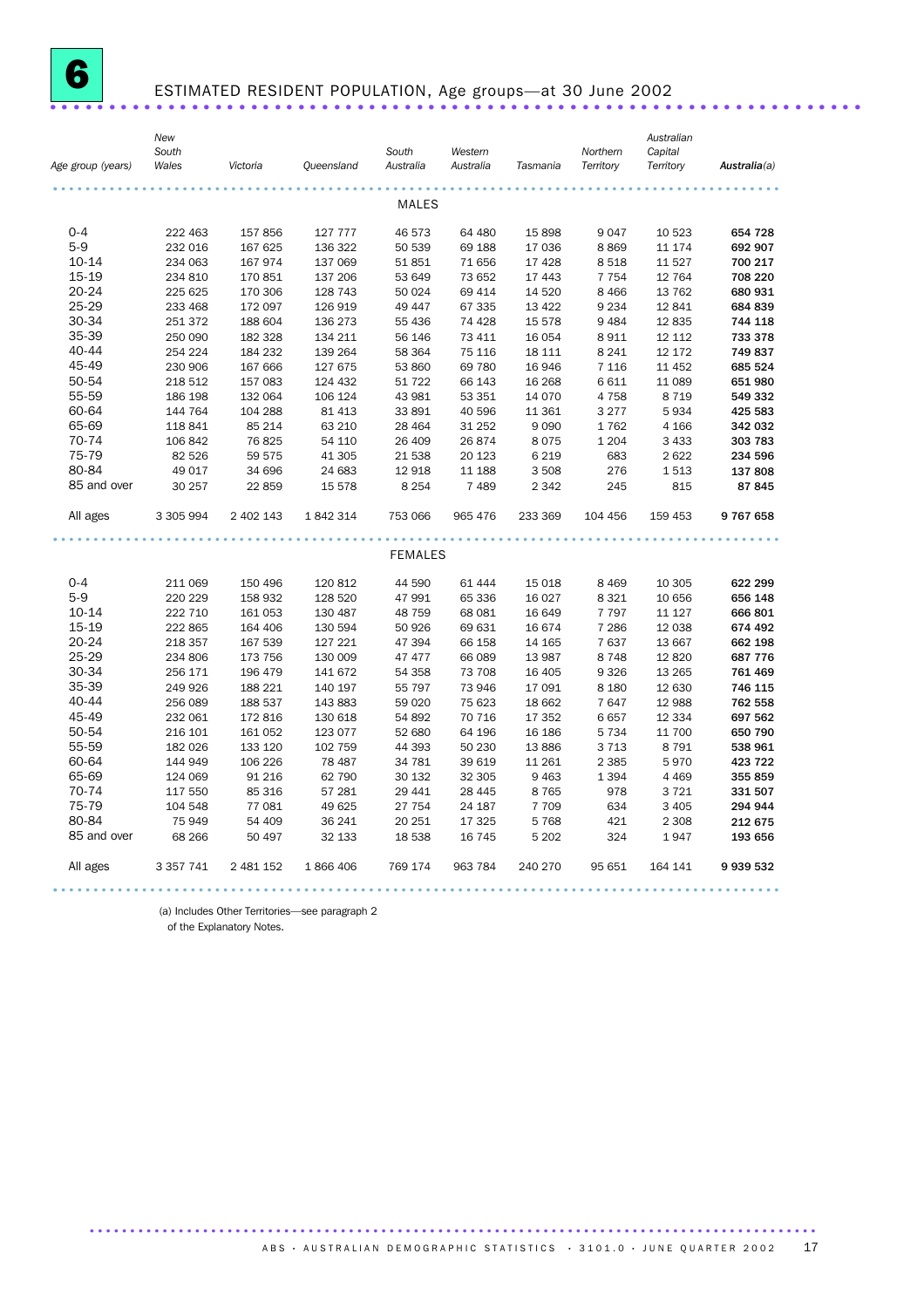# 6 ESTIMATED RESIDENT POPULATION, Age groups—at 30 June 2002

| Age group (years) | New South Wales | Victoria | Queensland | South Australia | Western Australia | Tasmania | Northern Territory | Australian Capital Territory | **Australia(a)** |
|---|---|---|---|---|---|---|---|---|---|
| | | | | **MALES** | | | | | |
| 0-4 | 222 463 | 157 856 | 127 777 | 46 573 | 64 480 | 15 898 | 9 047 | 10 523 | **654 728** |
| 5-9 | 232 016 | 167 625 | 136 322 | 50 539 | 69 188 | 17 036 | 8 869 | 11 174 | **692 907** |
| 10-14 | 234 063 | 167 974 | 137 069 | 51 851 | 71 656 | 17 428 | 8 518 | 11 527 | **700 217** |
| 15-19 | 234 810 | 170 851 | 137 206 | 53 649 | 73 652 | 17 443 | 7 754 | 12 764 | **708 220** |
| 20-24 | 225 625 | 170 306 | 128 743 | 50 024 | 69 414 | 14 520 | 8 466 | 13 762 | **680 931** |
| 25-29 | 233 468 | 172 097 | 126 919 | 49 447 | 67 335 | 13 422 | 9 234 | 12 841 | **684 839** |
| 30-34 | 251 372 | 188 604 | 136 273 | 55 436 | 74 428 | 15 578 | 9 484 | 12 835 | **744 118** |
| 35-39 | 250 090 | 182 328 | 134 211 | 56 146 | 73 411 | 16 054 | 8 911 | 12 112 | **733 378** |
| 40-44 | 254 224 | 184 232 | 139 264 | 58 364 | 75 116 | 18 111 | 8 241 | 12 172 | **749 837** |
| 45-49 | 230 906 | 167 666 | 127 675 | 53 860 | 69 780 | 16 946 | 7 116 | 11 452 | **685 524** |
| 50-54 | 218 512 | 157 083 | 124 432 | 51 722 | 66 143 | 16 268 | 6 611 | 11 089 | **651 980** |
| 55-59 | 186 198 | 132 064 | 106 124 | 43 981 | 53 351 | 14 070 | 4 758 | 8 719 | **549 332** |
| 60-64 | 144 764 | 104 288 | 81 413 | 33 891 | 40 596 | 11 361 | 3 277 | 5 934 | **425 583** |
| 65-69 | 118 841 | 85 214 | 63 210 | 28 464 | 31 252 | 9 090 | 1 762 | 4 166 | **342 032** |
| 70-74 | 106 842 | 76 825 | 54 110 | 26 409 | 26 874 | 8 075 | 1 204 | 3 433 | **303 783** |
| 75-79 | 82 526 | 59 575 | 41 305 | 21 538 | 20 123 | 6 219 | 683 | 2 622 | **234 596** |
| 80-84 | 49 017 | 34 696 | 24 683 | 12 918 | 11 188 | 3 508 | 276 | 1 513 | **137 808** |
| 85 and over | 30 257 | 22 859 | 15 578 | 8 254 | 7 489 | 2 342 | 245 | 815 | **87 845** |
| All ages | 3 305 994 | 2 402 143 | 1 842 314 | 753 066 | 965 476 | 233 369 | 104 456 | 159 453 | **9 767 658** |
| | | | | **FEMALES** | | | | | |
| 0-4 | 211 069 | 150 496 | 120 812 | 44 590 | 61 444 | 15 018 | 8 469 | 10 305 | **622 299** |
| 5-9 | 220 229 | 158 932 | 128 520 | 47 991 | 65 336 | 16 027 | 8 321 | 10 656 | **656 148** |
| 10-14 | 222 710 | 161 053 | 130 487 | 48 759 | 68 081 | 16 649 | 7 797 | 11 127 | **666 801** |
| 15-19 | 222 865 | 164 406 | 130 594 | 50 926 | 69 631 | 16 674 | 7 286 | 12 038 | **674 492** |
| 20-24 | 218 357 | 167 539 | 127 221 | 47 394 | 66 158 | 14 165 | 7 637 | 13 667 | **662 198** |
| 25-29 | 234 806 | 173 756 | 130 009 | 47 477 | 66 089 | 13 987 | 8 748 | 12 820 | **687 776** |
| 30-34 | 256 171 | 196 479 | 141 672 | 54 358 | 73 708 | 16 405 | 9 326 | 13 265 | **761 469** |
| 35-39 | 249 926 | 188 221 | 140 197 | 55 797 | 73 946 | 17 091 | 8 180 | 12 630 | **746 115** |
| 40-44 | 256 089 | 188 537 | 143 883 | 59 020 | 75 623 | 18 662 | 7 647 | 12 988 | **762 558** |
| 45-49 | 232 061 | 172 816 | 130 618 | 54 892 | 70 716 | 17 352 | 6 657 | 12 334 | **697 562** |
| 50-54 | 216 101 | 161 052 | 123 077 | 52 680 | 64 196 | 16 186 | 5 734 | 11 700 | **650 790** |
| 55-59 | 182 026 | 133 120 | 102 759 | 44 393 | 50 230 | 13 886 | 3 713 | 8 791 | **538 961** |
| 60-64 | 144 949 | 106 226 | 78 487 | 34 781 | 39 619 | 11 261 | 2 385 | 5 970 | **423 722** |
| 65-69 | 124 069 | 91 216 | 62 790 | 30 132 | 32 305 | 9 463 | 1 394 | 4 469 | **355 859** |
| 70-74 | 117 550 | 85 316 | 57 281 | 29 441 | 28 445 | 8 765 | 978 | 3 721 | **331 507** |
| 75-79 | 104 548 | 77 081 | 49 625 | 27 754 | 24 187 | 7 709 | 634 | 3 405 | **294 944** |
| 80-84 | 75 949 | 54 409 | 36 241 | 20 251 | 17 325 | 5 768 | 421 | 2 308 | **212 675** |
| 85 and over | 68 266 | 50 497 | 32 133 | 18 538 | 16 745 | 5 202 | 324 | 1 947 | **193 656** |
| All ages | 3 357 741 | 2 481 152 | 1 866 406 | 769 174 | 963 784 | 240 270 | 95 651 | 164 141 | **9 939 532** |

(a) Includes Other Territories—see paragraph 2 of the Explanatory Notes.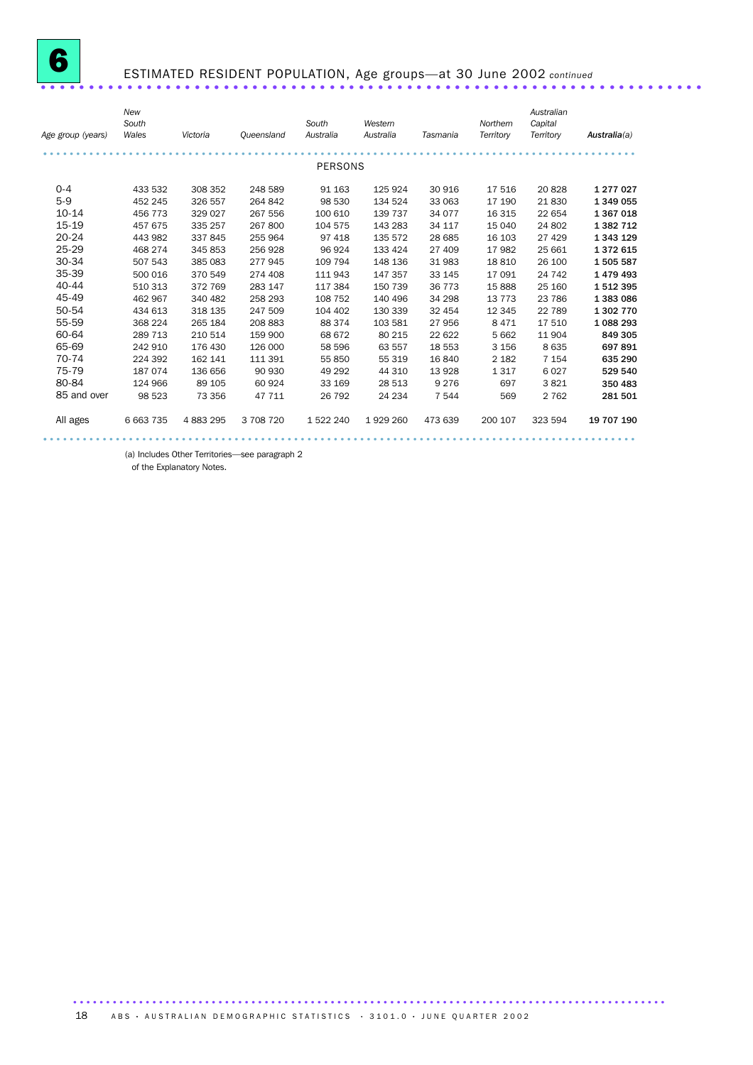# 6 ESTIMATED RESIDENT POPULATION, Age groups—at 30 June 2002 *continued*

| Age group (years) | New South Wales | Victoria | Queensland | South Australia | Western Australia | Tasmania | Northern Territory | Australian Capital Territory | **Australia**(a) |
|---|---|---|---|---|---|---|---|---|---|
| | | | | | PERSONS | | | | |
| 0-4 | 433 532 | 308 352 | 248 589 | 91 163 | 125 924 | 30 916 | 17 516 | 20 828 | **1 277 027** |
| 5-9 | 452 245 | 326 557 | 264 842 | 98 530 | 134 524 | 33 063 | 17 190 | 21 830 | **1 349 055** |
| 10-14 | 456 773 | 329 027 | 267 556 | 100 610 | 139 737 | 34 077 | 16 315 | 22 654 | **1 367 018** |
| 15-19 | 457 675 | 335 257 | 267 800 | 104 575 | 143 283 | 34 117 | 15 040 | 24 802 | **1 382 712** |
| 20-24 | 443 982 | 337 845 | 255 964 | 97 418 | 135 572 | 28 685 | 16 103 | 27 429 | **1 343 129** |
| 25-29 | 468 274 | 345 853 | 256 928 | 96 924 | 133 424 | 27 409 | 17 982 | 25 661 | **1 372 615** |
| 30-34 | 507 543 | 385 083 | 277 945 | 109 794 | 148 136 | 31 983 | 18 810 | 26 100 | **1 505 587** |
| 35-39 | 500 016 | 370 549 | 274 408 | 111 943 | 147 357 | 33 145 | 17 091 | 24 742 | **1 479 493** |
| 40-44 | 510 313 | 372 769 | 283 147 | 117 384 | 150 739 | 36 773 | 15 888 | 25 160 | **1 512 395** |
| 45-49 | 462 967 | 340 482 | 258 293 | 108 752 | 140 496 | 34 298 | 13 773 | 23 786 | **1 383 086** |
| 50-54 | 434 613 | 318 135 | 247 509 | 104 402 | 130 339 | 32 454 | 12 345 | 22 789 | **1 302 770** |
| 55-59 | 368 224 | 265 184 | 208 883 | 88 374 | 103 581 | 27 956 | 8 471 | 17 510 | **1 088 293** |
| 60-64 | 289 713 | 210 514 | 159 900 | 68 672 | 80 215 | 22 622 | 5 662 | 11 904 | **849 305** |
| 65-69 | 242 910 | 176 430 | 126 000 | 58 596 | 63 557 | 18 553 | 3 156 | 8 635 | **697 891** |
| 70-74 | 224 392 | 162 141 | 111 391 | 55 850 | 55 319 | 16 840 | 2 182 | 7 154 | **635 290** |
| 75-79 | 187 074 | 136 656 | 90 930 | 49 292 | 44 310 | 13 928 | 1 317 | 6 027 | **529 540** |
| 80-84 | 124 966 | 89 105 | 60 924 | 33 169 | 28 513 | 9 276 | 697 | 3 821 | **350 483** |
| 85 and over | 98 523 | 73 356 | 47 711 | 26 792 | 24 234 | 7 544 | 569 | 2 762 | **281 501** |
| All ages | 6 663 735 | 4 883 295 | 3 708 720 | 1 522 240 | 1 929 260 | 473 639 | 200 107 | 323 594 | **19 707 190** |

(a) Includes Other Territories—see paragraph 2 of the Explanatory Notes.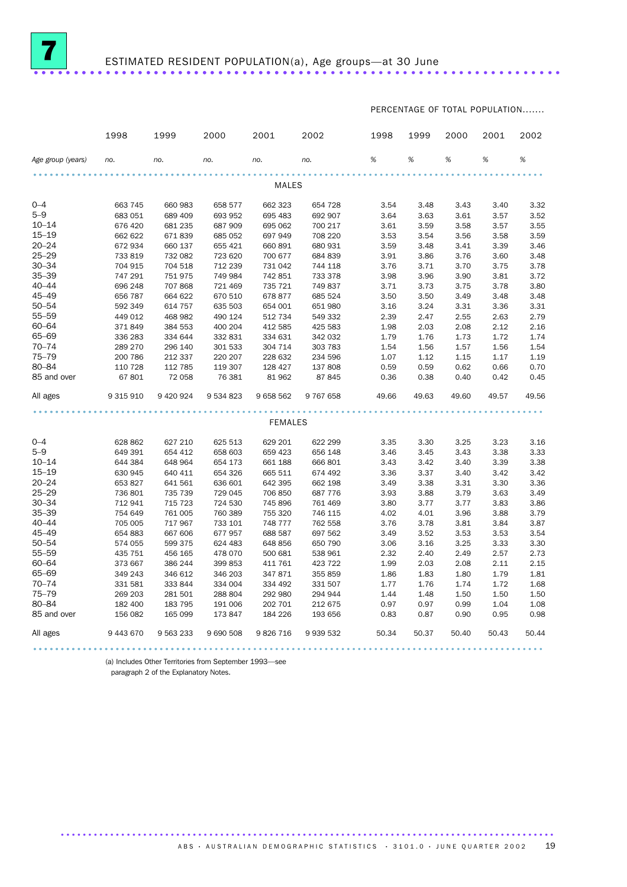# 7 ESTIMATED RESIDENT POPULATION(a), Age groups—at 30 June

| | 1998 | 1999 | 2000 | 2001 | 2002 | PERCENTAGE OF TOTAL POPULATION | | | | |
|---|---|---|---|---|---|---|---|---|---|---|
| | | | | | | 1998 | 1999 | 2000 | 2001 | 2002 |
| Age group (years) | no. | no. | no. | no. | no. | % | % | % | % | % |
| **MALES** | | | | | | | | | | |
| 0–4 | 663 745 | 660 983 | 658 577 | 662 323 | 654 728 | 3.54 | 3.48 | 3.43 | 3.40 | 3.32 |
| 5–9 | 683 051 | 689 409 | 693 952 | 695 483 | 692 907 | 3.64 | 3.63 | 3.61 | 3.57 | 3.52 |
| 10–14 | 676 420 | 681 235 | 687 909 | 695 062 | 700 217 | 3.61 | 3.59 | 3.58 | 3.57 | 3.55 |
| 15–19 | 662 622 | 671 839 | 685 052 | 697 949 | 708 220 | 3.53 | 3.54 | 3.56 | 3.58 | 3.59 |
| 20–24 | 672 934 | 660 137 | 655 421 | 660 891 | 680 931 | 3.59 | 3.48 | 3.41 | 3.39 | 3.46 |
| 25–29 | 733 819 | 732 082 | 723 620 | 700 677 | 684 839 | 3.91 | 3.86 | 3.76 | 3.60 | 3.48 |
| 30–34 | 704 915 | 704 518 | 712 239 | 731 042 | 744 118 | 3.76 | 3.71 | 3.70 | 3.75 | 3.78 |
| 35–39 | 747 291 | 751 975 | 749 984 | 742 851 | 733 378 | 3.98 | 3.96 | 3.90 | 3.81 | 3.72 |
| 40–44 | 696 248 | 707 868 | 721 469 | 735 721 | 749 837 | 3.71 | 3.73 | 3.75 | 3.78 | 3.80 |
| 45–49 | 656 787 | 664 622 | 670 510 | 678 877 | 685 524 | 3.50 | 3.50 | 3.49 | 3.48 | 3.48 |
| 50–54 | 592 349 | 614 757 | 635 503 | 654 001 | 651 980 | 3.16 | 3.24 | 3.31 | 3.36 | 3.31 |
| 55–59 | 449 012 | 468 982 | 490 124 | 512 734 | 549 332 | 2.39 | 2.47 | 2.55 | 2.63 | 2.79 |
| 60–64 | 371 849 | 384 553 | 400 204 | 412 585 | 425 583 | 1.98 | 2.03 | 2.08 | 2.12 | 2.16 |
| 65–69 | 336 283 | 334 644 | 332 831 | 334 631 | 342 032 | 1.79 | 1.76 | 1.73 | 1.72 | 1.74 |
| 70–74 | 289 270 | 296 140 | 301 533 | 304 714 | 303 783 | 1.54 | 1.56 | 1.57 | 1.56 | 1.54 |
| 75–79 | 200 786 | 212 337 | 220 207 | 228 632 | 234 596 | 1.07 | 1.12 | 1.15 | 1.17 | 1.19 |
| 80–84 | 110 728 | 112 785 | 119 307 | 128 427 | 137 808 | 0.59 | 0.59 | 0.62 | 0.66 | 0.70 |
| 85 and over | 67 801 | 72 058 | 76 381 | 81 962 | 87 845 | 0.36 | 0.38 | 0.40 | 0.42 | 0.45 |
| All ages | 9 315 910 | 9 420 924 | 9 534 823 | 9 658 562 | 9 767 658 | 49.66 | 49.63 | 49.60 | 49.57 | 49.56 |
| **FEMALES** | | | | | | | | | | |
| 0–4 | 628 862 | 627 210 | 625 513 | 629 201 | 622 299 | 3.35 | 3.30 | 3.25 | 3.23 | 3.16 |
| 5–9 | 649 391 | 654 412 | 658 603 | 659 423 | 656 148 | 3.46 | 3.45 | 3.43 | 3.38 | 3.33 |
| 10–14 | 644 384 | 648 964 | 654 173 | 661 188 | 666 801 | 3.43 | 3.42 | 3.40 | 3.39 | 3.38 |
| 15–19 | 630 945 | 640 411 | 654 326 | 665 511 | 674 492 | 3.36 | 3.37 | 3.40 | 3.42 | 3.42 |
| 20–24 | 653 827 | 641 561 | 636 601 | 642 395 | 662 198 | 3.49 | 3.38 | 3.31 | 3.30 | 3.36 |
| 25–29 | 736 801 | 735 739 | 729 045 | 706 850 | 687 776 | 3.93 | 3.88 | 3.79 | 3.63 | 3.49 |
| 30–34 | 712 941 | 715 723 | 724 530 | 745 896 | 761 469 | 3.80 | 3.77 | 3.77 | 3.83 | 3.86 |
| 35–39 | 754 649 | 761 005 | 760 389 | 755 320 | 746 115 | 4.02 | 4.01 | 3.96 | 3.88 | 3.79 |
| 40–44 | 705 005 | 717 967 | 733 101 | 748 777 | 762 558 | 3.76 | 3.78 | 3.81 | 3.84 | 3.87 |
| 45–49 | 654 883 | 667 606 | 677 957 | 688 587 | 697 562 | 3.49 | 3.52 | 3.53 | 3.53 | 3.54 |
| 50–54 | 574 055 | 599 375 | 624 483 | 648 856 | 650 790 | 3.06 | 3.16 | 3.25 | 3.33 | 3.30 |
| 55–59 | 435 751 | 456 165 | 478 070 | 500 681 | 538 961 | 2.32 | 2.40 | 2.49 | 2.57 | 2.73 |
| 60–64 | 373 667 | 386 244 | 399 853 | 411 761 | 423 722 | 1.99 | 2.03 | 2.08 | 2.11 | 2.15 |
| 65–69 | 349 243 | 346 612 | 346 203 | 347 871 | 355 859 | 1.86 | 1.83 | 1.80 | 1.79 | 1.81 |
| 70–74 | 331 581 | 333 844 | 334 004 | 334 492 | 331 507 | 1.77 | 1.76 | 1.74 | 1.72 | 1.68 |
| 75–79 | 269 203 | 281 501 | 288 804 | 292 980 | 294 944 | 1.44 | 1.48 | 1.50 | 1.50 | 1.50 |
| 80–84 | 182 400 | 183 795 | 191 006 | 202 701 | 212 675 | 0.97 | 0.97 | 0.99 | 1.04 | 1.08 |
| 85 and over | 156 082 | 165 099 | 173 847 | 184 226 | 193 656 | 0.83 | 0.87 | 0.90 | 0.95 | 0.98 |
| All ages | 9 443 670 | 9 563 233 | 9 690 508 | 9 826 716 | 9 939 532 | 50.34 | 50.37 | 50.40 | 50.43 | 50.44 |

(a) Includes Other Territories from September 1993—see paragraph 2 of the Explanatory Notes.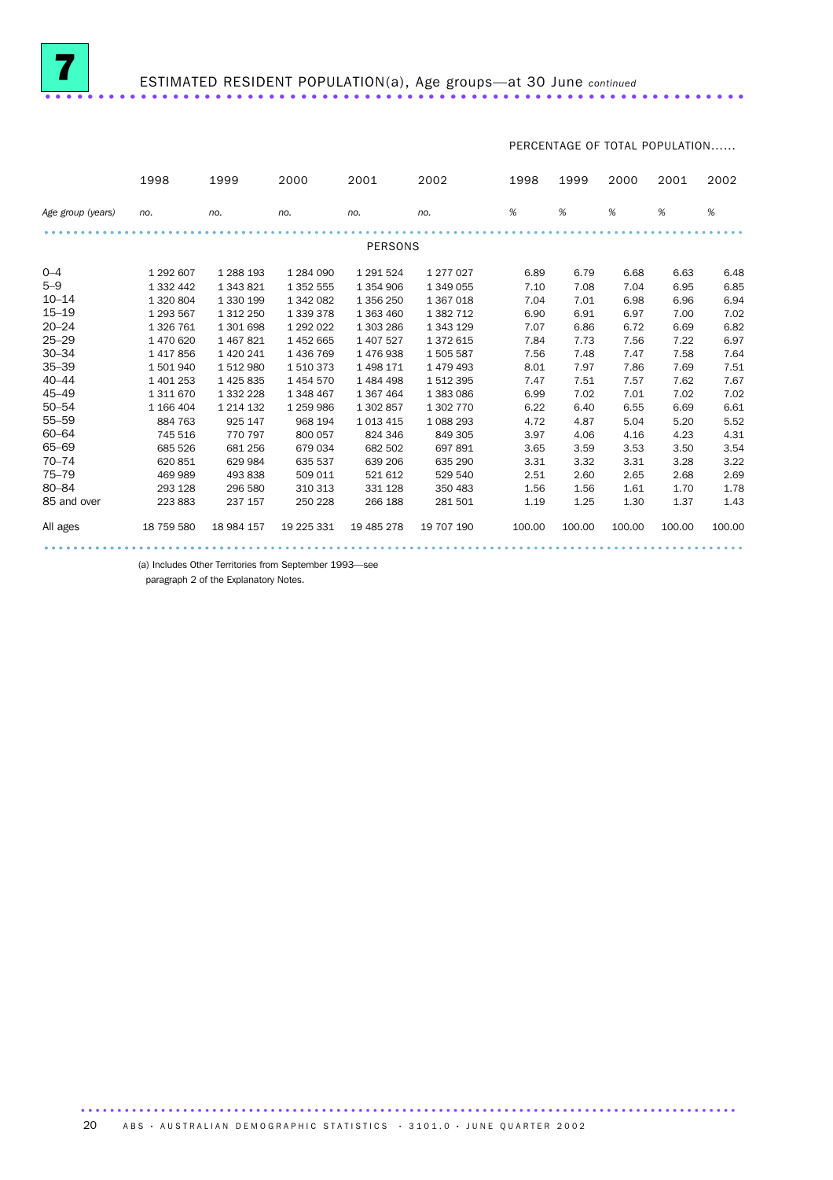# 7 ESTIMATED RESIDENT POPULATION(a), Age groups—at 30 June *continued*

| | 1998 | 1999 | 2000 | 2001 | 2002 | PERCENTAGE OF TOTAL POPULATION | | | | |
|---|---|---|---|---|---|---|---|---|---|---|
| | | | | | | 1998 | 1999 | 2000 | 2001 | 2002 |
| *Age group (years)* | *no.* | *no.* | *no.* | *no.* | *no.* | *%* | *%* | *%* | *%* | *%* |
| | | | | | PERSONS | | | | | |
| 0–4 | 1 292 607 | 1 288 193 | 1 284 090 | 1 291 524 | 1 277 027 | 6.89 | 6.79 | 6.68 | 6.63 | 6.48 |
| 5–9 | 1 332 442 | 1 343 821 | 1 352 555 | 1 354 906 | 1 349 055 | 7.10 | 7.08 | 7.04 | 6.95 | 6.85 |
| 10–14 | 1 320 804 | 1 330 199 | 1 342 082 | 1 356 250 | 1 367 018 | 7.04 | 7.01 | 6.98 | 6.96 | 6.94 |
| 15–19 | 1 293 567 | 1 312 250 | 1 339 378 | 1 363 460 | 1 382 712 | 6.90 | 6.91 | 6.97 | 7.00 | 7.02 |
| 20–24 | 1 326 761 | 1 301 698 | 1 292 022 | 1 303 286 | 1 343 129 | 7.07 | 6.86 | 6.72 | 6.69 | 6.82 |
| 25–29 | 1 470 620 | 1 467 821 | 1 452 665 | 1 407 527 | 1 372 615 | 7.84 | 7.73 | 7.56 | 7.22 | 6.97 |
| 30–34 | 1 417 856 | 1 420 241 | 1 436 769 | 1 476 938 | 1 505 587 | 7.56 | 7.48 | 7.47 | 7.58 | 7.64 |
| 35–39 | 1 501 940 | 1 512 980 | 1 510 373 | 1 498 171 | 1 479 493 | 8.01 | 7.97 | 7.86 | 7.69 | 7.51 |
| 40–44 | 1 401 253 | 1 425 835 | 1 454 570 | 1 484 498 | 1 512 395 | 7.47 | 7.51 | 7.57 | 7.62 | 7.67 |
| 45–49 | 1 311 670 | 1 332 228 | 1 348 467 | 1 367 464 | 1 383 086 | 6.99 | 7.02 | 7.01 | 7.02 | 7.02 |
| 50–54 | 1 166 404 | 1 214 132 | 1 259 986 | 1 302 857 | 1 302 770 | 6.22 | 6.40 | 6.55 | 6.69 | 6.61 |
| 55–59 | 884 763 | 925 147 | 968 194 | 1 013 415 | 1 088 293 | 4.72 | 4.87 | 5.04 | 5.20 | 5.52 |
| 60–64 | 745 516 | 770 797 | 800 057 | 824 346 | 849 305 | 3.97 | 4.06 | 4.16 | 4.23 | 4.31 |
| 65–69 | 685 526 | 681 256 | 679 034 | 682 502 | 697 891 | 3.65 | 3.59 | 3.53 | 3.50 | 3.54 |
| 70–74 | 620 851 | 629 984 | 635 537 | 639 206 | 635 290 | 3.31 | 3.32 | 3.31 | 3.28 | 3.22 |
| 75–79 | 469 989 | 493 838 | 509 011 | 521 612 | 529 540 | 2.51 | 2.60 | 2.65 | 2.68 | 2.69 |
| 80–84 | 293 128 | 296 580 | 310 313 | 331 128 | 350 483 | 1.56 | 1.56 | 1.61 | 1.70 | 1.78 |
| 85 and over | 223 883 | 237 157 | 250 228 | 266 188 | 281 501 | 1.19 | 1.25 | 1.30 | 1.37 | 1.43 |
| All ages | 18 759 580 | 18 984 157 | 19 225 331 | 19 485 278 | 19 707 190 | 100.00 | 100.00 | 100.00 | 100.00 | 100.00 |

(a) Includes Other Territories from September 1993—see paragraph 2 of the Explanatory Notes.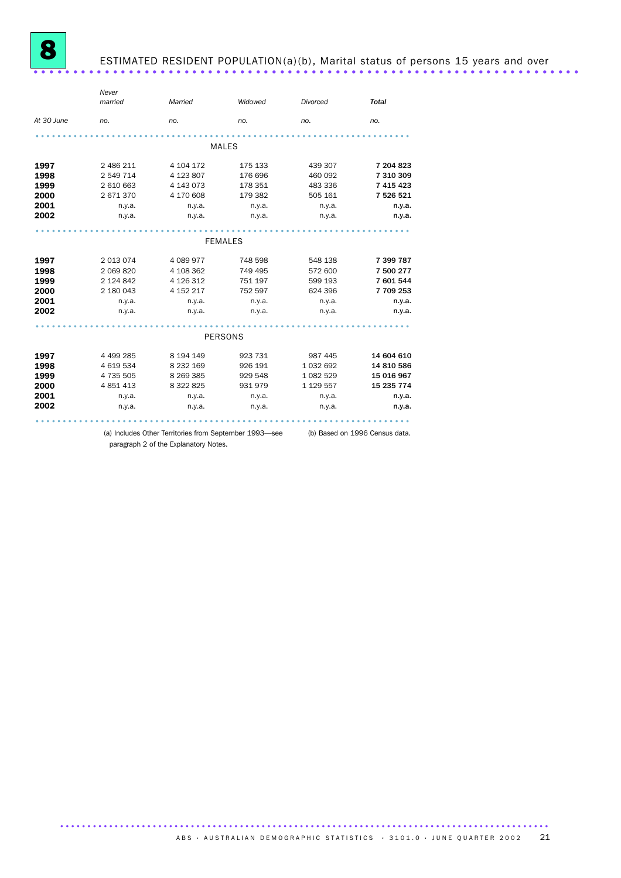# 8 ESTIMATED RESIDENT POPULATION(a)(b), Marital status of persons 15 years and over

| At 30 June | *Never married* | *Married* | *Widowed* | *Divorced* | ***Total*** |
|---|---|---|---|---|---|
| | no. | no. | no. | no. | no. |
| | | | MALES | | |
| **1997** | 2 486 211 | 4 104 172 | 175 133 | 439 307 | **7 204 823** |
| **1998** | 2 549 714 | 4 123 807 | 176 696 | 460 092 | **7 310 309** |
| **1999** | 2 610 663 | 4 143 073 | 178 351 | 483 336 | **7 415 423** |
| **2000** | 2 671 370 | 4 170 608 | 179 382 | 505 161 | **7 526 521** |
| **2001** | n.y.a. | n.y.a. | n.y.a. | n.y.a. | **n.y.a.** |
| **2002** | n.y.a. | n.y.a. | n.y.a. | n.y.a. | **n.y.a.** |
| | | | FEMALES | | |
| **1997** | 2 013 074 | 4 089 977 | 748 598 | 548 138 | **7 399 787** |
| **1998** | 2 069 820 | 4 108 362 | 749 495 | 572 600 | **7 500 277** |
| **1999** | 2 124 842 | 4 126 312 | 751 197 | 599 193 | **7 601 544** |
| **2000** | 2 180 043 | 4 152 217 | 752 597 | 624 396 | **7 709 253** |
| **2001** | n.y.a. | n.y.a. | n.y.a. | n.y.a. | **n.y.a.** |
| **2002** | n.y.a. | n.y.a. | n.y.a. | n.y.a. | **n.y.a.** |
| | | | PERSONS | | |
| **1997** | 4 499 285 | 8 194 149 | 923 731 | 987 445 | **14 604 610** |
| **1998** | 4 619 534 | 8 232 169 | 926 191 | 1 032 692 | **14 810 586** |
| **1999** | 4 735 505 | 8 269 385 | 929 548 | 1 082 529 | **15 016 967** |
| **2000** | 4 851 413 | 8 322 825 | 931 979 | 1 129 557 | **15 235 774** |
| **2001** | n.y.a. | n.y.a. | n.y.a. | n.y.a. | **n.y.a.** |
| **2002** | n.y.a. | n.y.a. | n.y.a. | n.y.a. | **n.y.a.** |

(a) Includes Other Territories from September 1993—see paragraph 2 of the Explanatory Notes.

(b) Based on 1996 Census data.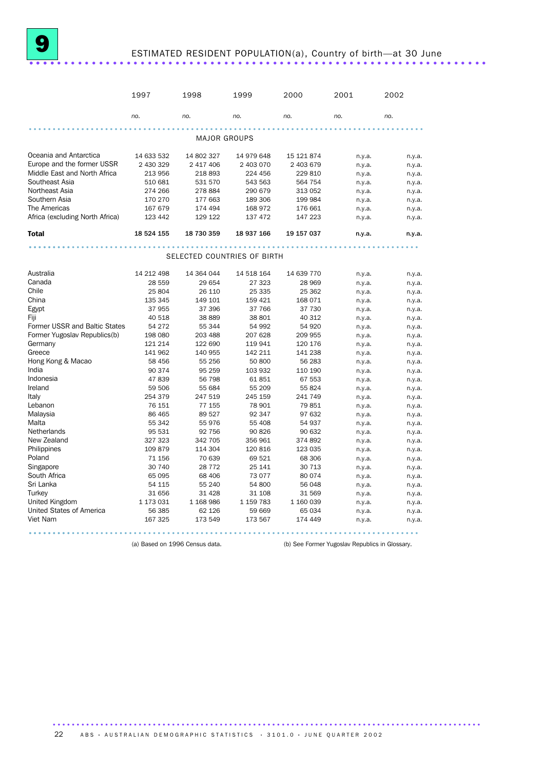# 9 ESTIMATED RESIDENT POPULATION(a), Country of birth—at 30 June

| | 1997 | 1998 | 1999 | 2000 | 2001 | 2002 |
|---|---|---|---|---|---|---|
| | *no.* | *no.* | *no.* | *no.* | *no.* | *no.* |
| **MAJOR GROUPS** | | | | | | |
| Oceania and Antarctica | 14 633 532 | 14 802 327 | 14 979 648 | 15 121 874 | n.y.a. | n.y.a. |
| Europe and the former USSR | 2 430 329 | 2 417 406 | 2 403 070 | 2 403 679 | n.y.a. | n.y.a. |
| Middle East and North Africa | 213 956 | 218 893 | 224 456 | 229 810 | n.y.a. | n.y.a. |
| Southeast Asia | 510 681 | 531 570 | 543 563 | 564 754 | n.y.a. | n.y.a. |
| Northeast Asia | 274 266 | 278 884 | 290 679 | 313 052 | n.y.a. | n.y.a. |
| Southern Asia | 170 270 | 177 663 | 189 306 | 199 984 | n.y.a. | n.y.a. |
| The Americas | 167 679 | 174 494 | 168 972 | 176 661 | n.y.a. | n.y.a. |
| Africa (excluding North Africa) | 123 442 | 129 122 | 137 472 | 147 223 | n.y.a. | n.y.a. |
| **Total** | **18 524 155** | **18 730 359** | **18 937 166** | **19 157 037** | **n.y.a.** | **n.y.a.** |
| **SELECTED COUNTRIES OF BIRTH** | | | | | | |
| Australia | 14 212 498 | 14 364 044 | 14 518 164 | 14 639 770 | n.y.a. | n.y.a. |
| Canada | 28 559 | 29 654 | 27 323 | 28 969 | n.y.a. | n.y.a. |
| Chile | 25 804 | 26 110 | 25 335 | 25 362 | n.y.a. | n.y.a. |
| China | 135 345 | 149 101 | 159 421 | 168 071 | n.y.a. | n.y.a. |
| Egypt | 37 955 | 37 396 | 37 766 | 37 730 | n.y.a. | n.y.a. |
| Fiji | 40 518 | 38 889 | 38 801 | 40 312 | n.y.a. | n.y.a. |
| Former USSR and Baltic States | 54 272 | 55 344 | 54 992 | 54 920 | n.y.a. | n.y.a. |
| Former Yugoslav Republics(b) | 198 080 | 203 488 | 207 628 | 209 955 | n.y.a. | n.y.a. |
| Germany | 121 214 | 122 690 | 119 941 | 120 176 | n.y.a. | n.y.a. |
| Greece | 141 962 | 140 955 | 142 211 | 141 238 | n.y.a. | n.y.a. |
| Hong Kong & Macao | 58 456 | 55 256 | 50 800 | 56 283 | n.y.a. | n.y.a. |
| India | 90 374 | 95 259 | 103 932 | 110 190 | n.y.a. | n.y.a. |
| Indonesia | 47 839 | 56 798 | 61 851 | 67 553 | n.y.a. | n.y.a. |
| Ireland | 59 506 | 55 684 | 55 209 | 55 824 | n.y.a. | n.y.a. |
| Italy | 254 379 | 247 519 | 245 159 | 241 749 | n.y.a. | n.y.a. |
| Lebanon | 76 151 | 77 155 | 78 901 | 79 851 | n.y.a. | n.y.a. |
| Malaysia | 86 465 | 89 527 | 92 347 | 97 632 | n.y.a. | n.y.a. |
| Malta | 55 342 | 55 976 | 55 408 | 54 937 | n.y.a. | n.y.a. |
| Netherlands | 95 531 | 92 756 | 90 826 | 90 632 | n.y.a. | n.y.a. |
| New Zealand | 327 323 | 342 705 | 356 961 | 374 892 | n.y.a. | n.y.a. |
| Philippines | 109 879 | 114 304 | 120 816 | 123 035 | n.y.a. | n.y.a. |
| Poland | 71 156 | 70 639 | 69 521 | 68 306 | n.y.a. | n.y.a. |
| Singapore | 30 740 | 28 772 | 25 141 | 30 713 | n.y.a. | n.y.a. |
| South Africa | 65 095 | 68 406 | 73 077 | 80 074 | n.y.a. | n.y.a. |
| Sri Lanka | 54 115 | 55 240 | 54 800 | 56 048 | n.y.a. | n.y.a. |
| Turkey | 31 656 | 31 428 | 31 108 | 31 569 | n.y.a. | n.y.a. |
| United Kingdom | 1 173 031 | 1 168 986 | 1 159 783 | 1 160 039 | n.y.a. | n.y.a. |
| United States of America | 56 385 | 62 126 | 59 669 | 65 034 | n.y.a. | n.y.a. |
| Viet Nam | 167 325 | 173 549 | 173 567 | 174 449 | n.y.a. | n.y.a. |

(a) Based on 1996 Census data.

(b) See Former Yugoslav Republics in Glossary.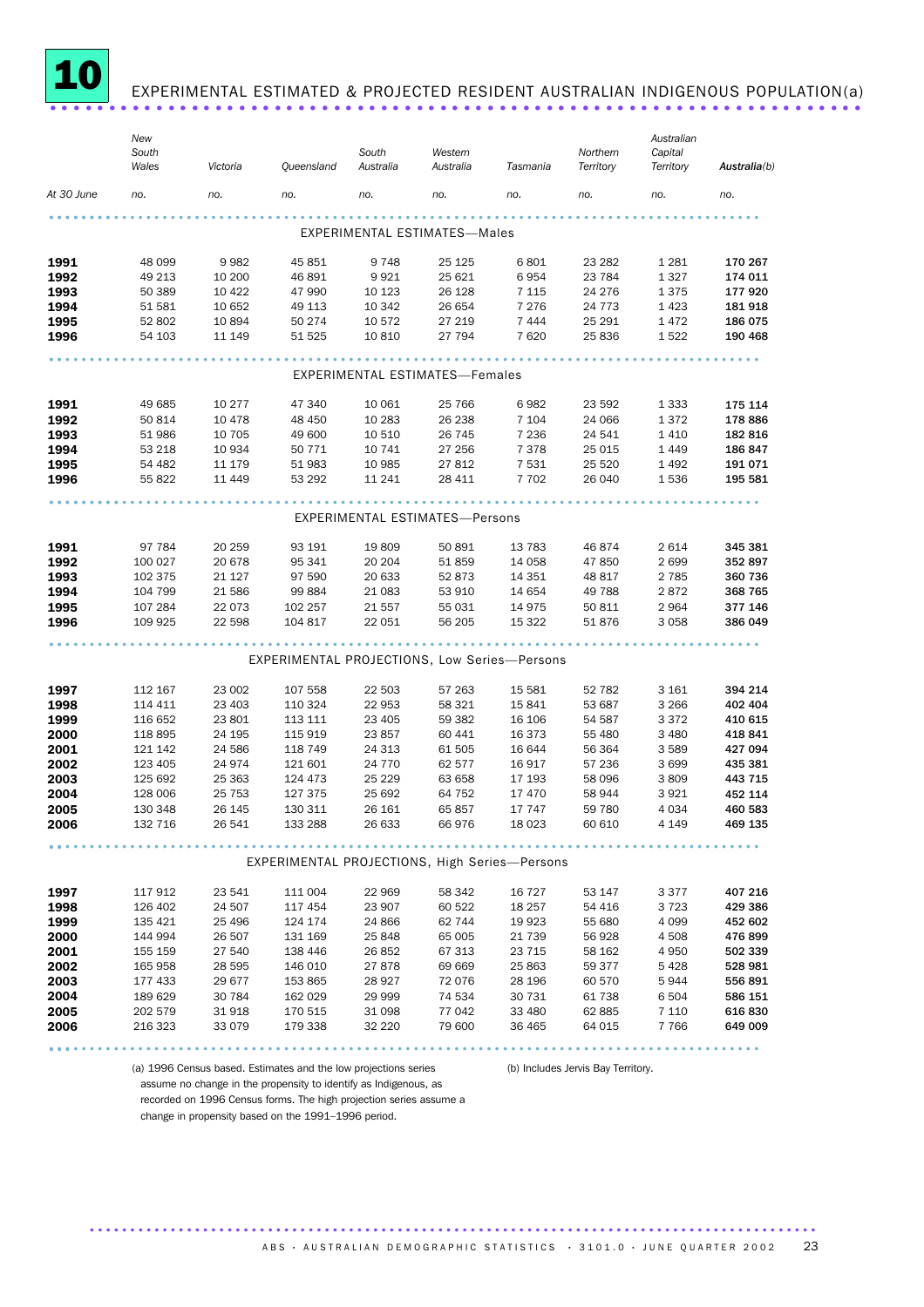# 10 EXPERIMENTAL ESTIMATED & PROJECTED RESIDENT AUSTRALIAN INDIGENOUS POPULATION(a)

| At 30 June | New South Wales | Victoria | Queensland | South Australia | Western Australia | Tasmania | Northern Territory | Australian Capital Territory | Australia(b) |
|---|---|---|---|---|---|---|---|---|---|
| | no. | no. | no. | no. | no. | no. | no. | no. | no. |
| **EXPERIMENTAL ESTIMATES—Males** | | | | | | | | | |
| **1991** | 48 099 | 9 982 | 45 851 | 9 748 | 25 125 | 6 801 | 23 282 | 1 281 | **170 267** |
| **1992** | 49 213 | 10 200 | 46 891 | 9 921 | 25 621 | 6 954 | 23 784 | 1 327 | **174 011** |
| **1993** | 50 389 | 10 422 | 47 990 | 10 123 | 26 128 | 7 115 | 24 276 | 1 375 | **177 920** |
| **1994** | 51 581 | 10 652 | 49 113 | 10 342 | 26 654 | 7 276 | 24 773 | 1 423 | **181 918** |
| **1995** | 52 802 | 10 894 | 50 274 | 10 572 | 27 219 | 7 444 | 25 291 | 1 472 | **186 075** |
| **1996** | 54 103 | 11 149 | 51 525 | 10 810 | 27 794 | 7 620 | 25 836 | 1 522 | **190 468** |
| **EXPERIMENTAL ESTIMATES—Females** | | | | | | | | | |
| **1991** | 49 685 | 10 277 | 47 340 | 10 061 | 25 766 | 6 982 | 23 592 | 1 333 | **175 114** |
| **1992** | 50 814 | 10 478 | 48 450 | 10 283 | 26 238 | 7 104 | 24 066 | 1 372 | **178 886** |
| **1993** | 51 986 | 10 705 | 49 600 | 10 510 | 26 745 | 7 236 | 24 541 | 1 410 | **182 816** |
| **1994** | 53 218 | 10 934 | 50 771 | 10 741 | 27 256 | 7 378 | 25 015 | 1 449 | **186 847** |
| **1995** | 54 482 | 11 179 | 51 983 | 10 985 | 27 812 | 7 531 | 25 520 | 1 492 | **191 071** |
| **1996** | 55 822 | 11 449 | 53 292 | 11 241 | 28 411 | 7 702 | 26 040 | 1 536 | **195 581** |
| **EXPERIMENTAL ESTIMATES—Persons** | | | | | | | | | |
| **1991** | 97 784 | 20 259 | 93 191 | 19 809 | 50 891 | 13 783 | 46 874 | 2 614 | **345 381** |
| **1992** | 100 027 | 20 678 | 95 341 | 20 204 | 51 859 | 14 058 | 47 850 | 2 699 | **352 897** |
| **1993** | 102 375 | 21 127 | 97 590 | 20 633 | 52 873 | 14 351 | 48 817 | 2 785 | **360 736** |
| **1994** | 104 799 | 21 586 | 99 884 | 21 083 | 53 910 | 14 654 | 49 788 | 2 872 | **368 765** |
| **1995** | 107 284 | 22 073 | 102 257 | 21 557 | 55 031 | 14 975 | 50 811 | 2 964 | **377 146** |
| **1996** | 109 925 | 22 598 | 104 817 | 22 051 | 56 205 | 15 322 | 51 876 | 3 058 | **386 049** |
| **EXPERIMENTAL PROJECTIONS, Low Series—Persons** | | | | | | | | | |
| **1997** | 112 167 | 23 002 | 107 558 | 22 503 | 57 263 | 15 581 | 52 782 | 3 161 | **394 214** |
| **1998** | 114 411 | 23 403 | 110 324 | 22 953 | 58 321 | 15 841 | 53 687 | 3 266 | **402 404** |
| **1999** | 116 652 | 23 801 | 113 111 | 23 405 | 59 382 | 16 106 | 54 587 | 3 372 | **410 615** |
| **2000** | 118 895 | 24 195 | 115 919 | 23 857 | 60 441 | 16 373 | 55 480 | 3 480 | **418 841** |
| **2001** | 121 142 | 24 586 | 118 749 | 24 313 | 61 505 | 16 644 | 56 364 | 3 589 | **427 094** |
| **2002** | 123 405 | 24 974 | 121 601 | 24 770 | 62 577 | 16 917 | 57 236 | 3 699 | **435 381** |
| **2003** | 125 692 | 25 363 | 124 473 | 25 229 | 63 658 | 17 193 | 58 096 | 3 809 | **443 715** |
| **2004** | 128 006 | 25 753 | 127 375 | 25 692 | 64 752 | 17 470 | 58 944 | 3 921 | **452 114** |
| **2005** | 130 348 | 26 145 | 130 311 | 26 161 | 65 857 | 17 747 | 59 780 | 4 034 | **460 583** |
| **2006** | 132 716 | 26 541 | 133 288 | 26 633 | 66 976 | 18 023 | 60 610 | 4 149 | **469 135** |
| **EXPERIMENTAL PROJECTIONS, High Series—Persons** | | | | | | | | | |
| **1997** | 117 912 | 23 541 | 111 004 | 22 969 | 58 342 | 16 727 | 53 147 | 3 377 | **407 216** |
| **1998** | 126 402 | 24 507 | 117 454 | 23 907 | 60 522 | 18 257 | 54 416 | 3 723 | **429 386** |
| **1999** | 135 421 | 25 496 | 124 174 | 24 866 | 62 744 | 19 923 | 55 680 | 4 099 | **452 602** |
| **2000** | 144 994 | 26 507 | 131 169 | 25 848 | 65 005 | 21 739 | 56 928 | 4 508 | **476 899** |
| **2001** | 155 159 | 27 540 | 138 446 | 26 852 | 67 313 | 23 715 | 58 162 | 4 950 | **502 339** |
| **2002** | 165 958 | 28 595 | 146 010 | 27 878 | 69 669 | 25 863 | 59 377 | 5 428 | **528 981** |
| **2003** | 177 433 | 29 677 | 153 865 | 28 927 | 72 076 | 28 196 | 60 570 | 5 944 | **556 891** |
| **2004** | 189 629 | 30 784 | 162 029 | 29 999 | 74 534 | 30 731 | 61 738 | 6 504 | **586 151** |
| **2005** | 202 579 | 31 918 | 170 515 | 31 098 | 77 042 | 33 480 | 62 885 | 7 110 | **616 830** |
| **2006** | 216 323 | 33 079 | 179 338 | 32 220 | 79 600 | 36 465 | 64 015 | 7 766 | **649 009** |

(a) 1996 Census based. Estimates and the low projections series assume no change in the propensity to identify as Indigenous, as recorded on 1996 Census forms. The high projection series assume a change in propensity based on the 1991–1996 period.

(b) Includes Jervis Bay Territory.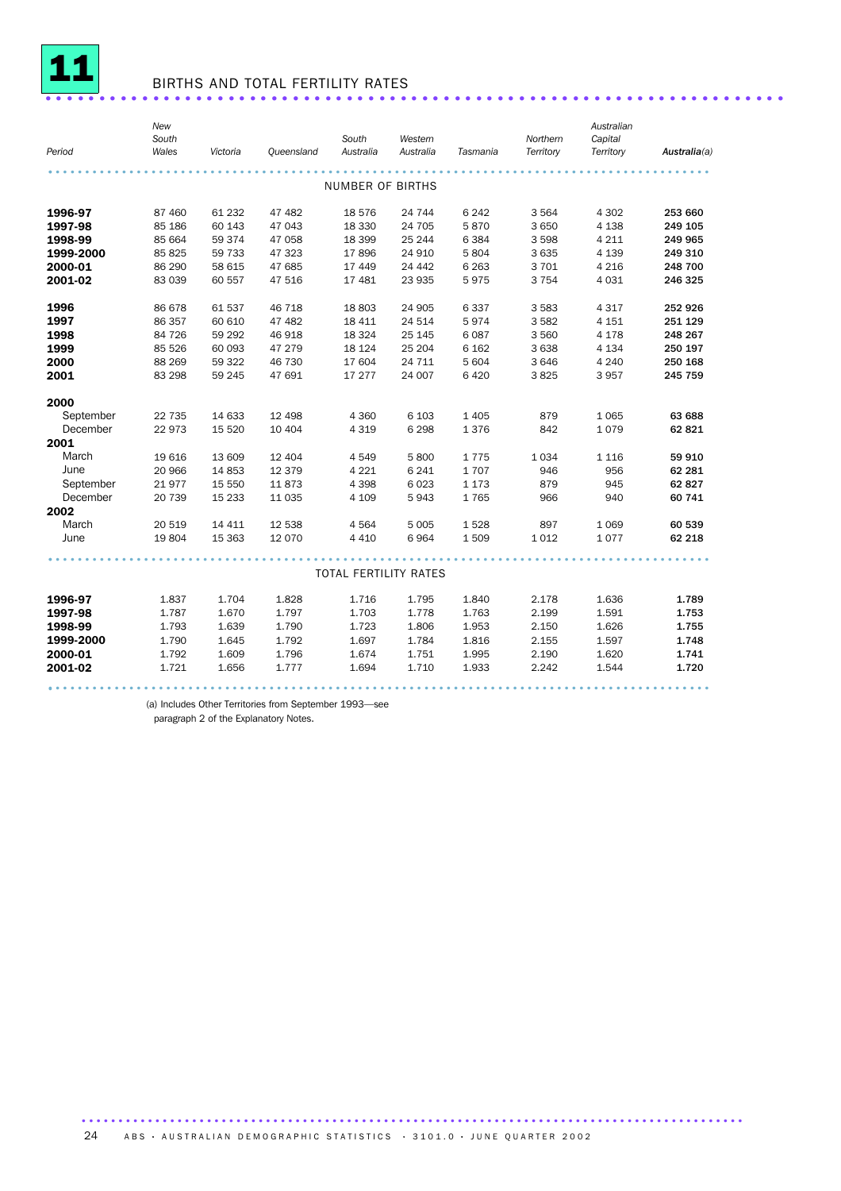# 11 BIRTHS AND TOTAL FERTILITY RATES

| Period | New South Wales | Victoria | Queensland | South Australia | Western Australia | Tasmania | Northern Territory | Australian Capital Territory | Australia(a) |
|---|---|---|---|---|---|---|---|---|---|
| | | | | NUMBER OF BIRTHS | | | | | |
| **1996-97** | 87 460 | 61 232 | 47 482 | 18 576 | 24 744 | 6 242 | 3 564 | 4 302 | **253 660** |
| **1997-98** | 85 186 | 60 143 | 47 043 | 18 330 | 24 705 | 5 870 | 3 650 | 4 138 | **249 105** |
| **1998-99** | 85 664 | 59 374 | 47 058 | 18 399 | 25 244 | 6 384 | 3 598 | 4 211 | **249 965** |
| **1999-2000** | 85 825 | 59 733 | 47 323 | 17 896 | 24 910 | 5 804 | 3 635 | 4 139 | **249 310** |
| **2000-01** | 86 290 | 58 615 | 47 685 | 17 449 | 24 442 | 6 263 | 3 701 | 4 216 | **248 700** |
| **2001-02** | 83 039 | 60 557 | 47 516 | 17 481 | 23 935 | 5 975 | 3 754 | 4 031 | **246 325** |
| **1996** | 86 678 | 61 537 | 46 718 | 18 803 | 24 905 | 6 337 | 3 583 | 4 317 | **252 926** |
| **1997** | 86 357 | 60 610 | 47 482 | 18 411 | 24 514 | 5 974 | 3 582 | 4 151 | **251 129** |
| **1998** | 84 726 | 59 292 | 46 918 | 18 324 | 25 145 | 6 087 | 3 560 | 4 178 | **248 267** |
| **1999** | 85 526 | 60 093 | 47 279 | 18 124 | 25 204 | 6 162 | 3 638 | 4 134 | **250 197** |
| **2000** | 88 269 | 59 322 | 46 730 | 17 604 | 24 711 | 5 604 | 3 646 | 4 240 | **250 168** |
| **2001** | 83 298 | 59 245 | 47 691 | 17 277 | 24 007 | 6 420 | 3 825 | 3 957 | **245 759** |
| **2000** | | | | | | | | | |
| September | 22 735 | 14 633 | 12 498 | 4 360 | 6 103 | 1 405 | 879 | 1 065 | **63 688** |
| December | 22 973 | 15 520 | 10 404 | 4 319 | 6 298 | 1 376 | 842 | 1 079 | **62 821** |
| **2001** | | | | | | | | | |
| March | 19 616 | 13 609 | 12 404 | 4 549 | 5 800 | 1 775 | 1 034 | 1 116 | **59 910** |
| June | 20 966 | 14 853 | 12 379 | 4 221 | 6 241 | 1 707 | 946 | 956 | **62 281** |
| September | 21 977 | 15 550 | 11 873 | 4 398 | 6 023 | 1 173 | 879 | 945 | **62 827** |
| December | 20 739 | 15 233 | 11 035 | 4 109 | 5 943 | 1 765 | 966 | 940 | **60 741** |
| **2002** | | | | | | | | | |
| March | 20 519 | 14 411 | 12 538 | 4 564 | 5 005 | 1 528 | 897 | 1 069 | **60 539** |
| June | 19 804 | 15 363 | 12 070 | 4 410 | 6 964 | 1 509 | 1 012 | 1 077 | **62 218** |
| | | | | TOTAL FERTILITY RATES | | | | | |
| **1996-97** | 1.837 | 1.704 | 1.828 | 1.716 | 1.795 | 1.840 | 2.178 | 1.636 | **1.789** |
| **1997-98** | 1.787 | 1.670 | 1.797 | 1.703 | 1.778 | 1.763 | 2.199 | 1.591 | **1.753** |
| **1998-99** | 1.793 | 1.639 | 1.790 | 1.723 | 1.806 | 1.953 | 2.150 | 1.626 | **1.755** |
| **1999-2000** | 1.790 | 1.645 | 1.792 | 1.697 | 1.784 | 1.816 | 2.155 | 1.597 | **1.748** |
| **2000-01** | 1.792 | 1.609 | 1.796 | 1.674 | 1.751 | 1.995 | 2.190 | 1.620 | **1.741** |
| **2001-02** | 1.721 | 1.656 | 1.777 | 1.694 | 1.710 | 1.933 | 2.242 | 1.544 | **1.720** |

(a) Includes Other Territories from September 1993—see paragraph 2 of the Explanatory Notes.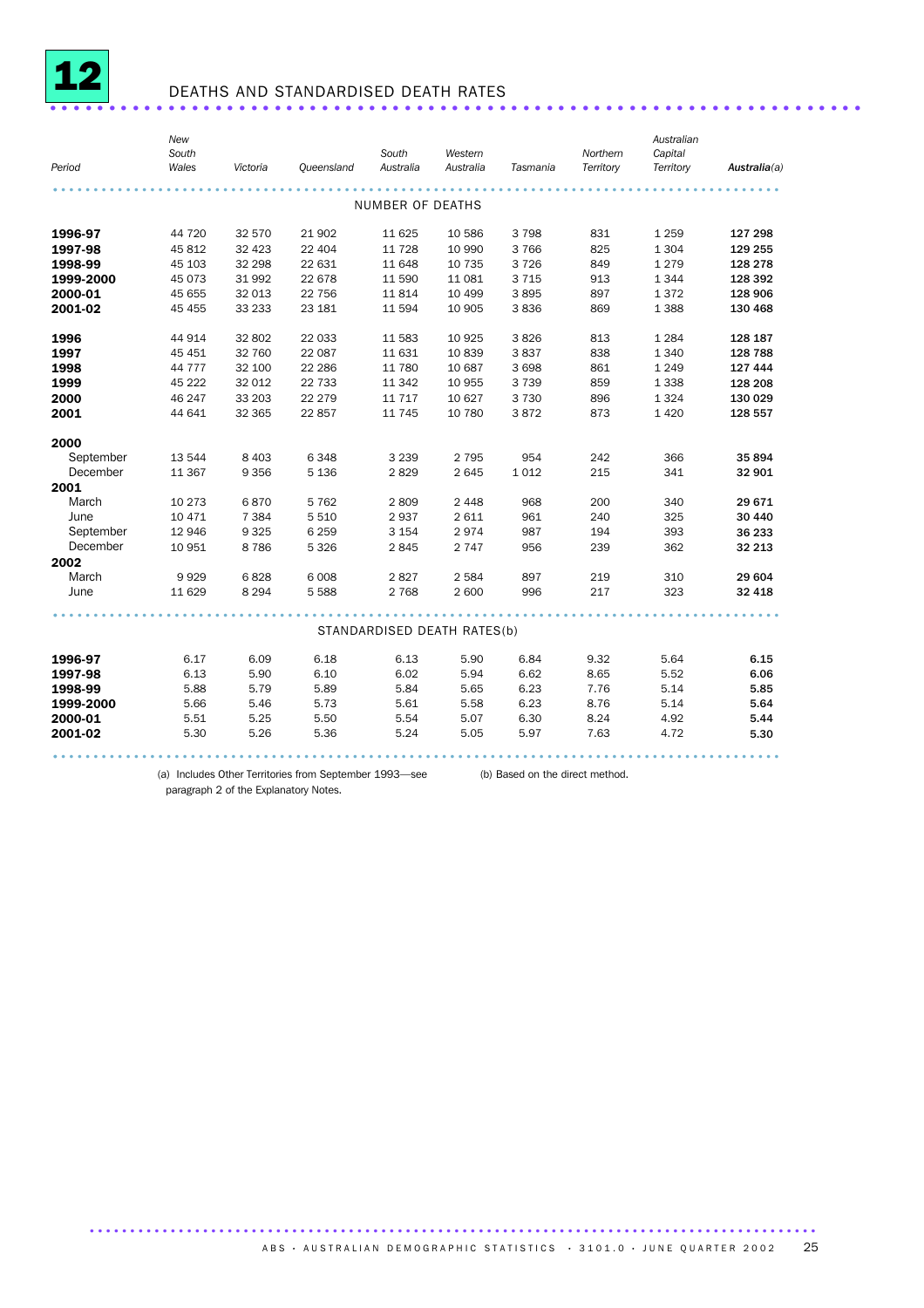# 12 DEATHS AND STANDARDISED DEATH RATES

| Period | New South Wales | Victoria | Queensland | South Australia | Western Australia | Tasmania | Northern Territory | Australian Capital Territory | Australia(a) |
|---|---|---|---|---|---|---|---|---|---|
| **NUMBER OF DEATHS** | | | | | | | | | |
| **1996-97** | 44 720 | 32 570 | 21 902 | 11 625 | 10 586 | 3 798 | 831 | 1 259 | **127 298** |
| **1997-98** | 45 812 | 32 423 | 22 404 | 11 728 | 10 990 | 3 766 | 825 | 1 304 | **129 255** |
| **1998-99** | 45 103 | 32 298 | 22 631 | 11 648 | 10 735 | 3 726 | 849 | 1 279 | **128 278** |
| **1999-2000** | 45 073 | 31 992 | 22 678 | 11 590 | 11 081 | 3 715 | 913 | 1 344 | **128 392** |
| **2000-01** | 45 655 | 32 013 | 22 756 | 11 814 | 10 499 | 3 895 | 897 | 1 372 | **128 906** |
| **2001-02** | 45 455 | 33 233 | 23 181 | 11 594 | 10 905 | 3 836 | 869 | 1 388 | **130 468** |
| **1996** | 44 914 | 32 802 | 22 033 | 11 583 | 10 925 | 3 826 | 813 | 1 284 | **128 187** |
| **1997** | 45 451 | 32 760 | 22 087 | 11 631 | 10 839 | 3 837 | 838 | 1 340 | **128 788** |
| **1998** | 44 777 | 32 100 | 22 286 | 11 780 | 10 687 | 3 698 | 861 | 1 249 | **127 444** |
| **1999** | 45 222 | 32 012 | 22 733 | 11 342 | 10 955 | 3 739 | 859 | 1 338 | **128 208** |
| **2000** | 46 247 | 33 203 | 22 279 | 11 717 | 10 627 | 3 730 | 896 | 1 324 | **130 029** |
| **2001** | 44 641 | 32 365 | 22 857 | 11 745 | 10 780 | 3 872 | 873 | 1 420 | **128 557** |
| **2000** | | | | | | | | | |
| September | 13 544 | 8 403 | 6 348 | 3 239 | 2 795 | 954 | 242 | 366 | **35 894** |
| December | 11 367 | 9 356 | 5 136 | 2 829 | 2 645 | 1 012 | 215 | 341 | **32 901** |
| **2001** | | | | | | | | | |
| March | 10 273 | 6 870 | 5 762 | 2 809 | 2 448 | 968 | 200 | 340 | **29 671** |
| June | 10 471 | 7 384 | 5 510 | 2 937 | 2 611 | 961 | 240 | 325 | **30 440** |
| September | 12 946 | 9 325 | 6 259 | 3 154 | 2 974 | 987 | 194 | 393 | **36 233** |
| December | 10 951 | 8 786 | 5 326 | 2 845 | 2 747 | 956 | 239 | 362 | **32 213** |
| **2002** | | | | | | | | | |
| March | 9 929 | 6 828 | 6 008 | 2 827 | 2 584 | 897 | 219 | 310 | **29 604** |
| June | 11 629 | 8 294 | 5 588 | 2 768 | 2 600 | 996 | 217 | 323 | **32 418** |
| **STANDARDISED DEATH RATES(b)** | | | | | | | | | |
| **1996-97** | 6.17 | 6.09 | 6.18 | 6.13 | 5.90 | 6.84 | 9.32 | 5.64 | **6.15** |
| **1997-98** | 6.13 | 5.90 | 6.10 | 6.02 | 5.94 | 6.62 | 8.65 | 5.52 | **6.06** |
| **1998-99** | 5.88 | 5.79 | 5.89 | 5.84 | 5.65 | 6.23 | 7.76 | 5.14 | **5.85** |
| **1999-2000** | 5.66 | 5.46 | 5.73 | 5.61 | 5.58 | 6.23 | 8.76 | 5.14 | **5.64** |
| **2000-01** | 5.51 | 5.25 | 5.50 | 5.54 | 5.07 | 6.30 | 8.24 | 4.92 | **5.44** |
| **2001-02** | 5.30 | 5.26 | 5.36 | 5.24 | 5.05 | 5.97 | 7.63 | 4.72 | **5.30** |

(a) Includes Other Territories from September 1993—see paragraph 2 of the Explanatory Notes.

(b) Based on the direct method.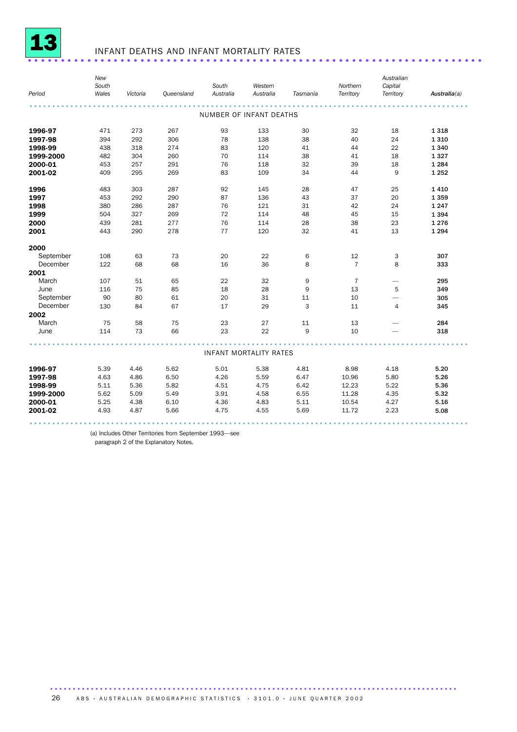# 13 INFANT DEATHS AND INFANT MORTALITY RATES

| Period | New South Wales | Victoria | Queensland | South Australia | Western Australia | Tasmania | Northern Territory | Australian Capital Territory | **Australia(a)** |
|---|---|---|---|---|---|---|---|---|---|
| | | | | NUMBER OF INFANT DEATHS | | | | | |
| **1996-97** | 471 | 273 | 267 | 93 | 133 | 30 | 32 | 18 | **1 318** |
| **1997-98** | 394 | 292 | 306 | 78 | 138 | 38 | 40 | 24 | **1 310** |
| **1998-99** | 438 | 318 | 274 | 83 | 120 | 41 | 44 | 22 | **1 340** |
| **1999-2000** | 482 | 304 | 260 | 70 | 114 | 38 | 41 | 18 | **1 327** |
| **2000-01** | 453 | 257 | 291 | 76 | 118 | 32 | 39 | 18 | **1 284** |
| **2001-02** | 409 | 295 | 269 | 83 | 109 | 34 | 44 | 9 | **1 252** |
| **1996** | 483 | 303 | 287 | 92 | 145 | 28 | 47 | 25 | **1 410** |
| **1997** | 453 | 292 | 290 | 87 | 136 | 43 | 37 | 20 | **1 359** |
| **1998** | 380 | 286 | 287 | 76 | 121 | 31 | 42 | 24 | **1 247** |
| **1999** | 504 | 327 | 269 | 72 | 114 | 48 | 45 | 15 | **1 394** |
| **2000** | 439 | 281 | 277 | 76 | 114 | 28 | 38 | 23 | **1 276** |
| **2001** | 443 | 290 | 278 | 77 | 120 | 32 | 41 | 13 | **1 294** |
| **2000** | | | | | | | | | |
| September | 108 | 63 | 73 | 20 | 22 | 6 | 12 | 3 | **307** |
| December | 122 | 68 | 68 | 16 | 36 | 8 | 7 | 8 | **333** |
| **2001** | | | | | | | | | |
| March | 107 | 51 | 65 | 22 | 32 | 9 | 7 | — | **295** |
| June | 116 | 75 | 85 | 18 | 28 | 9 | 13 | 5 | **349** |
| September | 90 | 80 | 61 | 20 | 31 | 11 | 10 | — | **305** |
| December | 130 | 84 | 67 | 17 | 29 | 3 | 11 | 4 | **345** |
| **2002** | | | | | | | | | |
| March | 75 | 58 | 75 | 23 | 27 | 11 | 13 | — | **284** |
| June | 114 | 73 | 66 | 23 | 22 | 9 | 10 | — | **318** |
| | | | | INFANT MORTALITY RATES | | | | | |
| **1996-97** | 5.39 | 4.46 | 5.62 | 5.01 | 5.38 | 4.81 | 8.98 | 4.18 | **5.20** |
| **1997-98** | 4.63 | 4.86 | 6.50 | 4.26 | 5.59 | 6.47 | 10.96 | 5.80 | **5.26** |
| **1998-99** | 5.11 | 5.36 | 5.82 | 4.51 | 4.75 | 6.42 | 12.23 | 5.22 | **5.36** |
| **1999-2000** | 5.62 | 5.09 | 5.49 | 3.91 | 4.58 | 6.55 | 11.28 | 4.35 | **5.32** |
| **2000-01** | 5.25 | 4.38 | 6.10 | 4.36 | 4.83 | 5.11 | 10.54 | 4.27 | **5.16** |
| **2001-02** | 4.93 | 4.87 | 5.66 | 4.75 | 4.55 | 5.69 | 11.72 | 2.23 | **5.08** |

(a) Includes Other Territories from September 1993—see paragraph 2 of the Explanatory Notes.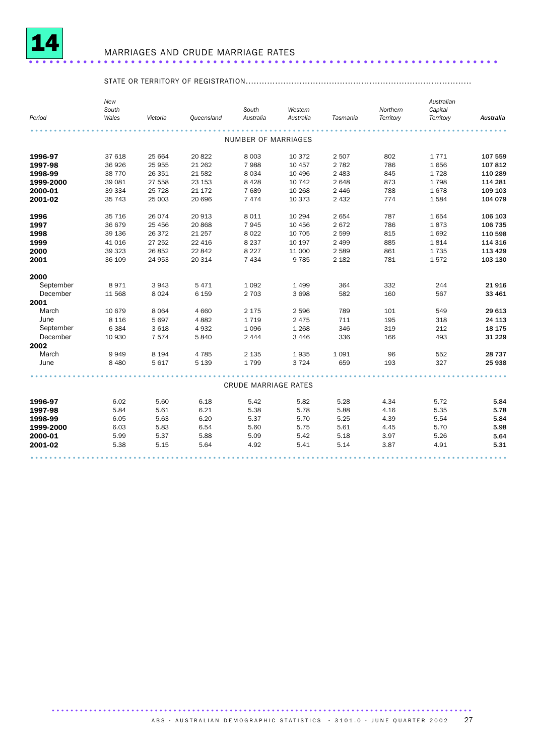# 14 MARRIAGES AND CRUDE MARRIAGE RATES

| Period | New South Wales | Victoria | Queensland | South Australia | Western Australia | Tasmania | Northern Territory | Australian Capital Territory | Australia |
|---|---|---|---|---|---|---|---|---|---|
| | STATE OR TERRITORY OF REGISTRATION | | | | | | | | |
| | NUMBER OF MARRIAGES | | | | | | | | |
| **1996-97** | 37 618 | 25 664 | 20 822 | 8 003 | 10 372 | 2 507 | 802 | 1 771 | **107 559** |
| **1997-98** | 36 926 | 25 955 | 21 262 | 7 988 | 10 457 | 2 782 | 786 | 1 656 | **107 812** |
| **1998-99** | 38 770 | 26 351 | 21 582 | 8 034 | 10 496 | 2 483 | 845 | 1 728 | **110 289** |
| **1999-2000** | 39 081 | 27 558 | 23 153 | 8 428 | 10 742 | 2 648 | 873 | 1 798 | **114 281** |
| **2000-01** | 39 334 | 25 728 | 21 172 | 7 689 | 10 268 | 2 446 | 788 | 1 678 | **109 103** |
| **2001-02** | 35 743 | 25 003 | 20 696 | 7 474 | 10 373 | 2 432 | 774 | 1 584 | **104 079** |
| **1996** | 35 716 | 26 074 | 20 913 | 8 011 | 10 294 | 2 654 | 787 | 1 654 | **106 103** |
| **1997** | 36 679 | 25 456 | 20 868 | 7 945 | 10 456 | 2 672 | 786 | 1 873 | **106 735** |
| **1998** | 39 136 | 26 372 | 21 257 | 8 022 | 10 705 | 2 599 | 815 | 1 692 | **110 598** |
| **1999** | 41 016 | 27 252 | 22 416 | 8 237 | 10 197 | 2 499 | 885 | 1 814 | **114 316** |
| **2000** | 39 323 | 26 852 | 22 842 | 8 227 | 11 000 | 2 589 | 861 | 1 735 | **113 429** |
| **2001** | 36 109 | 24 953 | 20 314 | 7 434 | 9 785 | 2 182 | 781 | 1 572 | **103 130** |
| **2000** | | | | | | | | | |
| September | 8 971 | 3 943 | 5 471 | 1 092 | 1 499 | 364 | 332 | 244 | **21 916** |
| December | 11 568 | 8 024 | 6 159 | 2 703 | 3 698 | 582 | 160 | 567 | **33 461** |
| **2001** | | | | | | | | | |
| March | 10 679 | 8 064 | 4 660 | 2 175 | 2 596 | 789 | 101 | 549 | **29 613** |
| June | 8 116 | 5 697 | 4 882 | 1 719 | 2 475 | 711 | 195 | 318 | **24 113** |
| September | 6 384 | 3 618 | 4 932 | 1 096 | 1 268 | 346 | 319 | 212 | **18 175** |
| December | 10 930 | 7 574 | 5 840 | 2 444 | 3 446 | 336 | 166 | 493 | **31 229** |
| **2002** | | | | | | | | | |
| March | 9 949 | 8 194 | 4 785 | 2 135 | 1 935 | 1 091 | 96 | 552 | **28 737** |
| June | 8 480 | 5 617 | 5 139 | 1 799 | 3 724 | 659 | 193 | 327 | **25 938** |
| | CRUDE MARRIAGE RATES | | | | | | | | |
| **1996-97** | 6.02 | 5.60 | 6.18 | 5.42 | 5.82 | 5.28 | 4.34 | 5.72 | **5.84** |
| **1997-98** | 5.84 | 5.61 | 6.21 | 5.38 | 5.78 | 5.88 | 4.16 | 5.35 | **5.78** |
| **1998-99** | 6.05 | 5.63 | 6.20 | 5.37 | 5.70 | 5.25 | 4.39 | 5.54 | **5.84** |
| **1999-2000** | 6.03 | 5.83 | 6.54 | 5.60 | 5.75 | 5.61 | 4.45 | 5.70 | **5.98** |
| **2000-01** | 5.99 | 5.37 | 5.88 | 5.09 | 5.42 | 5.18 | 3.97 | 5.26 | **5.64** |
| **2001-02** | 5.38 | 5.15 | 5.64 | 4.92 | 5.41 | 5.14 | 3.87 | 4.91 | **5.31** |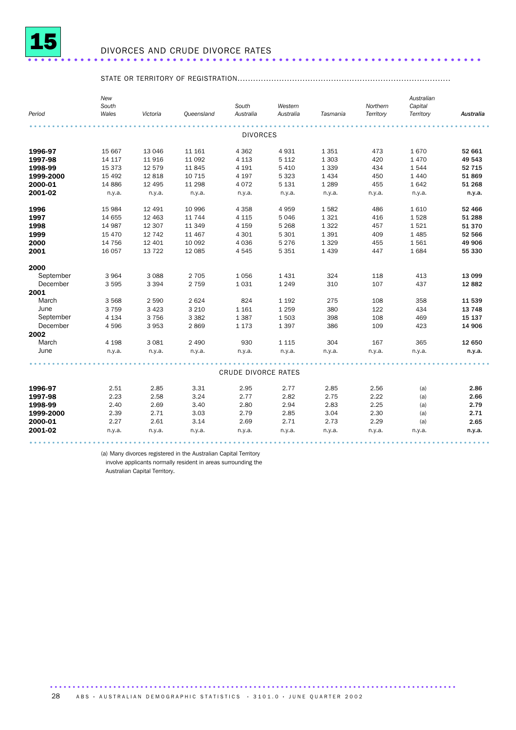# 15 DIVORCES AND CRUDE DIVORCE RATES

| Period | New South Wales | Victoria | Queensland | South Australia | Western Australia | Tasmania | Northern Territory | Australian Capital Territory | Australia |
|---|---|---|---|---|---|---|---|---|---|
| | STATE OR TERRITORY OF REGISTRATION | | | | | | | | |
| | | | | DIVORCES | | | | | |
| **1996-97** | 15 667 | 13 046 | 11 161 | 4 362 | 4 931 | 1 351 | 473 | 1 670 | **52 661** |
| **1997-98** | 14 117 | 11 916 | 11 092 | 4 113 | 5 112 | 1 303 | 420 | 1 470 | **49 543** |
| **1998-99** | 15 373 | 12 579 | 11 845 | 4 191 | 5 410 | 1 339 | 434 | 1 544 | **52 715** |
| **1999-2000** | 15 492 | 12 818 | 10 715 | 4 197 | 5 323 | 1 434 | 450 | 1 440 | **51 869** |
| **2000-01** | 14 886 | 12 495 | 11 298 | 4 072 | 5 131 | 1 289 | 455 | 1 642 | **51 268** |
| **2001-02** | n.y.a. | n.y.a. | n.y.a. | n.y.a. | n.y.a. | n.y.a. | n.y.a. | n.y.a. | **n.y.a.** |
| **1996** | 15 984 | 12 491 | 10 996 | 4 358 | 4 959 | 1 582 | 486 | 1 610 | **52 466** |
| **1997** | 14 655 | 12 463 | 11 744 | 4 115 | 5 046 | 1 321 | 416 | 1 528 | **51 288** |
| **1998** | 14 987 | 12 307 | 11 349 | 4 159 | 5 268 | 1 322 | 457 | 1 521 | **51 370** |
| **1999** | 15 470 | 12 742 | 11 467 | 4 301 | 5 301 | 1 391 | 409 | 1 485 | **52 566** |
| **2000** | 14 756 | 12 401 | 10 092 | 4 036 | 5 276 | 1 329 | 455 | 1 561 | **49 906** |
| **2001** | 16 057 | 13 722 | 12 085 | 4 545 | 5 351 | 1 439 | 447 | 1 684 | **55 330** |
| **2000** | | | | | | | | | |
| September | 3 964 | 3 088 | 2 705 | 1 056 | 1 431 | 324 | 118 | 413 | **13 099** |
| December | 3 595 | 3 394 | 2 759 | 1 031 | 1 249 | 310 | 107 | 437 | **12 882** |
| **2001** | | | | | | | | | |
| March | 3 568 | 2 590 | 2 624 | 824 | 1 192 | 275 | 108 | 358 | **11 539** |
| June | 3 759 | 3 423 | 3 210 | 1 161 | 1 259 | 380 | 122 | 434 | **13 748** |
| September | 4 134 | 3 756 | 3 382 | 1 387 | 1 503 | 398 | 108 | 469 | **15 137** |
| December | 4 596 | 3 953 | 2 869 | 1 173 | 1 397 | 386 | 109 | 423 | **14 906** |
| **2002** | | | | | | | | | |
| March | 4 198 | 3 081 | 2 490 | 930 | 1 115 | 304 | 167 | 365 | **12 650** |
| June | n.y.a. | n.y.a. | n.y.a. | n.y.a. | n.y.a. | n.y.a. | n.y.a. | n.y.a. | **n.y.a.** |
| | | | | CRUDE DIVORCE RATES | | | | | |
| **1996-97** | 2.51 | 2.85 | 3.31 | 2.95 | 2.77 | 2.85 | 2.56 | (a) | **2.86** |
| **1997-98** | 2.23 | 2.58 | 3.24 | 2.77 | 2.82 | 2.75 | 2.22 | (a) | **2.66** |
| **1998-99** | 2.40 | 2.69 | 3.40 | 2.80 | 2.94 | 2.83 | 2.25 | (a) | **2.79** |
| **1999-2000** | 2.39 | 2.71 | 3.03 | 2.79 | 2.85 | 3.04 | 2.30 | (a) | **2.71** |
| **2000-01** | 2.27 | 2.61 | 3.14 | 2.69 | 2.71 | 2.73 | 2.29 | (a) | **2.65** |
| **2001-02** | n.y.a. | n.y.a. | n.y.a. | n.y.a. | n.y.a. | n.y.a. | n.y.a. | n.y.a. | **n.y.a.** |

(a) Many divorces registered in the Australian Capital Territory involve applicants normally resident in areas surrounding the Australian Capital Territory.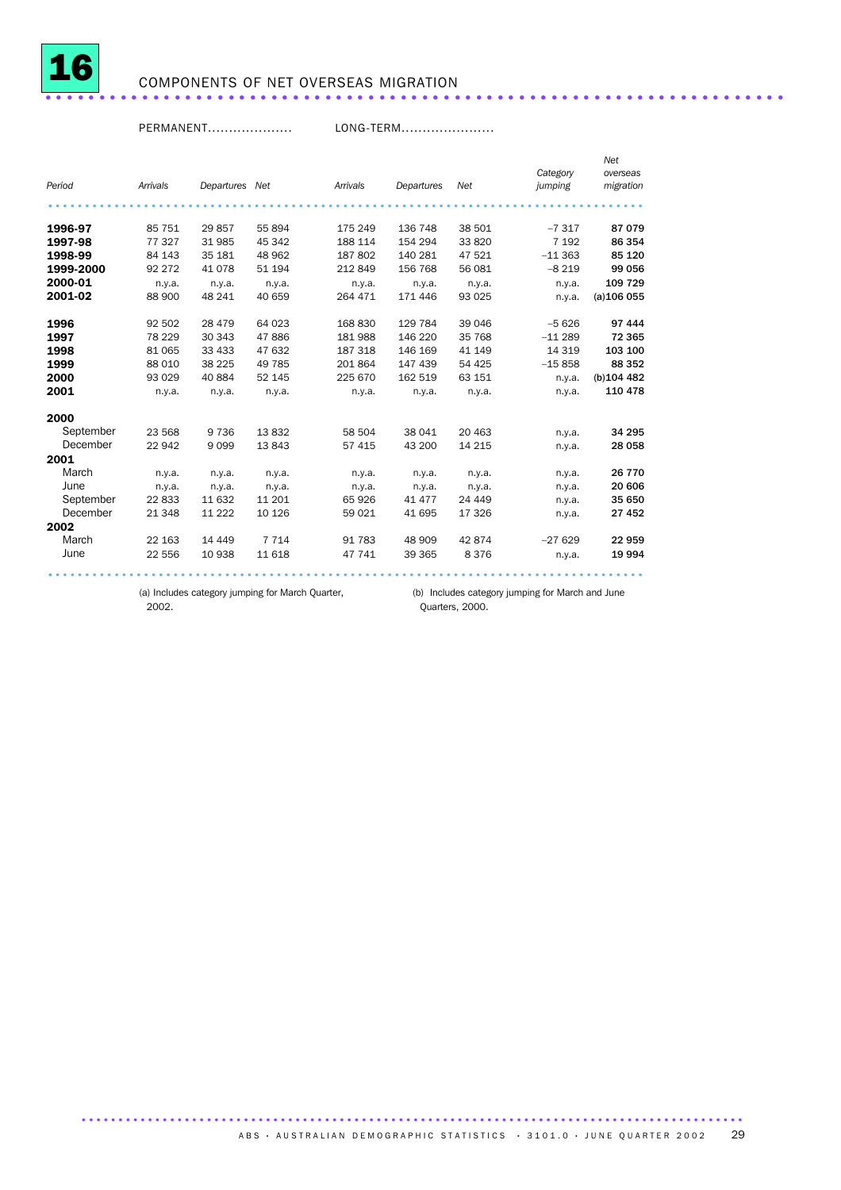# 16 COMPONENTS OF NET OVERSEAS MIGRATION

| | PERMANENT | | | LONG-TERM | | | | |
|---|---|---|---|---|---|---|---|---|
| *Period* | *Arrivals* | *Departures* | *Net* | *Arrivals* | *Departures* | *Net* | *Category jumping* | *Net overseas migration* |
| **1996-97** | 85 751 | 29 857 | 55 894 | 175 249 | 136 748 | 38 501 | –7 317 | **87 079** |
| **1997-98** | 77 327 | 31 985 | 45 342 | 188 114 | 154 294 | 33 820 | 7 192 | **86 354** |
| **1998-99** | 84 143 | 35 181 | 48 962 | 187 802 | 140 281 | 47 521 | –11 363 | **85 120** |
| **1999-2000** | 92 272 | 41 078 | 51 194 | 212 849 | 156 768 | 56 081 | –8 219 | **99 056** |
| **2000-01** | n.y.a. | n.y.a. | n.y.a. | n.y.a. | n.y.a. | n.y.a. | n.y.a. | **109 729** |
| **2001-02** | 88 900 | 48 241 | 40 659 | 264 471 | 171 446 | 93 025 | n.y.a. | (a)**106 055** |
| **1996** | 92 502 | 28 479 | 64 023 | 168 830 | 129 784 | 39 046 | –5 626 | **97 444** |
| **1997** | 78 229 | 30 343 | 47 886 | 181 988 | 146 220 | 35 768 | –11 289 | **72 365** |
| **1998** | 81 065 | 33 433 | 47 632 | 187 318 | 146 169 | 41 149 | 14 319 | **103 100** |
| **1999** | 88 010 | 38 225 | 49 785 | 201 864 | 147 439 | 54 425 | –15 858 | **88 352** |
| **2000** | 93 029 | 40 884 | 52 145 | 225 670 | 162 519 | 63 151 | n.y.a. | (b)**104 482** |
| **2001** | n.y.a. | n.y.a. | n.y.a. | n.y.a. | n.y.a. | n.y.a. | n.y.a. | **110 478** |
| **2000** | | | | | | | | |
| September | 23 568 | 9 736 | 13 832 | 58 504 | 38 041 | 20 463 | n.y.a. | **34 295** |
| December | 22 942 | 9 099 | 13 843 | 57 415 | 43 200 | 14 215 | n.y.a. | **28 058** |
| **2001** | | | | | | | | |
| March | n.y.a. | n.y.a. | n.y.a. | n.y.a. | n.y.a. | n.y.a. | n.y.a. | **26 770** |
| June | n.y.a. | n.y.a. | n.y.a. | n.y.a. | n.y.a. | n.y.a. | n.y.a. | **20 606** |
| September | 22 833 | 11 632 | 11 201 | 65 926 | 41 477 | 24 449 | n.y.a. | **35 650** |
| December | 21 348 | 11 222 | 10 126 | 59 021 | 41 695 | 17 326 | n.y.a. | **27 452** |
| **2002** | | | | | | | | |
| March | 22 163 | 14 449 | 7 714 | 91 783 | 48 909 | 42 874 | –27 629 | **22 959** |
| June | 22 556 | 10 938 | 11 618 | 47 741 | 39 365 | 8 376 | n.y.a. | **19 994** |

(a) Includes category jumping for March Quarter, 2002.

(b) Includes category jumping for March and June Quarters, 2000.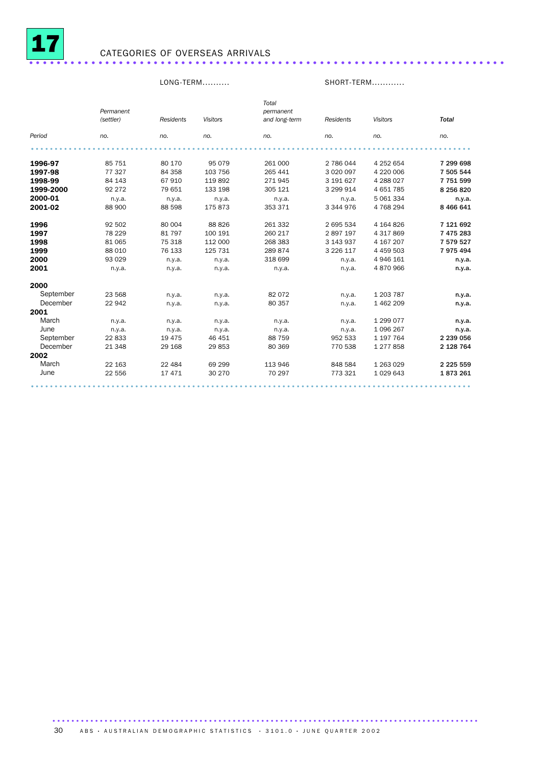# 17 CATEGORIES OF OVERSEAS ARRIVALS

| | LONG-TERM | | | | SHORT-TERM | | |
|---|---|---|---|---|---|---|---|
| | *Permanent (settler)* | *Residents* | *Visitors* | *Total permanent and long-term* | *Residents* | *Visitors* | ***Total*** |
| *Period* | *no.* | *no.* | *no.* | *no.* | *no.* | *no.* | *no.* |
| **1996-97** | 85 751 | 80 170 | 95 079 | 261 000 | 2 786 044 | 4 252 654 | **7 299 698** |
| **1997-98** | 77 327 | 84 358 | 103 756 | 265 441 | 3 020 097 | 4 220 006 | **7 505 544** |
| **1998-99** | 84 143 | 67 910 | 119 892 | 271 945 | 3 191 627 | 4 288 027 | **7 751 599** |
| **1999-2000** | 92 272 | 79 651 | 133 198 | 305 121 | 3 299 914 | 4 651 785 | **8 256 820** |
| **2000-01** | n.y.a. | n.y.a. | n.y.a. | n.y.a. | n.y.a. | 5 061 334 | **n.y.a.** |
| **2001-02** | 88 900 | 88 598 | 175 873 | 353 371 | 3 344 976 | 4 768 294 | **8 466 641** |
| **1996** | 92 502 | 80 004 | 88 826 | 261 332 | 2 695 534 | 4 164 826 | **7 121 692** |
| **1997** | 78 229 | 81 797 | 100 191 | 260 217 | 2 897 197 | 4 317 869 | **7 475 283** |
| **1998** | 81 065 | 75 318 | 112 000 | 268 383 | 3 143 937 | 4 167 207 | **7 579 527** |
| **1999** | 88 010 | 76 133 | 125 731 | 289 874 | 3 226 117 | 4 459 503 | **7 975 494** |
| **2000** | 93 029 | n.y.a. | n.y.a. | 318 699 | n.y.a. | 4 946 161 | **n.y.a.** |
| **2001** | n.y.a. | n.y.a. | n.y.a. | n.y.a. | n.y.a. | 4 870 966 | **n.y.a.** |
| **2000** | | | | | | | |
| September | 23 568 | n.y.a. | n.y.a. | 82 072 | n.y.a. | 1 203 787 | **n.y.a.** |
| December | 22 942 | n.y.a. | n.y.a. | 80 357 | n.y.a. | 1 462 209 | **n.y.a.** |
| **2001** | | | | | | | |
| March | n.y.a. | n.y.a. | n.y.a. | n.y.a. | n.y.a. | 1 299 077 | **n.y.a.** |
| June | n.y.a. | n.y.a. | n.y.a. | n.y.a. | n.y.a. | 1 096 267 | **n.y.a.** |
| September | 22 833 | 19 475 | 46 451 | 88 759 | 952 533 | 1 197 764 | **2 239 056** |
| December | 21 348 | 29 168 | 29 853 | 80 369 | 770 538 | 1 277 858 | **2 128 764** |
| **2002** | | | | | | | |
| March | 22 163 | 22 484 | 69 299 | 113 946 | 848 584 | 1 263 029 | **2 225 559** |
| June | 22 556 | 17 471 | 30 270 | 70 297 | 773 321 | 1 029 643 | **1 873 261** |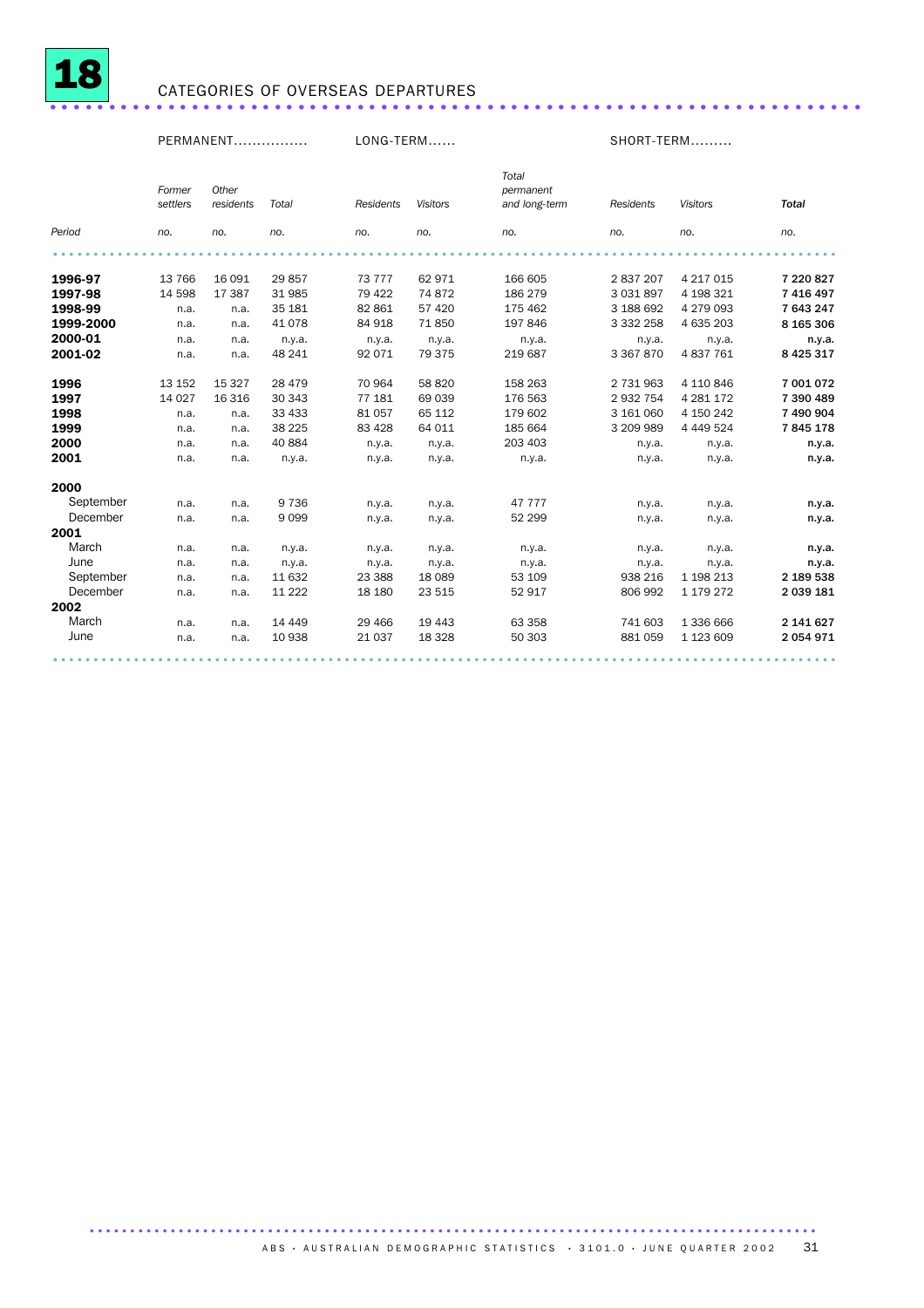# 18 CATEGORIES OF OVERSEAS DEPARTURES

| | PERMANENT | | | LONG-TERM | | | SHORT-TERM | | |
|---|---|---|---|---|---|---|---|---|---|
| | Former settlers | Other residents | Total | Residents | Visitors | Total permanent and long-term | Residents | Visitors | **Total** |
| *Period* | *no.* | *no.* | *no.* | *no.* | *no.* | *no.* | *no.* | *no.* | *no.* |
| **1996-97** | 13 766 | 16 091 | 29 857 | 73 777 | 62 971 | 166 605 | 2 837 207 | 4 217 015 | **7 220 827** |
| **1997-98** | 14 598 | 17 387 | 31 985 | 79 422 | 74 872 | 186 279 | 3 031 897 | 4 198 321 | **7 416 497** |
| **1998-99** | n.a. | n.a. | 35 181 | 82 861 | 57 420 | 175 462 | 3 188 692 | 4 279 093 | **7 643 247** |
| **1999-2000** | n.a. | n.a. | 41 078 | 84 918 | 71 850 | 197 846 | 3 332 258 | 4 635 203 | **8 165 306** |
| **2000-01** | n.a. | n.a. | n.y.a. | n.y.a. | n.y.a. | n.y.a. | n.y.a. | n.y.a. | **n.y.a.** |
| **2001-02** | n.a. | n.a. | 48 241 | 92 071 | 79 375 | 219 687 | 3 367 870 | 4 837 761 | **8 425 317** |
| **1996** | 13 152 | 15 327 | 28 479 | 70 964 | 58 820 | 158 263 | 2 731 963 | 4 110 846 | **7 001 072** |
| **1997** | 14 027 | 16 316 | 30 343 | 77 181 | 69 039 | 176 563 | 2 932 754 | 4 281 172 | **7 390 489** |
| **1998** | n.a. | n.a. | 33 433 | 81 057 | 65 112 | 179 602 | 3 161 060 | 4 150 242 | **7 490 904** |
| **1999** | n.a. | n.a. | 38 225 | 83 428 | 64 011 | 185 664 | 3 209 989 | 4 449 524 | **7 845 178** |
| **2000** | n.a. | n.a. | 40 884 | n.y.a. | n.y.a. | 203 403 | n.y.a. | n.y.a. | **n.y.a.** |
| **2001** | n.a. | n.a. | n.y.a. | n.y.a. | n.y.a. | n.y.a. | n.y.a. | n.y.a. | **n.y.a.** |
| **2000** | | | | | | | | | |
| September | n.a. | n.a. | 9 736 | n.y.a. | n.y.a. | 47 777 | n.y.a. | n.y.a. | **n.y.a.** |
| December | n.a. | n.a. | 9 099 | n.y.a. | n.y.a. | 52 299 | n.y.a. | n.y.a. | **n.y.a.** |
| **2001** | | | | | | | | | |
| March | n.a. | n.a. | n.y.a. | n.y.a. | n.y.a. | n.y.a. | n.y.a. | n.y.a. | **n.y.a.** |
| June | n.a. | n.a. | n.y.a. | n.y.a. | n.y.a. | n.y.a. | n.y.a. | n.y.a. | **n.y.a.** |
| September | n.a. | n.a. | 11 632 | 23 388 | 18 089 | 53 109 | 938 216 | 1 198 213 | **2 189 538** |
| December | n.a. | n.a. | 11 222 | 18 180 | 23 515 | 52 917 | 806 992 | 1 179 272 | **2 039 181** |
| **2002** | | | | | | | | | |
| March | n.a. | n.a. | 14 449 | 29 466 | 19 443 | 63 358 | 741 603 | 1 336 666 | **2 141 627** |
| June | n.a. | n.a. | 10 938 | 21 037 | 18 328 | 50 303 | 881 059 | 1 123 609 | **2 054 971** |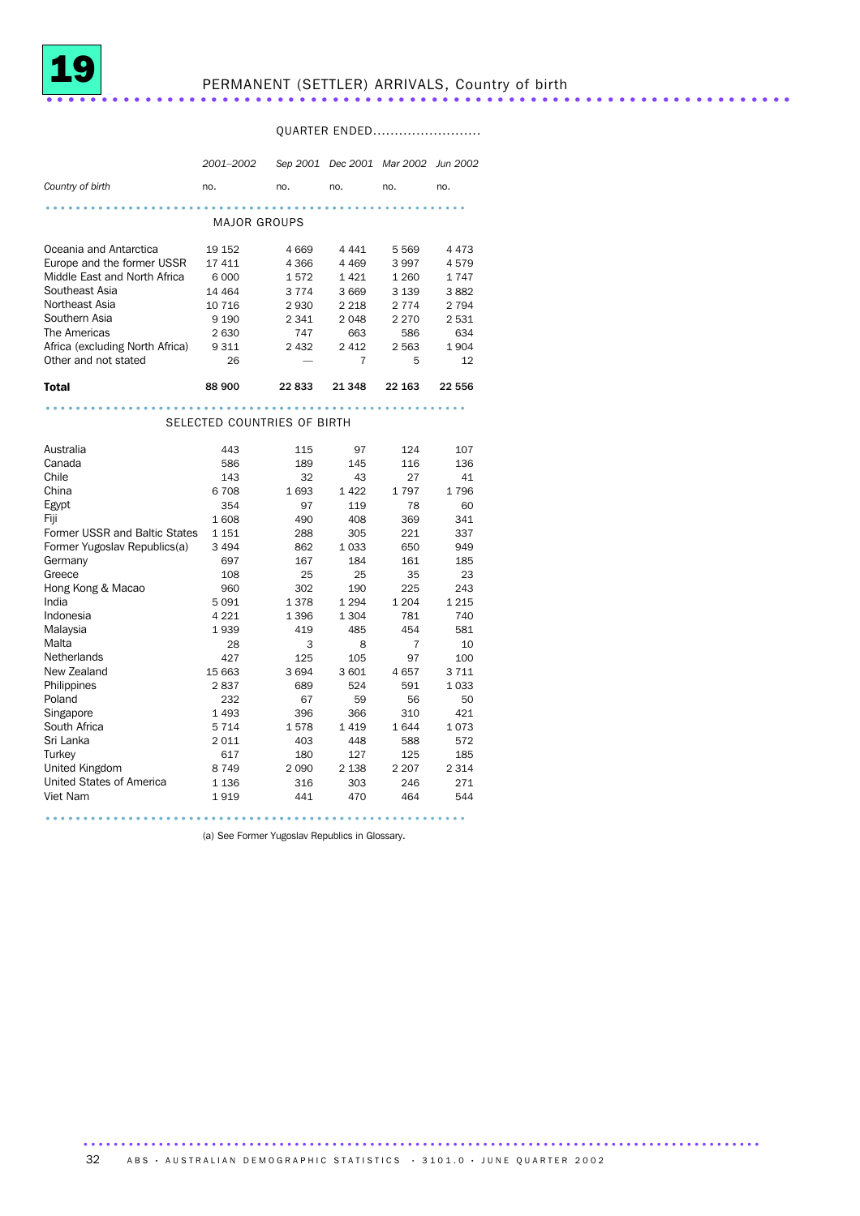# 19 PERMANENT (SETTLER) ARRIVALS, Country of birth

| | | QUARTER ENDED | | | |
|---|---|---|---|---|---|
| | *2001–2002* | *Sep 2001* | *Dec 2001* | *Mar 2002* | *Jun 2002* |
| *Country of birth* | no. | no. | no. | no. | no. |
| **MAJOR GROUPS** | | | | | |
| Oceania and Antarctica | 19 152 | 4 669 | 4 441 | 5 569 | 4 473 |
| Europe and the former USSR | 17 411 | 4 366 | 4 469 | 3 997 | 4 579 |
| Middle East and North Africa | 6 000 | 1 572 | 1 421 | 1 260 | 1 747 |
| Southeast Asia | 14 464 | 3 774 | 3 669 | 3 139 | 3 882 |
| Northeast Asia | 10 716 | 2 930 | 2 218 | 2 774 | 2 794 |
| Southern Asia | 9 190 | 2 341 | 2 048 | 2 270 | 2 531 |
| The Americas | 2 630 | 747 | 663 | 586 | 634 |
| Africa (excluding North Africa) | 9 311 | 2 432 | 2 412 | 2 563 | 1 904 |
| Other and not stated | 26 | — | 7 | 5 | 12 |
| **Total** | **88 900** | **22 833** | **21 348** | **22 163** | **22 556** |
| **SELECTED COUNTRIES OF BIRTH** | | | | | |
| Australia | 443 | 115 | 97 | 124 | 107 |
| Canada | 586 | 189 | 145 | 116 | 136 |
| Chile | 143 | 32 | 43 | 27 | 41 |
| China | 6 708 | 1 693 | 1 422 | 1 797 | 1 796 |
| Egypt | 354 | 97 | 119 | 78 | 60 |
| Fiji | 1 608 | 490 | 408 | 369 | 341 |
| Former USSR and Baltic States | 1 151 | 288 | 305 | 221 | 337 |
| Former Yugoslav Republics(a) | 3 494 | 862 | 1 033 | 650 | 949 |
| Germany | 697 | 167 | 184 | 161 | 185 |
| Greece | 108 | 25 | 25 | 35 | 23 |
| Hong Kong & Macao | 960 | 302 | 190 | 225 | 243 |
| India | 5 091 | 1 378 | 1 294 | 1 204 | 1 215 |
| Indonesia | 4 221 | 1 396 | 1 304 | 781 | 740 |
| Malaysia | 1 939 | 419 | 485 | 454 | 581 |
| Malta | 28 | 3 | 8 | 7 | 10 |
| Netherlands | 427 | 125 | 105 | 97 | 100 |
| New Zealand | 15 663 | 3 694 | 3 601 | 4 657 | 3 711 |
| Philippines | 2 837 | 689 | 524 | 591 | 1 033 |
| Poland | 232 | 67 | 59 | 56 | 50 |
| Singapore | 1 493 | 396 | 366 | 310 | 421 |
| South Africa | 5 714 | 1 578 | 1 419 | 1 644 | 1 073 |
| Sri Lanka | 2 011 | 403 | 448 | 588 | 572 |
| Turkey | 617 | 180 | 127 | 125 | 185 |
| United Kingdom | 8 749 | 2 090 | 2 138 | 2 207 | 2 314 |
| United States of America | 1 136 | 316 | 303 | 246 | 271 |
| Viet Nam | 1 919 | 441 | 470 | 464 | 544 |

(a) See Former Yugoslav Republics in Glossary.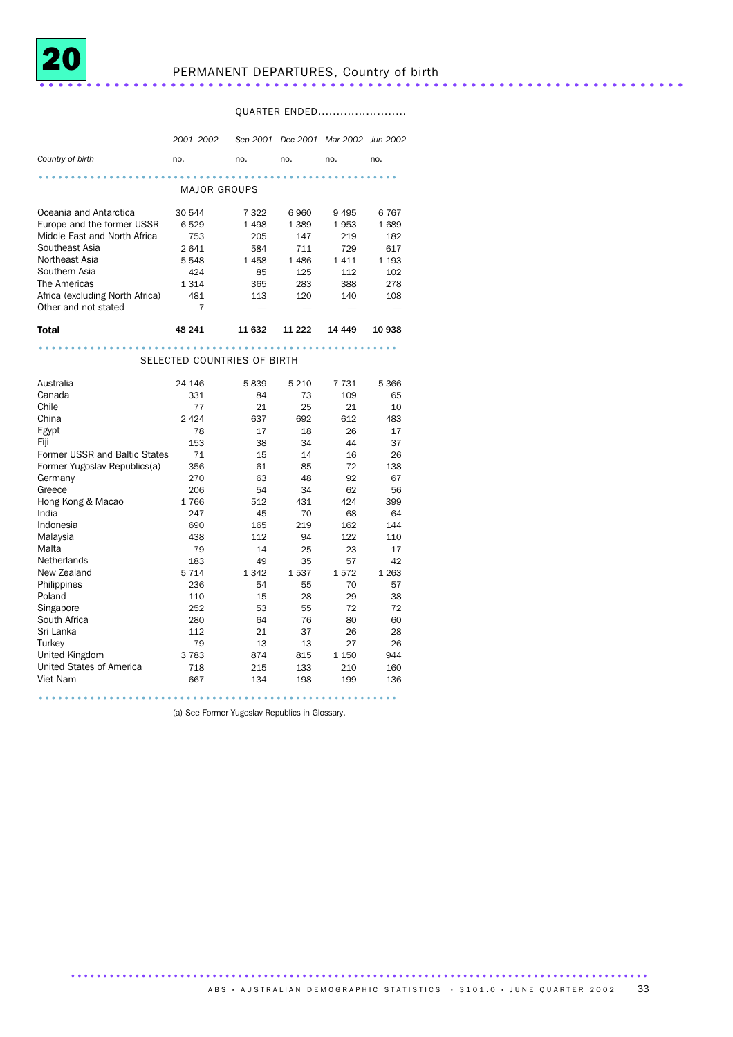# 20 PERMANENT DEPARTURES, Country of birth

| Country of birth | 2001–2002 | Sep 2001 | Dec 2001 | Mar 2002 | Jun 2002 |
|---|---|---|---|---|---|
| | | QUARTER ENDED | | | |
| | no. | no. | no. | no. | no. |
| **MAJOR GROUPS** | | | | | |
| Oceania and Antarctica | 30 544 | 7 322 | 6 960 | 9 495 | 6 767 |
| Europe and the former USSR | 6 529 | 1 498 | 1 389 | 1 953 | 1 689 |
| Middle East and North Africa | 753 | 205 | 147 | 219 | 182 |
| Southeast Asia | 2 641 | 584 | 711 | 729 | 617 |
| Northeast Asia | 5 548 | 1 458 | 1 486 | 1 411 | 1 193 |
| Southern Asia | 424 | 85 | 125 | 112 | 102 |
| The Americas | 1 314 | 365 | 283 | 388 | 278 |
| Africa (excluding North Africa) | 481 | 113 | 120 | 140 | 108 |
| Other and not stated | 7 | — | — | — | — |
| **Total** | **48 241** | **11 632** | **11 222** | **14 449** | **10 938** |
| **SELECTED COUNTRIES OF BIRTH** | | | | | |
| Australia | 24 146 | 5 839 | 5 210 | 7 731 | 5 366 |
| Canada | 331 | 84 | 73 | 109 | 65 |
| Chile | 77 | 21 | 25 | 21 | 10 |
| China | 2 424 | 637 | 692 | 612 | 483 |
| Egypt | 78 | 17 | 18 | 26 | 17 |
| Fiji | 153 | 38 | 34 | 44 | 37 |
| Former USSR and Baltic States | 71 | 15 | 14 | 16 | 26 |
| Former Yugoslav Republics(a) | 356 | 61 | 85 | 72 | 138 |
| Germany | 270 | 63 | 48 | 92 | 67 |
| Greece | 206 | 54 | 34 | 62 | 56 |
| Hong Kong & Macao | 1 766 | 512 | 431 | 424 | 399 |
| India | 247 | 45 | 70 | 68 | 64 |
| Indonesia | 690 | 165 | 219 | 162 | 144 |
| Malaysia | 438 | 112 | 94 | 122 | 110 |
| Malta | 79 | 14 | 25 | 23 | 17 |
| Netherlands | 183 | 49 | 35 | 57 | 42 |
| New Zealand | 5 714 | 1 342 | 1 537 | 1 572 | 1 263 |
| Philippines | 236 | 54 | 55 | 70 | 57 |
| Poland | 110 | 15 | 28 | 29 | 38 |
| Singapore | 252 | 53 | 55 | 72 | 72 |
| South Africa | 280 | 64 | 76 | 80 | 60 |
| Sri Lanka | 112 | 21 | 37 | 26 | 28 |
| Turkey | 79 | 13 | 13 | 27 | 26 |
| United Kingdom | 3 783 | 874 | 815 | 1 150 | 944 |
| United States of America | 718 | 215 | 133 | 210 | 160 |
| Viet Nam | 667 | 134 | 198 | 199 | 136 |

(a) See Former Yugoslav Republics in Glossary.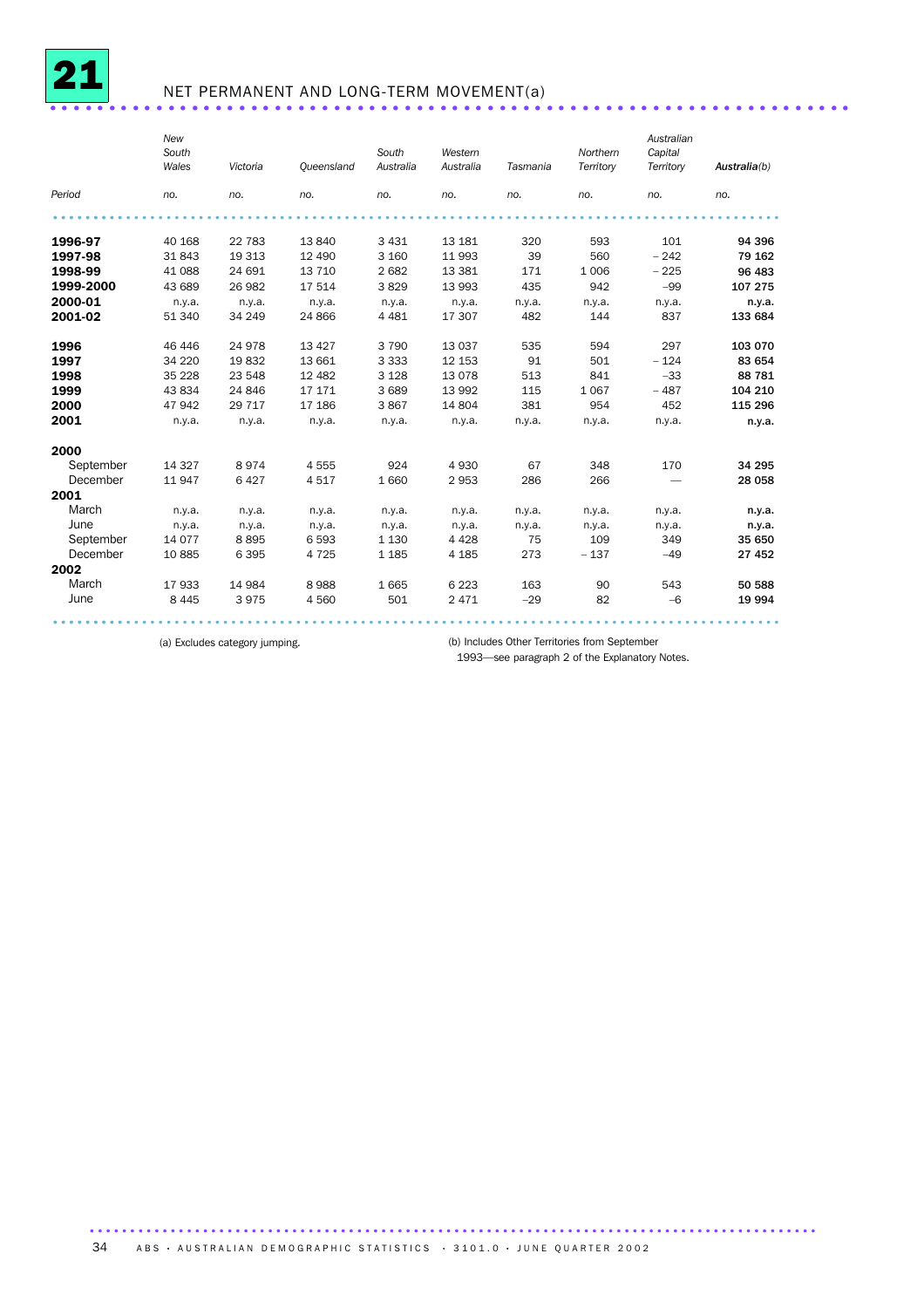# 21 NET PERMANENT AND LONG-TERM MOVEMENT(a)

| Period | *New South Wales* | *Victoria* | *Queensland* | *South Australia* | *Western Australia* | *Tasmania* | *Northern Territory* | *Australian Capital Territory* | ***Australia(b)*** |
|---|---|---|---|---|---|---|---|---|---|
| | *no.* | *no.* | *no.* | *no.* | *no.* | *no.* | *no.* | *no.* | *no.* |
| **1996-97** | 40 168 | 22 783 | 13 840 | 3 431 | 13 181 | 320 | 593 | 101 | **94 396** |
| **1997-98** | 31 843 | 19 313 | 12 490 | 3 160 | 11 993 | 39 | 560 | – 242 | **79 162** |
| **1998-99** | 41 088 | 24 691 | 13 710 | 2 682 | 13 381 | 171 | 1 006 | – 225 | **96 483** |
| **1999-2000** | 43 689 | 26 982 | 17 514 | 3 829 | 13 993 | 435 | 942 | –99 | **107 275** |
| **2000-01** | n.y.a. | n.y.a. | n.y.a. | n.y.a. | n.y.a. | n.y.a. | n.y.a. | n.y.a. | **n.y.a.** |
| **2001-02** | 51 340 | 34 249 | 24 866 | 4 481 | 17 307 | 482 | 144 | 837 | **133 684** |
| **1996** | 46 446 | 24 978 | 13 427 | 3 790 | 13 037 | 535 | 594 | 297 | **103 070** |
| **1997** | 34 220 | 19 832 | 13 661 | 3 333 | 12 153 | 91 | 501 | – 124 | **83 654** |
| **1998** | 35 228 | 23 548 | 12 482 | 3 128 | 13 078 | 513 | 841 | –33 | **88 781** |
| **1999** | 43 834 | 24 846 | 17 171 | 3 689 | 13 992 | 115 | 1 067 | – 487 | **104 210** |
| **2000** | 47 942 | 29 717 | 17 186 | 3 867 | 14 804 | 381 | 954 | 452 | **115 296** |
| **2001** | n.y.a. | n.y.a. | n.y.a. | n.y.a. | n.y.a. | n.y.a. | n.y.a. | n.y.a. | **n.y.a.** |
| **2000** | | | | | | | | | |
| September | 14 327 | 8 974 | 4 555 | 924 | 4 930 | 67 | 348 | 170 | **34 295** |
| December | 11 947 | 6 427 | 4 517 | 1 660 | 2 953 | 286 | 266 | — | **28 058** |
| **2001** | | | | | | | | | |
| March | n.y.a. | n.y.a. | n.y.a. | n.y.a. | n.y.a. | n.y.a. | n.y.a. | n.y.a. | **n.y.a.** |
| June | n.y.a. | n.y.a. | n.y.a. | n.y.a. | n.y.a. | n.y.a. | n.y.a. | n.y.a. | **n.y.a.** |
| September | 14 077 | 8 895 | 6 593 | 1 130 | 4 428 | 75 | 109 | 349 | **35 650** |
| December | 10 885 | 6 395 | 4 725 | 1 185 | 4 185 | 273 | – 137 | –49 | **27 452** |
| **2002** | | | | | | | | | |
| March | 17 933 | 14 984 | 8 988 | 1 665 | 6 223 | 163 | 90 | 543 | **50 588** |
| June | 8 445 | 3 975 | 4 560 | 501 | 2 471 | –29 | 82 | –6 | **19 994** |

(a) Excludes category jumping.

(b) Includes Other Territories from September 1993—see paragraph 2 of the Explanatory Notes.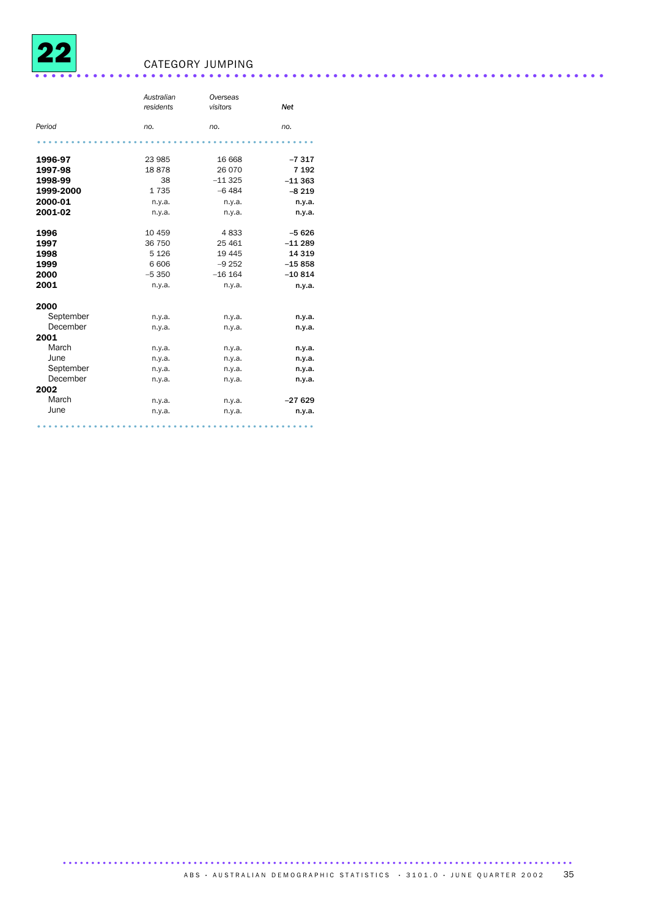# 22 CATEGORY JUMPING

| Period | *Australian residents* no. | *Overseas visitors* no. | ***Net*** no. |
|---|---|---|---|
| **1996-97** | 23 985 | 16 668 | **–7 317** |
| **1997-98** | 18 878 | 26 070 | **7 192** |
| **1998-99** | 38 | –11 325 | **–11 363** |
| **1999-2000** | 1 735 | –6 484 | **–8 219** |
| **2000-01** | n.y.a. | n.y.a. | **n.y.a.** |
| **2001-02** | n.y.a. | n.y.a. | **n.y.a.** |
| | | | |
| **1996** | 10 459 | 4 833 | **–5 626** |
| **1997** | 36 750 | 25 461 | **–11 289** |
| **1998** | 5 126 | 19 445 | **14 319** |
| **1999** | 6 606 | –9 252 | **–15 858** |
| **2000** | –5 350 | –16 164 | **–10 814** |
| **2001** | n.y.a. | n.y.a. | **n.y.a.** |
| | | | |
| **2000** | | | |
| September | n.y.a. | n.y.a. | **n.y.a.** |
| December | n.y.a. | n.y.a. | **n.y.a.** |
| **2001** | | | |
| March | n.y.a. | n.y.a. | **n.y.a.** |
| June | n.y.a. | n.y.a. | **n.y.a.** |
| September | n.y.a. | n.y.a. | **n.y.a.** |
| December | n.y.a. | n.y.a. | **n.y.a.** |
| **2002** | | | |
| March | n.y.a. | n.y.a. | **–27 629** |
| June | n.y.a. | n.y.a. | **n.y.a.** |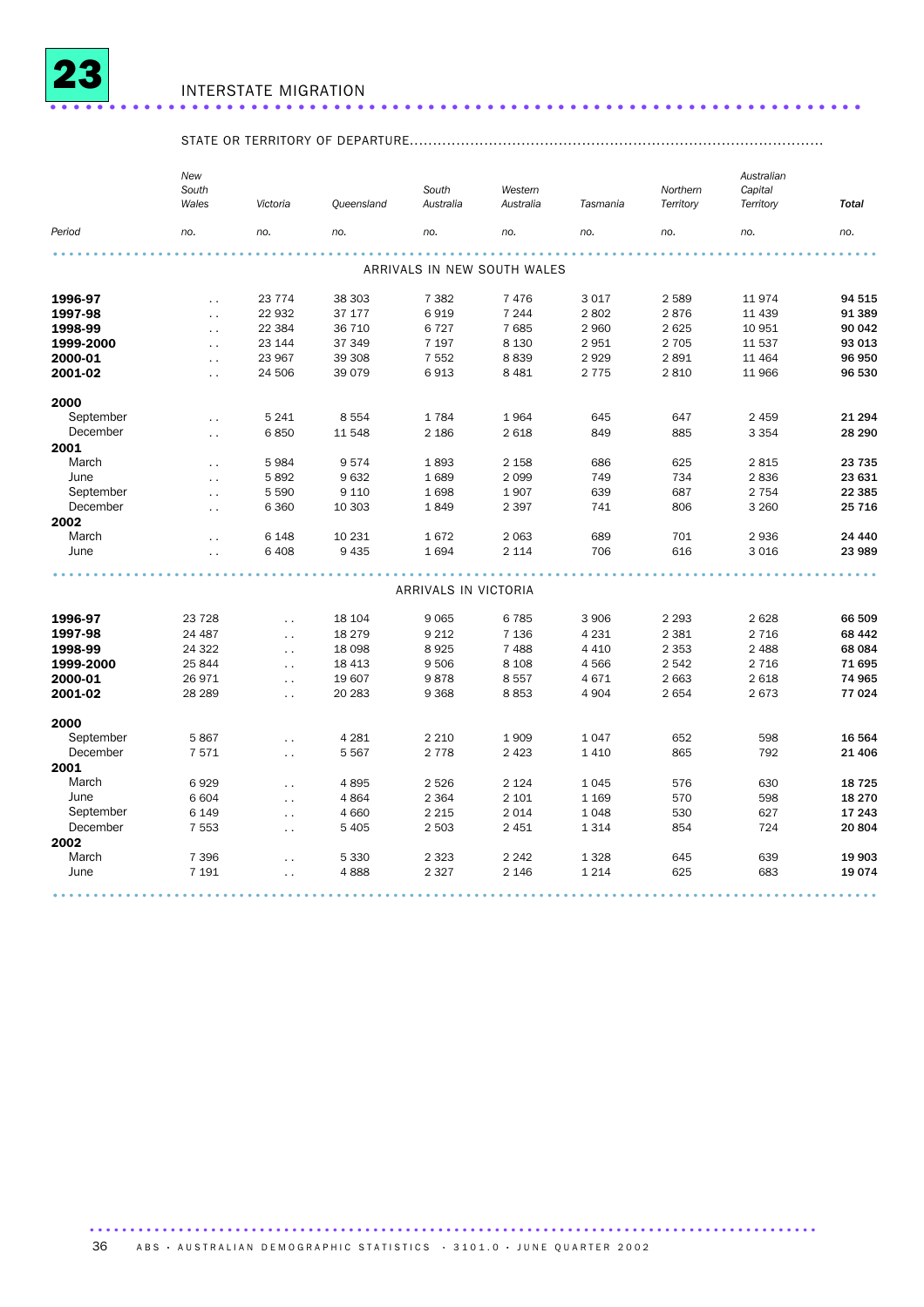# 23 INTERSTATE MIGRATION

| | STATE OR TERRITORY OF DEPARTURE | | | | | | | | |
|---|---|---|---|---|---|---|---|---|---|
| | *New South Wales* | *Victoria* | *Queensland* | *South Australia* | *Western Australia* | *Tasmania* | *Northern Territory* | *Australian Capital Territory* | ***Total*** |
| *Period* | *no.* | *no.* | *no.* | *no.* | *no.* | *no.* | *no.* | *no.* | *no.* |
| | | | | ARRIVALS IN NEW SOUTH WALES | | | | | |
| **1996-97** | . . | 23 774 | 38 303 | 7 382 | 7 476 | 3 017 | 2 589 | 11 974 | **94 515** |
| **1997-98** | . . | 22 932 | 37 177 | 6 919 | 7 244 | 2 802 | 2 876 | 11 439 | **91 389** |
| **1998-99** | . . | 22 384 | 36 710 | 6 727 | 7 685 | 2 960 | 2 625 | 10 951 | **90 042** |
| **1999-2000** | . . | 23 144 | 37 349 | 7 197 | 8 130 | 2 951 | 2 705 | 11 537 | **93 013** |
| **2000-01** | . . | 23 967 | 39 308 | 7 552 | 8 839 | 2 929 | 2 891 | 11 464 | **96 950** |
| **2001-02** | . . | 24 506 | 39 079 | 6 913 | 8 481 | 2 775 | 2 810 | 11 966 | **96 530** |
| **2000** | | | | | | | | | |
| September | . . | 5 241 | 8 554 | 1 784 | 1 964 | 645 | 647 | 2 459 | **21 294** |
| December | . . | 6 850 | 11 548 | 2 186 | 2 618 | 849 | 885 | 3 354 | **28 290** |
| **2001** | | | | | | | | | |
| March | . . | 5 984 | 9 574 | 1 893 | 2 158 | 686 | 625 | 2 815 | **23 735** |
| June | . . | 5 892 | 9 632 | 1 689 | 2 099 | 749 | 734 | 2 836 | **23 631** |
| September | . . | 5 590 | 9 110 | 1 698 | 1 907 | 639 | 687 | 2 754 | **22 385** |
| December | . . | 6 360 | 10 303 | 1 849 | 2 397 | 741 | 806 | 3 260 | **25 716** |
| **2002** | | | | | | | | | |
| March | . . | 6 148 | 10 231 | 1 672 | 2 063 | 689 | 701 | 2 936 | **24 440** |
| June | . . | 6 408 | 9 435 | 1 694 | 2 114 | 706 | 616 | 3 016 | **23 989** |
| | | | | ARRIVALS IN VICTORIA | | | | | |
| **1996-97** | 23 728 | . . | 18 104 | 9 065 | 6 785 | 3 906 | 2 293 | 2 628 | **66 509** |
| **1997-98** | 24 487 | . . | 18 279 | 9 212 | 7 136 | 4 231 | 2 381 | 2 716 | **68 442** |
| **1998-99** | 24 322 | . . | 18 098 | 8 925 | 7 488 | 4 410 | 2 353 | 2 488 | **68 084** |
| **1999-2000** | 25 844 | . . | 18 413 | 9 506 | 8 108 | 4 566 | 2 542 | 2 716 | **71 695** |
| **2000-01** | 26 971 | . . | 19 607 | 9 878 | 8 557 | 4 671 | 2 663 | 2 618 | **74 965** |
| **2001-02** | 28 289 | . . | 20 283 | 9 368 | 8 853 | 4 904 | 2 654 | 2 673 | **77 024** |
| **2000** | | | | | | | | | |
| September | 5 867 | . . | 4 281 | 2 210 | 1 909 | 1 047 | 652 | 598 | **16 564** |
| December | 7 571 | . . | 5 567 | 2 778 | 2 423 | 1 410 | 865 | 792 | **21 406** |
| **2001** | | | | | | | | | |
| March | 6 929 | . . | 4 895 | 2 526 | 2 124 | 1 045 | 576 | 630 | **18 725** |
| June | 6 604 | . . | 4 864 | 2 364 | 2 101 | 1 169 | 570 | 598 | **18 270** |
| September | 6 149 | . . | 4 660 | 2 215 | 2 014 | 1 048 | 530 | 627 | **17 243** |
| December | 7 553 | . . | 5 405 | 2 503 | 2 451 | 1 314 | 854 | 724 | **20 804** |
| **2002** | | | | | | | | | |
| March | 7 396 | . . | 5 330 | 2 323 | 2 242 | 1 328 | 645 | 639 | **19 903** |
| June | 7 191 | . . | 4 888 | 2 327 | 2 146 | 1 214 | 625 | 683 | **19 074** |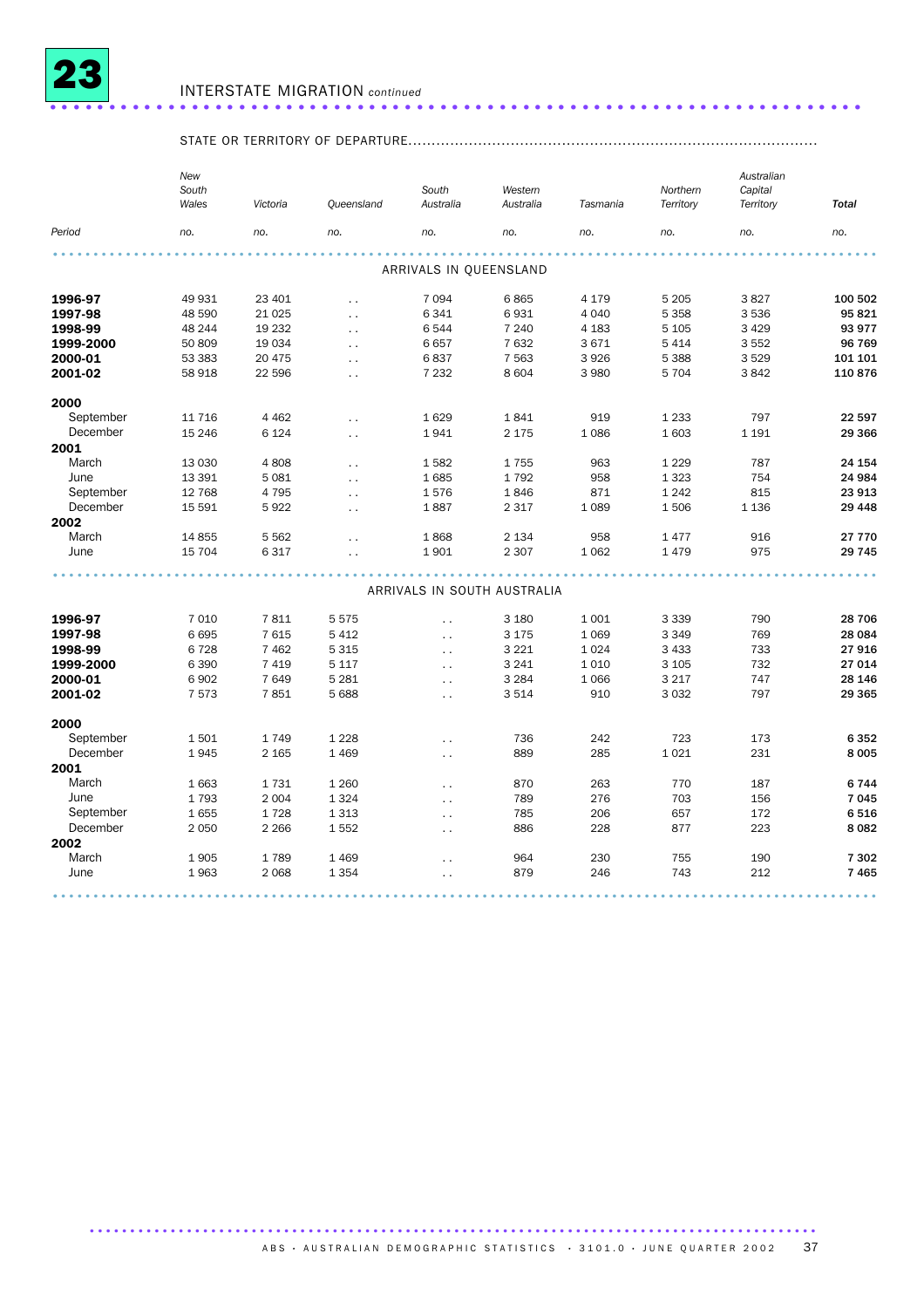# 23 INTERSTATE MIGRATION *continued*

STATE OR TERRITORY OF DEPARTURE

| Period | New South Wales | Victoria | Queensland | South Australia | Western Australia | Tasmania | Northern Territory | Australian Capital Territory | Total |
|---|---|---|---|---|---|---|---|---|---|
| | no. | no. | no. | no. | no. | no. | no. | no. | no. |
| **ARRIVALS IN QUEENSLAND** | | | | | | | | | |
| **1996-97** | 49 931 | 23 401 | . . | 7 094 | 6 865 | 4 179 | 5 205 | 3 827 | **100 502** |
| **1997-98** | 48 590 | 21 025 | . . | 6 341 | 6 931 | 4 040 | 5 358 | 3 536 | **95 821** |
| **1998-99** | 48 244 | 19 232 | . . | 6 544 | 7 240 | 4 183 | 5 105 | 3 429 | **93 977** |
| **1999-2000** | 50 809 | 19 034 | . . | 6 657 | 7 632 | 3 671 | 5 414 | 3 552 | **96 769** |
| **2000-01** | 53 383 | 20 475 | . . | 6 837 | 7 563 | 3 926 | 5 388 | 3 529 | **101 101** |
| **2001-02** | 58 918 | 22 596 | . . | 7 232 | 8 604 | 3 980 | 5 704 | 3 842 | **110 876** |
| **2000** | | | | | | | | | |
| September | 11 716 | 4 462 | . . | 1 629 | 1 841 | 919 | 1 233 | 797 | **22 597** |
| December | 15 246 | 6 124 | . . | 1 941 | 2 175 | 1 086 | 1 603 | 1 191 | **29 366** |
| **2001** | | | | | | | | | |
| March | 13 030 | 4 808 | . . | 1 582 | 1 755 | 963 | 1 229 | 787 | **24 154** |
| June | 13 391 | 5 081 | . . | 1 685 | 1 792 | 958 | 1 323 | 754 | **24 984** |
| September | 12 768 | 4 795 | . . | 1 576 | 1 846 | 871 | 1 242 | 815 | **23 913** |
| December | 15 591 | 5 922 | . . | 1 887 | 2 317 | 1 089 | 1 506 | 1 136 | **29 448** |
| **2002** | | | | | | | | | |
| March | 14 855 | 5 562 | . . | 1 868 | 2 134 | 958 | 1 477 | 916 | **27 770** |
| June | 15 704 | 6 317 | . . | 1 901 | 2 307 | 1 062 | 1 479 | 975 | **29 745** |
| **ARRIVALS IN SOUTH AUSTRALIA** | | | | | | | | | |
| **1996-97** | 7 010 | 7 811 | 5 575 | . . | 3 180 | 1 001 | 3 339 | 790 | **28 706** |
| **1997-98** | 6 695 | 7 615 | 5 412 | . . | 3 175 | 1 069 | 3 349 | 769 | **28 084** |
| **1998-99** | 6 728 | 7 462 | 5 315 | . . | 3 221 | 1 024 | 3 433 | 733 | **27 916** |
| **1999-2000** | 6 390 | 7 419 | 5 117 | . . | 3 241 | 1 010 | 3 105 | 732 | **27 014** |
| **2000-01** | 6 902 | 7 649 | 5 281 | . . | 3 284 | 1 066 | 3 217 | 747 | **28 146** |
| **2001-02** | 7 573 | 7 851 | 5 688 | . . | 3 514 | 910 | 3 032 | 797 | **29 365** |
| **2000** | | | | | | | | | |
| September | 1 501 | 1 749 | 1 228 | . . | 736 | 242 | 723 | 173 | **6 352** |
| December | 1 945 | 2 165 | 1 469 | . . | 889 | 285 | 1 021 | 231 | **8 005** |
| **2001** | | | | | | | | | |
| March | 1 663 | 1 731 | 1 260 | . . | 870 | 263 | 770 | 187 | **6 744** |
| June | 1 793 | 2 004 | 1 324 | . . | 789 | 276 | 703 | 156 | **7 045** |
| September | 1 655 | 1 728 | 1 313 | . . | 785 | 206 | 657 | 172 | **6 516** |
| December | 2 050 | 2 266 | 1 552 | . . | 886 | 228 | 877 | 223 | **8 082** |
| **2002** | | | | | | | | | |
| March | 1 905 | 1 789 | 1 469 | . . | 964 | 230 | 755 | 190 | **7 302** |
| June | 1 963 | 2 068 | 1 354 | . . | 879 | 246 | 743 | 212 | **7 465** |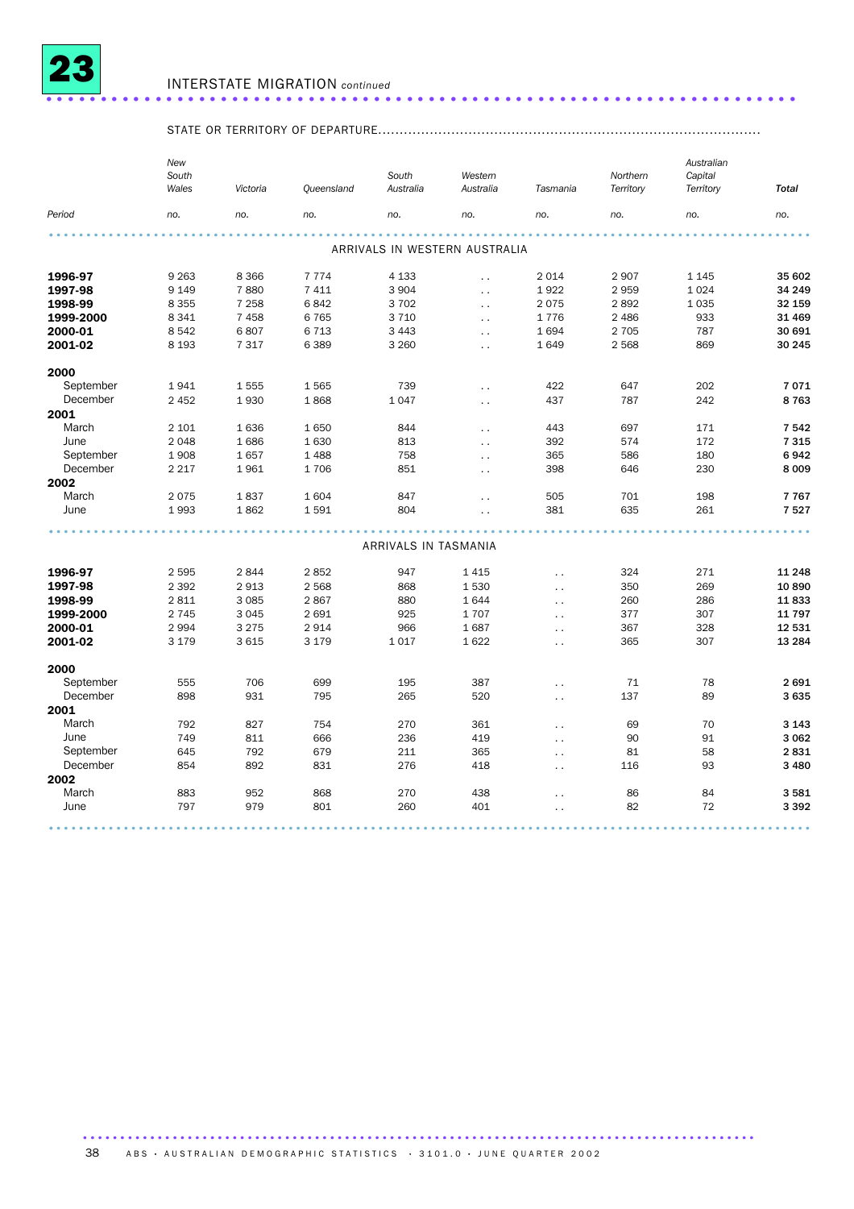# 23 INTERSTATE MIGRATION *continued*

| | STATE OR TERRITORY OF DEPARTURE | | | | | | | | |
|---|---|---|---|---|---|---|---|---|---|
| | *New South Wales* | *Victoria* | *Queensland* | *South Australia* | *Western Australia* | *Tasmania* | *Northern Territory* | *Australian Capital Territory* | ***Total*** |
| *Period* | *no.* | *no.* | *no.* | *no.* | *no.* | *no.* | *no.* | *no.* | *no.* |
| | | | | ARRIVALS IN WESTERN AUSTRALIA | | | | | |
| **1996-97** | 9 263 | 8 366 | 7 774 | 4 133 | . . | 2 014 | 2 907 | 1 145 | **35 602** |
| **1997-98** | 9 149 | 7 880 | 7 411 | 3 904 | . . | 1 922 | 2 959 | 1 024 | **34 249** |
| **1998-99** | 8 355 | 7 258 | 6 842 | 3 702 | . . | 2 075 | 2 892 | 1 035 | **32 159** |
| **1999-2000** | 8 341 | 7 458 | 6 765 | 3 710 | . . | 1 776 | 2 486 | 933 | **31 469** |
| **2000-01** | 8 542 | 6 807 | 6 713 | 3 443 | . . | 1 694 | 2 705 | 787 | **30 691** |
| **2001-02** | 8 193 | 7 317 | 6 389 | 3 260 | . . | 1 649 | 2 568 | 869 | **30 245** |
| **2000** | | | | | | | | | |
| September | 1 941 | 1 555 | 1 565 | 739 | . . | 422 | 647 | 202 | **7 071** |
| December | 2 452 | 1 930 | 1 868 | 1 047 | . . | 437 | 787 | 242 | **8 763** |
| **2001** | | | | | | | | | |
| March | 2 101 | 1 636 | 1 650 | 844 | . . | 443 | 697 | 171 | **7 542** |
| June | 2 048 | 1 686 | 1 630 | 813 | . . | 392 | 574 | 172 | **7 315** |
| September | 1 908 | 1 657 | 1 488 | 758 | . . | 365 | 586 | 180 | **6 942** |
| December | 2 217 | 1 961 | 1 706 | 851 | . . | 398 | 646 | 230 | **8 009** |
| **2002** | | | | | | | | | |
| March | 2 075 | 1 837 | 1 604 | 847 | . . | 505 | 701 | 198 | **7 767** |
| June | 1 993 | 1 862 | 1 591 | 804 | . . | 381 | 635 | 261 | **7 527** |
| | | | | ARRIVALS IN TASMANIA | | | | | |
| **1996-97** | 2 595 | 2 844 | 2 852 | 947 | 1 415 | . . | 324 | 271 | **11 248** |
| **1997-98** | 2 392 | 2 913 | 2 568 | 868 | 1 530 | . . | 350 | 269 | **10 890** |
| **1998-99** | 2 811 | 3 085 | 2 867 | 880 | 1 644 | . . | 260 | 286 | **11 833** |
| **1999-2000** | 2 745 | 3 045 | 2 691 | 925 | 1 707 | . . | 377 | 307 | **11 797** |
| **2000-01** | 2 994 | 3 275 | 2 914 | 966 | 1 687 | . . | 367 | 328 | **12 531** |
| **2001-02** | 3 179 | 3 615 | 3 179 | 1 017 | 1 622 | . . | 365 | 307 | **13 284** |
| **2000** | | | | | | | | | |
| September | 555 | 706 | 699 | 195 | 387 | . . | 71 | 78 | **2 691** |
| December | 898 | 931 | 795 | 265 | 520 | . . | 137 | 89 | **3 635** |
| **2001** | | | | | | | | | |
| March | 792 | 827 | 754 | 270 | 361 | . . | 69 | 70 | **3 143** |
| June | 749 | 811 | 666 | 236 | 419 | . . | 90 | 91 | **3 062** |
| September | 645 | 792 | 679 | 211 | 365 | . . | 81 | 58 | **2 831** |
| December | 854 | 892 | 831 | 276 | 418 | . . | 116 | 93 | **3 480** |
| **2002** | | | | | | | | | |
| March | 883 | 952 | 868 | 270 | 438 | . . | 86 | 84 | **3 581** |
| June | 797 | 979 | 801 | 260 | 401 | . . | 82 | 72 | **3 392** |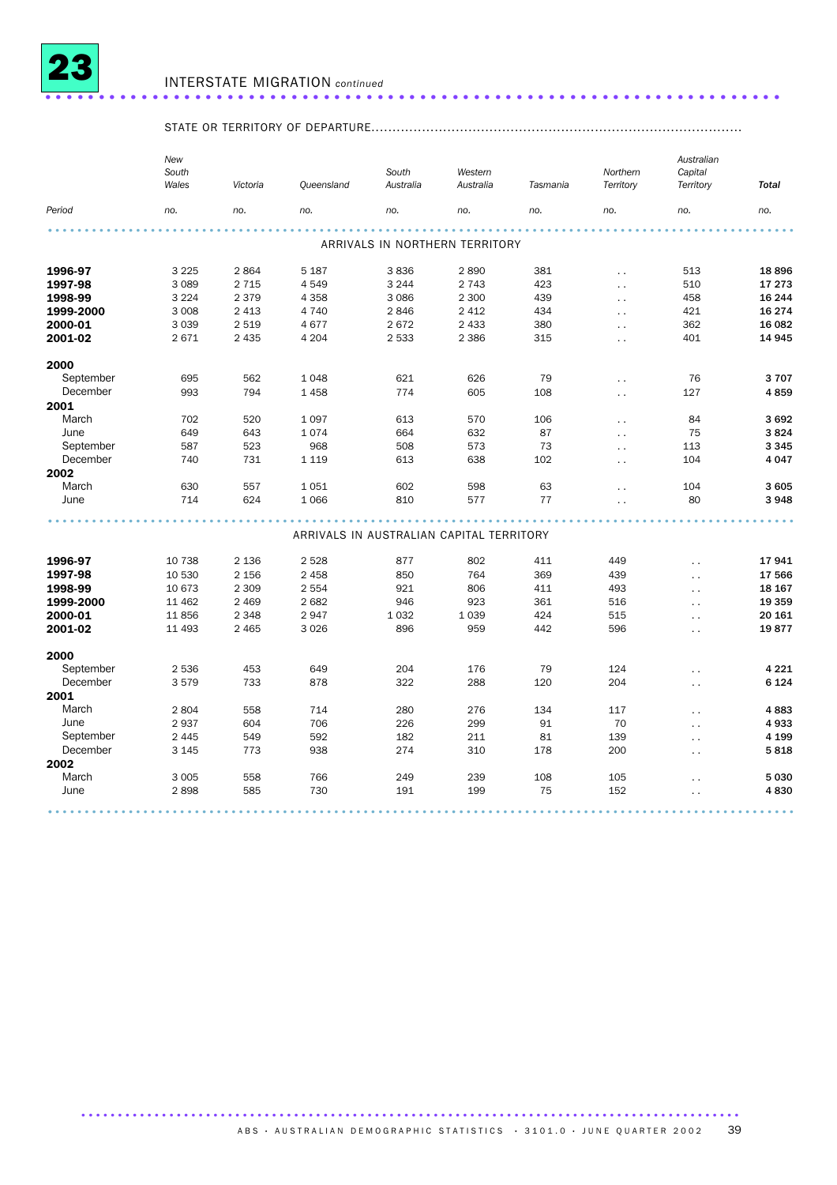# 23 INTERSTATE MIGRATION *continued*

| Period | New South Wales | Victoria | Queensland | South Australia | Western Australia | Tasmania | Northern Territory | Australian Capital Territory | Total |
|---|---|---|---|---|---|---|---|---|---|
| | STATE OR TERRITORY OF DEPARTURE | | | | | | | | |
| | no. | no. | no. | no. | no. | no. | no. | no. | no. |
| | | | | ARRIVALS IN NORTHERN TERRITORY | | | | | |
| **1996-97** | 3 225 | 2 864 | 5 187 | 3 836 | 2 890 | 381 | .. | 513 | **18 896** |
| **1997-98** | 3 089 | 2 715 | 4 549 | 3 244 | 2 743 | 423 | .. | 510 | **17 273** |
| **1998-99** | 3 224 | 2 379 | 4 358 | 3 086 | 2 300 | 439 | .. | 458 | **16 244** |
| **1999-2000** | 3 008 | 2 413 | 4 740 | 2 846 | 2 412 | 434 | .. | 421 | **16 274** |
| **2000-01** | 3 039 | 2 519 | 4 677 | 2 672 | 2 433 | 380 | .. | 362 | **16 082** |
| **2001-02** | 2 671 | 2 435 | 4 204 | 2 533 | 2 386 | 315 | .. | 401 | **14 945** |
| **2000** | | | | | | | | | |
| September | 695 | 562 | 1 048 | 621 | 626 | 79 | .. | 76 | **3 707** |
| December | 993 | 794 | 1 458 | 774 | 605 | 108 | .. | 127 | **4 859** |
| **2001** | | | | | | | | | |
| March | 702 | 520 | 1 097 | 613 | 570 | 106 | .. | 84 | **3 692** |
| June | 649 | 643 | 1 074 | 664 | 632 | 87 | .. | 75 | **3 824** |
| September | 587 | 523 | 968 | 508 | 573 | 73 | .. | 113 | **3 345** |
| December | 740 | 731 | 1 119 | 613 | 638 | 102 | .. | 104 | **4 047** |
| **2002** | | | | | | | | | |
| March | 630 | 557 | 1 051 | 602 | 598 | 63 | .. | 104 | **3 605** |
| June | 714 | 624 | 1 066 | 810 | 577 | 77 | .. | 80 | **3 948** |
| | | | | ARRIVALS IN AUSTRALIAN CAPITAL TERRITORY | | | | | |
| **1996-97** | 10 738 | 2 136 | 2 528 | 877 | 802 | 411 | 449 | .. | **17 941** |
| **1997-98** | 10 530 | 2 156 | 2 458 | 850 | 764 | 369 | 439 | .. | **17 566** |
| **1998-99** | 10 673 | 2 309 | 2 554 | 921 | 806 | 411 | 493 | .. | **18 167** |
| **1999-2000** | 11 462 | 2 469 | 2 682 | 946 | 923 | 361 | 516 | .. | **19 359** |
| **2000-01** | 11 856 | 2 348 | 2 947 | 1 032 | 1 039 | 424 | 515 | .. | **20 161** |
| **2001-02** | 11 493 | 2 465 | 3 026 | 896 | 959 | 442 | 596 | .. | **19 877** |
| **2000** | | | | | | | | | |
| September | 2 536 | 453 | 649 | 204 | 176 | 79 | 124 | .. | **4 221** |
| December | 3 579 | 733 | 878 | 322 | 288 | 120 | 204 | .. | **6 124** |
| **2001** | | | | | | | | | |
| March | 2 804 | 558 | 714 | 280 | 276 | 134 | 117 | .. | **4 883** |
| June | 2 937 | 604 | 706 | 226 | 299 | 91 | 70 | .. | **4 933** |
| September | 2 445 | 549 | 592 | 182 | 211 | 81 | 139 | .. | **4 199** |
| December | 3 145 | 773 | 938 | 274 | 310 | 178 | 200 | .. | **5 818** |
| **2002** | | | | | | | | | |
| March | 3 005 | 558 | 766 | 249 | 239 | 108 | 105 | .. | **5 030** |
| June | 2 898 | 585 | 730 | 191 | 199 | 75 | 152 | .. | **4 830** |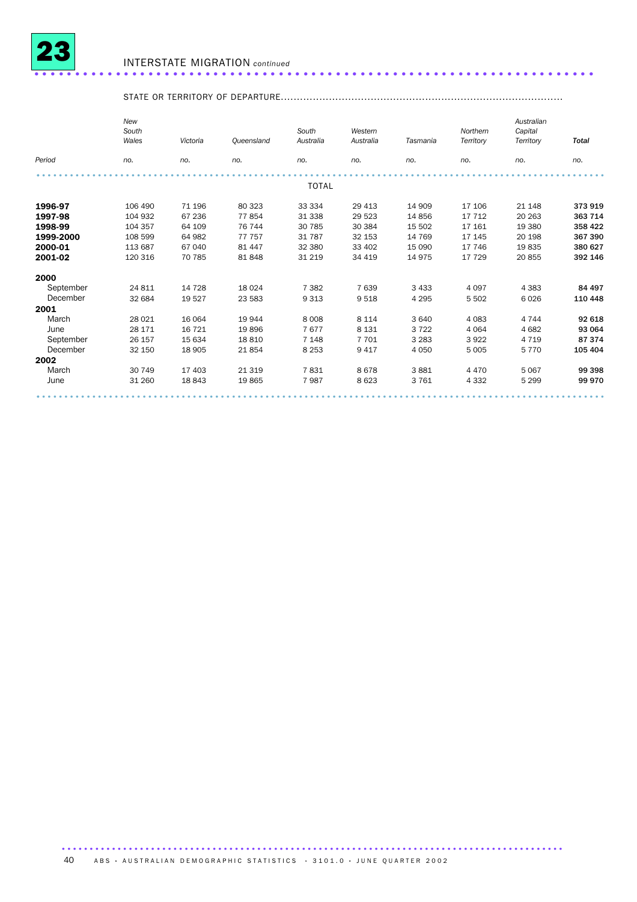# 23 INTERSTATE MIGRATION *continued*

| Period | STATE OR TERRITORY OF DEPARTURE | | | | | | | | |
|---|---|---|---|---|---|---|---|---|---|
| | *New South Wales* | *Victoria* | *Queensland* | *South Australia* | *Western Australia* | *Tasmania* | *Northern Territory* | *Australian Capital Territory* | ***Total*** |
| | *no.* | *no.* | *no.* | *no.* | *no.* | *no.* | *no.* | *no.* | *no.* |
| | | | | | TOTAL | | | | |
| **1996-97** | 106 490 | 71 196 | 80 323 | 33 334 | 29 413 | 14 909 | 17 106 | 21 148 | **373 919** |
| **1997-98** | 104 932 | 67 236 | 77 854 | 31 338 | 29 523 | 14 856 | 17 712 | 20 263 | **363 714** |
| **1998-99** | 104 357 | 64 109 | 76 744 | 30 785 | 30 384 | 15 502 | 17 161 | 19 380 | **358 422** |
| **1999-2000** | 108 599 | 64 982 | 77 757 | 31 787 | 32 153 | 14 769 | 17 145 | 20 198 | **367 390** |
| **2000-01** | 113 687 | 67 040 | 81 447 | 32 380 | 33 402 | 15 090 | 17 746 | 19 835 | **380 627** |
| **2001-02** | 120 316 | 70 785 | 81 848 | 31 219 | 34 419 | 14 975 | 17 729 | 20 855 | **392 146** |
| **2000** | | | | | | | | | |
| September | 24 811 | 14 728 | 18 024 | 7 382 | 7 639 | 3 433 | 4 097 | 4 383 | **84 497** |
| December | 32 684 | 19 527 | 23 583 | 9 313 | 9 518 | 4 295 | 5 502 | 6 026 | **110 448** |
| **2001** | | | | | | | | | |
| March | 28 021 | 16 064 | 19 944 | 8 008 | 8 114 | 3 640 | 4 083 | 4 744 | **92 618** |
| June | 28 171 | 16 721 | 19 896 | 7 677 | 8 131 | 3 722 | 4 064 | 4 682 | **93 064** |
| September | 26 157 | 15 634 | 18 810 | 7 148 | 7 701 | 3 283 | 3 922 | 4 719 | **87 374** |
| December | 32 150 | 18 905 | 21 854 | 8 253 | 9 417 | 4 050 | 5 005 | 5 770 | **105 404** |
| **2002** | | | | | | | | | |
| March | 30 749 | 17 403 | 21 319 | 7 831 | 8 678 | 3 881 | 4 470 | 5 067 | **99 398** |
| June | 31 260 | 18 843 | 19 865 | 7 987 | 8 623 | 3 761 | 4 332 | 5 299 | **99 970** |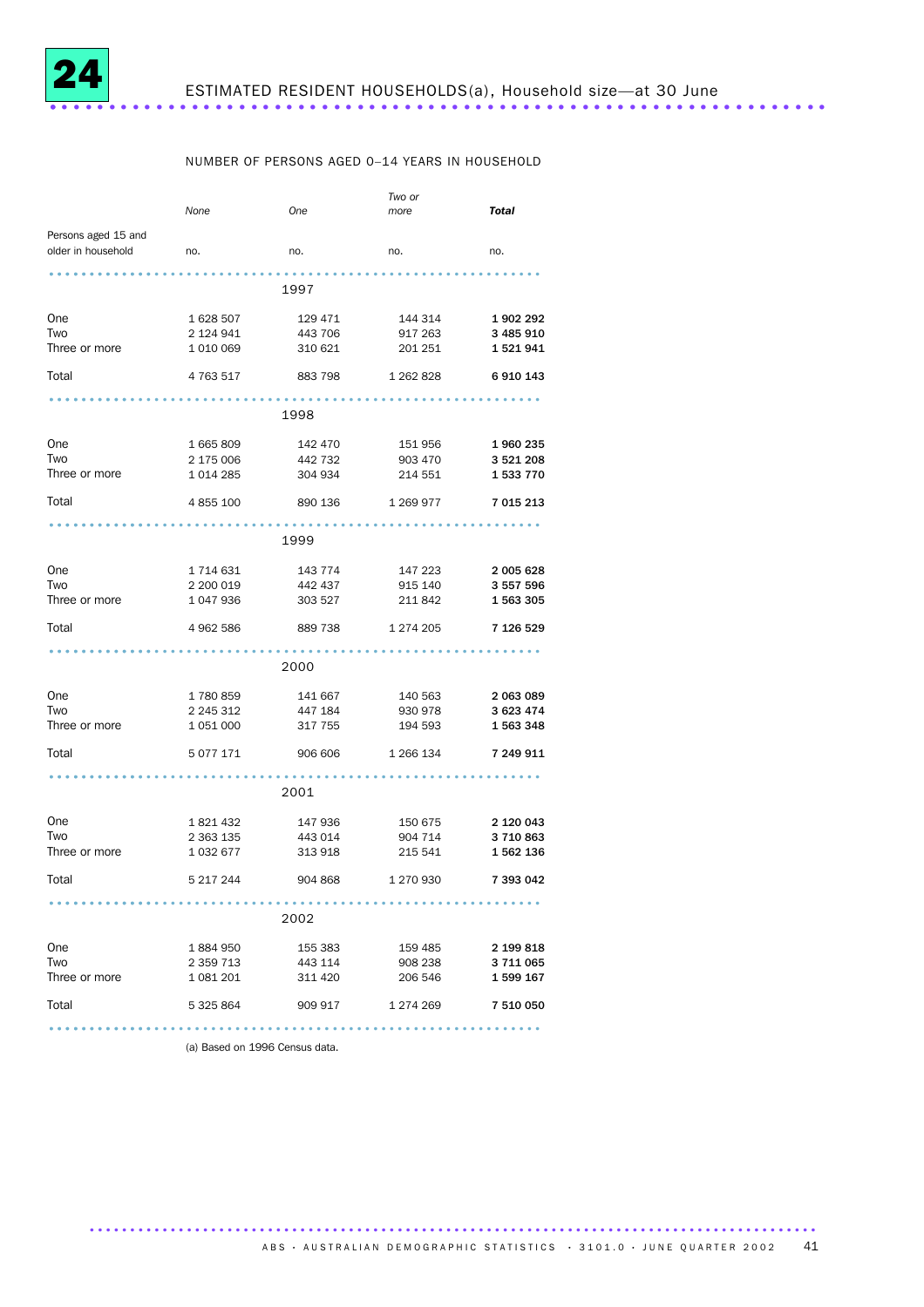# 24 ESTIMATED RESIDENT HOUSEHOLDS(a), Household size—at 30 June

NUMBER OF PERSONS AGED 0–14 YEARS IN HOUSEHOLD

| Persons aged 15 and older in household | *None* | *One* | *Two or more* | ***Total*** |
|---|---|---|---|---|
| | no. | no. | no. | no. |
| **1997** | | | | |
| One | 1 628 507 | 129 471 | 144 314 | **1 902 292** |
| Two | 2 124 941 | 443 706 | 917 263 | **3 485 910** |
| Three or more | 1 010 069 | 310 621 | 201 251 | **1 521 941** |
| Total | 4 763 517 | 883 798 | 1 262 828 | **6 910 143** |
| **1998** | | | | |
| One | 1 665 809 | 142 470 | 151 956 | **1 960 235** |
| Two | 2 175 006 | 442 732 | 903 470 | **3 521 208** |
| Three or more | 1 014 285 | 304 934 | 214 551 | **1 533 770** |
| Total | 4 855 100 | 890 136 | 1 269 977 | **7 015 213** |
| **1999** | | | | |
| One | 1 714 631 | 143 774 | 147 223 | **2 005 628** |
| Two | 2 200 019 | 442 437 | 915 140 | **3 557 596** |
| Three or more | 1 047 936 | 303 527 | 211 842 | **1 563 305** |
| Total | 4 962 586 | 889 738 | 1 274 205 | **7 126 529** |
| **2000** | | | | |
| One | 1 780 859 | 141 667 | 140 563 | **2 063 089** |
| Two | 2 245 312 | 447 184 | 930 978 | **3 623 474** |
| Three or more | 1 051 000 | 317 755 | 194 593 | **1 563 348** |
| Total | 5 077 171 | 906 606 | 1 266 134 | **7 249 911** |
| **2001** | | | | |
| One | 1 821 432 | 147 936 | 150 675 | **2 120 043** |
| Two | 2 363 135 | 443 014 | 904 714 | **3 710 863** |
| Three or more | 1 032 677 | 313 918 | 215 541 | **1 562 136** |
| Total | 5 217 244 | 904 868 | 1 270 930 | **7 393 042** |
| **2002** | | | | |
| One | 1 884 950 | 155 383 | 159 485 | **2 199 818** |
| Two | 2 359 713 | 443 114 | 908 238 | **3 711 065** |
| Three or more | 1 081 201 | 311 420 | 206 546 | **1 599 167** |
| Total | 5 325 864 | 909 917 | 1 274 269 | **7 510 050** |

(a) Based on 1996 Census data.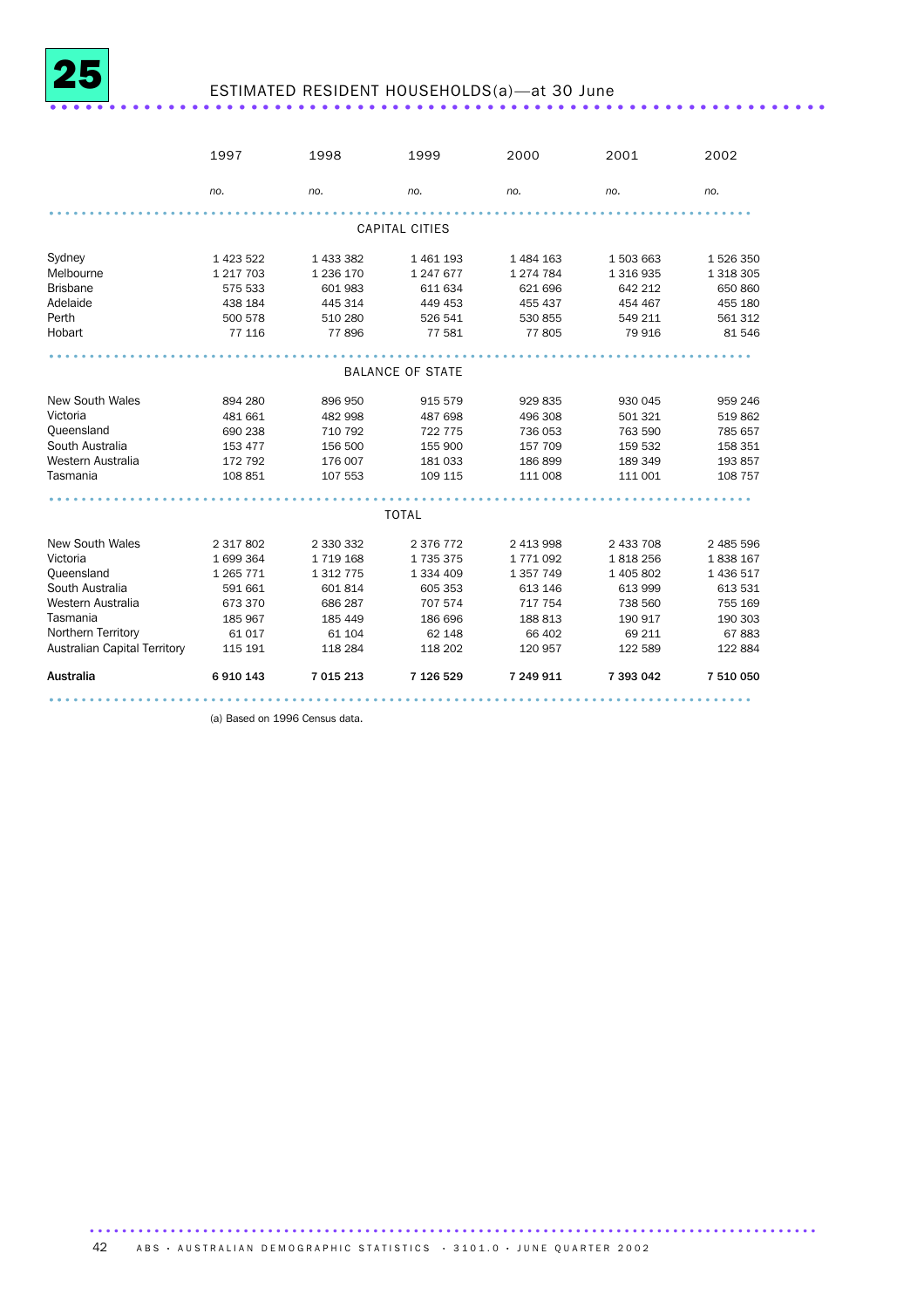# 25 ESTIMATED RESIDENT HOUSEHOLDS(a)—at 30 June

| | 1997 | 1998 | 1999 | 2000 | 2001 | 2002 |
|---|---|---|---|---|---|---|
| | *no.* | *no.* | *no.* | *no.* | *no.* | *no.* |
| **CAPITAL CITIES** | | | | | | |
| Sydney | 1 423 522 | 1 433 382 | 1 461 193 | 1 484 163 | 1 503 663 | 1 526 350 |
| Melbourne | 1 217 703 | 1 236 170 | 1 247 677 | 1 274 784 | 1 316 935 | 1 318 305 |
| Brisbane | 575 533 | 601 983 | 611 634 | 621 696 | 642 212 | 650 860 |
| Adelaide | 438 184 | 445 314 | 449 453 | 455 437 | 454 467 | 455 180 |
| Perth | 500 578 | 510 280 | 526 541 | 530 855 | 549 211 | 561 312 |
| Hobart | 77 116 | 77 896 | 77 581 | 77 805 | 79 916 | 81 546 |
| **BALANCE OF STATE** | | | | | | |
| New South Wales | 894 280 | 896 950 | 915 579 | 929 835 | 930 045 | 959 246 |
| Victoria | 481 661 | 482 998 | 487 698 | 496 308 | 501 321 | 519 862 |
| Queensland | 690 238 | 710 792 | 722 775 | 736 053 | 763 590 | 785 657 |
| South Australia | 153 477 | 156 500 | 155 900 | 157 709 | 159 532 | 158 351 |
| Western Australia | 172 792 | 176 007 | 181 033 | 186 899 | 189 349 | 193 857 |
| Tasmania | 108 851 | 107 553 | 109 115 | 111 008 | 111 001 | 108 757 |
| **TOTAL** | | | | | | |
| New South Wales | 2 317 802 | 2 330 332 | 2 376 772 | 2 413 998 | 2 433 708 | 2 485 596 |
| Victoria | 1 699 364 | 1 719 168 | 1 735 375 | 1 771 092 | 1 818 256 | 1 838 167 |
| Queensland | 1 265 771 | 1 312 775 | 1 334 409 | 1 357 749 | 1 405 802 | 1 436 517 |
| South Australia | 591 661 | 601 814 | 605 353 | 613 146 | 613 999 | 613 531 |
| Western Australia | 673 370 | 686 287 | 707 574 | 717 754 | 738 560 | 755 169 |
| Tasmania | 185 967 | 185 449 | 186 696 | 188 813 | 190 917 | 190 303 |
| Northern Territory | 61 017 | 61 104 | 62 148 | 66 402 | 69 211 | 67 883 |
| Australian Capital Territory | 115 191 | 118 284 | 118 202 | 120 957 | 122 589 | 122 884 |
| **Australia** | **6 910 143** | **7 015 213** | **7 126 529** | **7 249 911** | **7 393 042** | **7 510 050** |

(a) Based on 1996 Census data.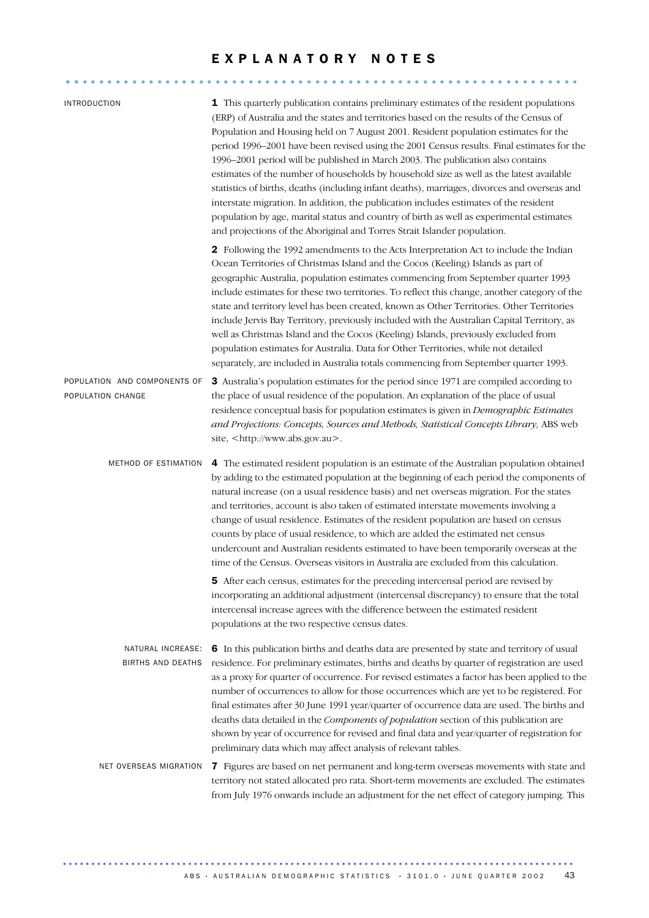# EXPLANATORY NOTES

## INTRODUCTION

**1** This quarterly publication contains preliminary estimates of the resident populations (ERP) of Australia and the states and territories based on the results of the Census of Population and Housing held on 7 August 2001. Resident population estimates for the period 1996–2001 have been revised using the 2001 Census results. Final estimates for the 1996–2001 period will be published in March 2003. The publication also contains estimates of the number of households by household size as well as the latest available statistics of births, deaths (including infant deaths), marriages, divorces and overseas and interstate migration. In addition, the publication includes estimates of the resident population by age, marital status and country of birth as well as experimental estimates and projections of the Aboriginal and Torres Strait Islander population.

**2** Following the 1992 amendments to the Acts Interpretation Act to include the Indian Ocean Territories of Christmas Island and the Cocos (Keeling) Islands as part of geographic Australia, population estimates commencing from September quarter 1993 include estimates for these two territories. To reflect this change, another category of the state and territory level has been created, known as Other Territories. Other Territories include Jervis Bay Territory, previously included with the Australian Capital Territory, as well as Christmas Island and the Cocos (Keeling) Islands, previously excluded from population estimates for Australia. Data for Other Territories, while not detailed separately, are included in Australia totals commencing from September quarter 1993.

## POPULATION AND COMPONENTS OF POPULATION CHANGE

**3** Australia's population estimates for the period since 1971 are compiled according to the place of usual residence of the population. An explanation of the place of usual residence conceptual basis for population estimates is given in *Demographic Estimates and Projections: Concepts, Sources and Methods, Statistical Concepts Library,* ABS web site, <http://www.abs.gov.au>.

### METHOD OF ESTIMATION

**4** The estimated resident population is an estimate of the Australian population obtained by adding to the estimated population at the beginning of each period the components of natural increase (on a usual residence basis) and net overseas migration. For the states and territories, account is also taken of estimated interstate movements involving a change of usual residence. Estimates of the resident population are based on census counts by place of usual residence, to which are added the estimated net census undercount and Australian residents estimated to have been temporarily overseas at the time of the Census. Overseas visitors in Australia are excluded from this calculation.

**5** After each census, estimates for the preceding intercensal period are revised by incorporating an additional adjustment (intercensal discrepancy) to ensure that the total intercensal increase agrees with the difference between the estimated resident populations at the two respective census dates.

### NATURAL INCREASE: BIRTHS AND DEATHS

**6** In this publication births and deaths data are presented by state and territory of usual residence. For preliminary estimates, births and deaths by quarter of registration are used as a proxy for quarter of occurrence. For revised estimates a factor has been applied to the number of occurrences to allow for those occurrences which are yet to be registered. For final estimates after 30 June 1991 year/quarter of occurrence data are used. The births and deaths data detailed in the *Components of population* section of this publication are shown by year of occurrence for revised and final data and year/quarter of registration for preliminary data which may affect analysis of relevant tables.

### NET OVERSEAS MIGRATION

**7** Figures are based on net permanent and long-term overseas movements with state and territory not stated allocated pro rata. Short-term movements are excluded. The estimates from July 1976 onwards include an adjustment for the net effect of category jumping. This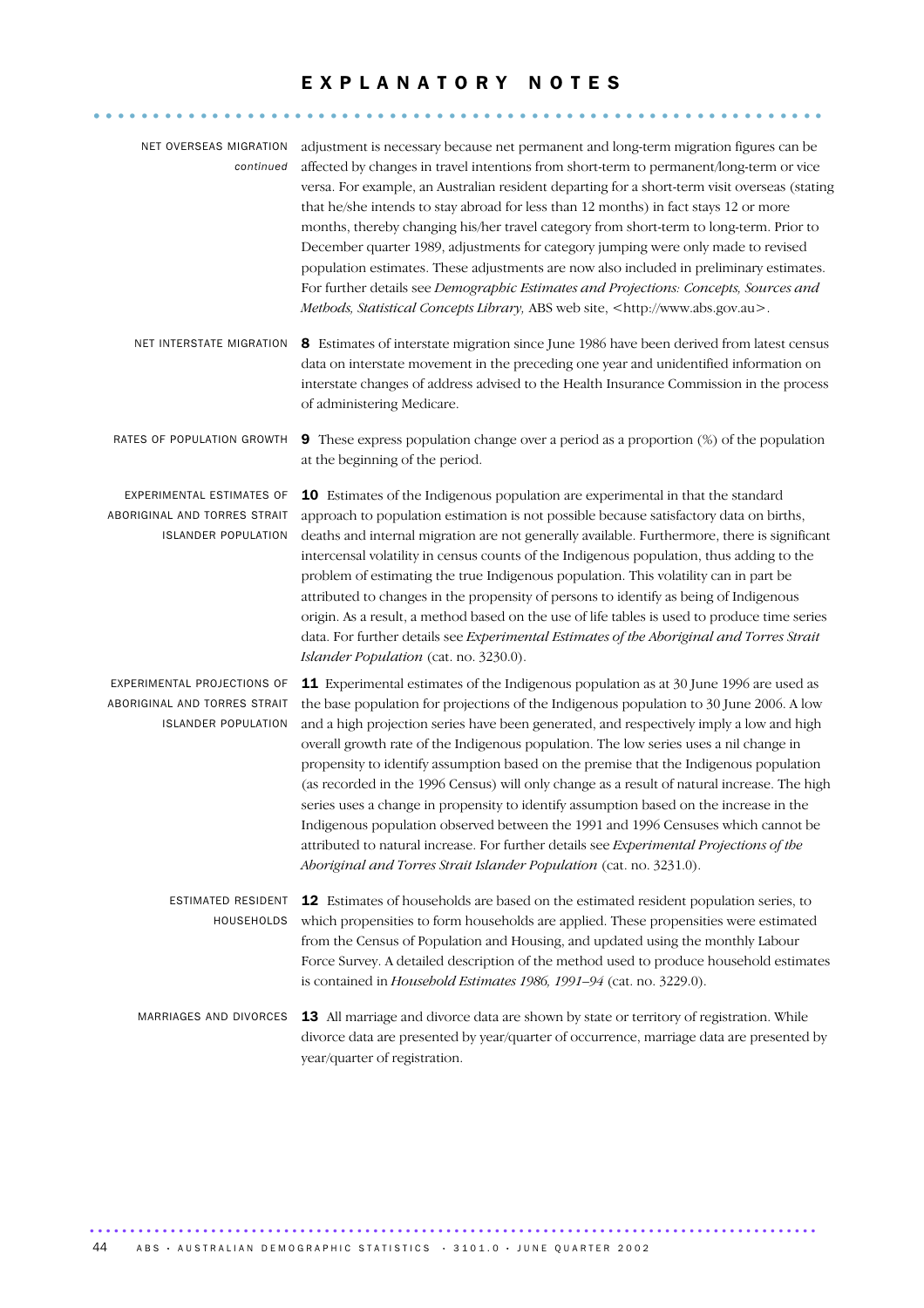# EXPLANATORY NOTES

**NET OVERSEAS MIGRATION** *continued*

adjustment is necessary because net permanent and long-term migration figures can be affected by changes in travel intentions from short-term to permanent/long-term or vice versa. For example, an Australian resident departing for a short-term visit overseas (stating that he/she intends to stay abroad for less than 12 months) in fact stays 12 or more months, thereby changing his/her travel category from short-term to long-term. Prior to December quarter 1989, adjustments for category jumping were only made to revised population estimates. These adjustments are now also included in preliminary estimates. For further details see *Demographic Estimates and Projections: Concepts, Sources and Methods, Statistical Concepts Library,* ABS web site, <http://www.abs.gov.au>.

**NET INTERSTATE MIGRATION**

**8** Estimates of interstate migration since June 1986 have been derived from latest census data on interstate movement in the preceding one year and unidentified information on interstate changes of address advised to the Health Insurance Commission in the process of administering Medicare.

**RATES OF POPULATION GROWTH**

**9** These express population change over a period as a proportion (%) of the population at the beginning of the period.

**EXPERIMENTAL ESTIMATES OF ABORIGINAL AND TORRES STRAIT ISLANDER POPULATION**

**10** Estimates of the Indigenous population are experimental in that the standard approach to population estimation is not possible because satisfactory data on births, deaths and internal migration are not generally available. Furthermore, there is significant intercensal volatility in census counts of the Indigenous population, thus adding to the problem of estimating the true Indigenous population. This volatility can in part be attributed to changes in the propensity of persons to identify as being of Indigenous origin. As a result, a method based on the use of life tables is used to produce time series data. For further details see *Experimental Estimates of the Aboriginal and Torres Strait Islander Population* (cat. no. 3230.0).

**EXPERIMENTAL PROJECTIONS OF ABORIGINAL AND TORRES STRAIT ISLANDER POPULATION**

**11** Experimental estimates of the Indigenous population as at 30 June 1996 are used as the base population for projections of the Indigenous population to 30 June 2006. A low and a high projection series have been generated, and respectively imply a low and high overall growth rate of the Indigenous population. The low series uses a nil change in propensity to identify assumption based on the premise that the Indigenous population (as recorded in the 1996 Census) will only change as a result of natural increase. The high series uses a change in propensity to identify assumption based on the increase in the Indigenous population observed between the 1991 and 1996 Censuses which cannot be attributed to natural increase. For further details see *Experimental Projections of the Aboriginal and Torres Strait Islander Population* (cat. no. 3231.0).

**ESTIMATED RESIDENT HOUSEHOLDS**

**12** Estimates of households are based on the estimated resident population series, to which propensities to form households are applied. These propensities were estimated from the Census of Population and Housing, and updated using the monthly Labour Force Survey. A detailed description of the method used to produce household estimates is contained in *Household Estimates 1986, 1991–94* (cat. no. 3229.0).

**MARRIAGES AND DIVORCES**

**13** All marriage and divorce data are shown by state or territory of registration. While divorce data are presented by year/quarter of occurrence, marriage data are presented by year/quarter of registration.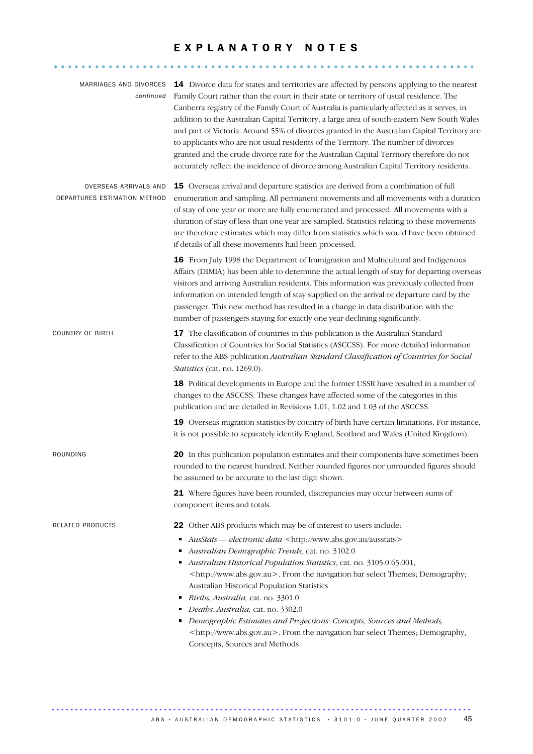# EXPLANATORY NOTES

MARRIAGES AND DIVORCES *continued*

**14** Divorce data for states and territories are affected by persons applying to the nearest Family Court rather than the court in their state or territory of usual residence. The Canberra registry of the Family Court of Australia is particularly affected as it serves, in addition to the Australian Capital Territory, a large area of south-eastern New South Wales and part of Victoria. Around 55% of divorces granted in the Australian Capital Territory are to applicants who are not usual residents of the Territory. The number of divorces granted and the crude divorce rate for the Australian Capital Territory therefore do not accurately reflect the incidence of divorce among Australian Capital Territory residents.

OVERSEAS ARRIVALS AND DEPARTURES ESTIMATION METHOD

**15** Overseas arrival and departure statistics are derived from a combination of full enumeration and sampling. All permanent movements and all movements with a duration of stay of one year or more are fully enumerated and processed. All movements with a duration of stay of less than one year are sampled. Statistics relating to these movements are therefore estimates which may differ from statistics which would have been obtained if details of all these movements had been processed.

**16** From July 1998 the Department of Immigration and Multicultural and Indigenous Affairs (DIMIA) has been able to determine the actual length of stay for departing overseas visitors and arriving Australian residents. This information was previously collected from information on intended length of stay supplied on the arrival or departure card by the passenger. This new method has resulted in a change in data distribution with the number of passengers staying for exactly one year declining significantly.

COUNTRY OF BIRTH

**17** The classification of countries in this publication is the Australian Standard Classification of Countries for Social Statistics (ASCCSS). For more detailed information refer to the ABS publication *Australian Standard Classification of Countries for Social Statistics* (cat. no. 1269.0).

**18** Political developments in Europe and the former USSR have resulted in a number of changes to the ASCCSS. These changes have affected some of the categories in this publication and are detailed in Revisions 1.01, 1.02 and 1.03 of the ASCCSS.

**19** Overseas migration statistics by country of birth have certain limitations. For instance, it is not possible to separately identify England, Scotland and Wales (United Kingdom).

ROUNDING

**20** In this publication population estimates and their components have sometimes been rounded to the nearest hundred. Neither rounded figures nor unrounded figures should be assumed to be accurate to the last digit shown.

**21** Where figures have been rounded, discrepancies may occur between sums of component items and totals.

RELATED PRODUCTS

**22** Other ABS products which may be of interest to users include:

- *AusStats — electronic data* <http://www.abs.gov.au/ausstats>
- *Australian Demographic Trends,* cat. no. 3102.0
- *Australian Historical Population Statistics*, cat. no. 3105.0.65.001, <http://www.abs.gov.au>. From the navigation bar select Themes; Demography; Australian Historical Population Statistics
- *Births, Australia,* cat. no. 3301.0
- *Deaths, Australia,* cat. no. 3302.0
- *Demographic Estimates and Projections: Concepts, Sources and Methods,* <http://www.abs.gov.au>. From the navigation bar select Themes; Demography, Concepts, Sources and Methods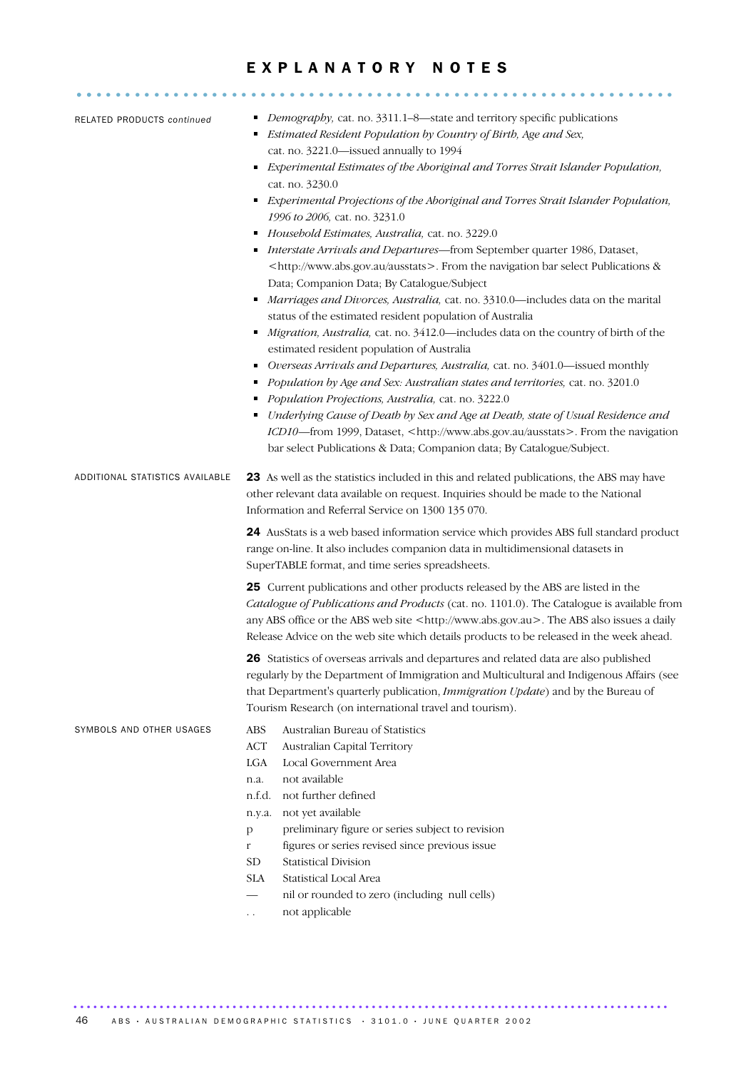# EXPLANATORY NOTES

RELATED PRODUCTS *continued*

- *Demography,* cat. no. 3311.1–8—state and territory specific publications
- *Estimated Resident Population by Country of Birth, Age and Sex,* cat. no. 3221.0—issued annually to 1994
- *Experimental Estimates of the Aboriginal and Torres Strait Islander Population,* cat. no. 3230.0
- *Experimental Projections of the Aboriginal and Torres Strait Islander Population, 1996 to 2006,* cat. no. 3231.0
- *Household Estimates, Australia,* cat. no. 3229.0
- *Interstate Arrivals and Departures*—from September quarter 1986, Dataset, <http://www.abs.gov.au/ausstats>. From the navigation bar select Publications & Data; Companion Data; By Catalogue/Subject
- *Marriages and Divorces, Australia,* cat. no. 3310.0—includes data on the marital status of the estimated resident population of Australia
- *Migration, Australia,* cat. no. 3412.0—includes data on the country of birth of the estimated resident population of Australia
- *Overseas Arrivals and Departures, Australia,* cat. no. 3401.0—issued monthly
- *Population by Age and Sex: Australian states and territories,* cat. no. 3201.0
- *Population Projections, Australia,* cat. no. 3222.0
- *Underlying Cause of Death by Sex and Age at Death, state of Usual Residence and ICD10*—from 1999, Dataset, <http://www.abs.gov.au/ausstats>. From the navigation bar select Publications & Data; Companion data; By Catalogue/Subject.

ADDITIONAL STATISTICS AVAILABLE

**23** As well as the statistics included in this and related publications, the ABS may have other relevant data available on request. Inquiries should be made to the National Information and Referral Service on 1300 135 070.

**24** AusStats is a web based information service which provides ABS full standard product range on-line. It also includes companion data in multidimensional datasets in SuperTABLE format, and time series spreadsheets.

**25** Current publications and other products released by the ABS are listed in the *Catalogue of Publications and Products* (cat. no. 1101.0). The Catalogue is available from any ABS office or the ABS web site <http://www.abs.gov.au>. The ABS also issues a daily Release Advice on the web site which details products to be released in the week ahead.

**26** Statistics of overseas arrivals and departures and related data are also published regularly by the Department of Immigration and Multicultural and Indigenous Affairs (see that Department's quarterly publication, *Immigration Update*) and by the Bureau of Tourism Research (on international travel and tourism).

SYMBOLS AND OTHER USAGES

| | |
|---|---|
| ABS | Australian Bureau of Statistics |
| ACT | Australian Capital Territory |
| LGA | Local Government Area |
| n.a. | not available |
| n.f.d. | not further defined |
| n.y.a. | not yet available |
| p | preliminary figure or series subject to revision |
| r | figures or series revised since previous issue |
| SD | Statistical Division |
| SLA | Statistical Local Area |
| — | nil or rounded to zero (including null cells) |
| . . | not applicable |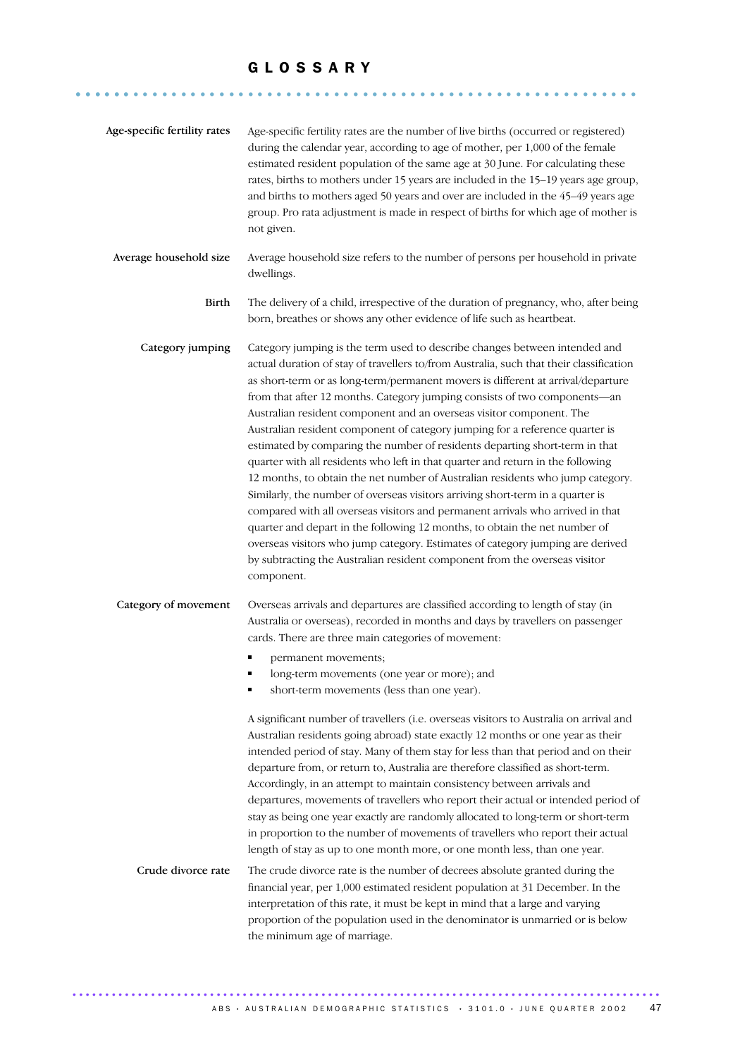# GLOSSARY

**Age-specific fertility rates**

Age-specific fertility rates are the number of live births (occurred or registered) during the calendar year, according to age of mother, per 1,000 of the female estimated resident population of the same age at 30 June. For calculating these rates, births to mothers under 15 years are included in the 15–19 years age group, and births to mothers aged 50 years and over are included in the 45–49 years age group. Pro rata adjustment is made in respect of births for which age of mother is not given.

**Average household size**

Average household size refers to the number of persons per household in private dwellings.

**Birth**

The delivery of a child, irrespective of the duration of pregnancy, who, after being born, breathes or shows any other evidence of life such as heartbeat.

**Category jumping**

Category jumping is the term used to describe changes between intended and actual duration of stay of travellers to/from Australia, such that their classification as short-term or as long-term/permanent movers is different at arrival/departure from that after 12 months. Category jumping consists of two components—an Australian resident component and an overseas visitor component. The Australian resident component of category jumping for a reference quarter is estimated by comparing the number of residents departing short-term in that quarter with all residents who left in that quarter and return in the following 12 months, to obtain the net number of Australian residents who jump category. Similarly, the number of overseas visitors arriving short-term in a quarter is compared with all overseas visitors and permanent arrivals who arrived in that quarter and depart in the following 12 months, to obtain the net number of overseas visitors who jump category. Estimates of category jumping are derived by subtracting the Australian resident component from the overseas visitor component.

**Category of movement**

Overseas arrivals and departures are classified according to length of stay (in Australia or overseas), recorded in months and days by travellers on passenger cards. There are three main categories of movement:

- permanent movements;
- long-term movements (one year or more); and
- short-term movements (less than one year).

A significant number of travellers (i.e. overseas visitors to Australia on arrival and Australian residents going abroad) state exactly 12 months or one year as their intended period of stay. Many of them stay for less than that period and on their departure from, or return to, Australia are therefore classified as short-term. Accordingly, in an attempt to maintain consistency between arrivals and departures, movements of travellers who report their actual or intended period of stay as being one year exactly are randomly allocated to long-term or short-term in proportion to the number of movements of travellers who report their actual length of stay as up to one month more, or one month less, than one year.

**Crude divorce rate**

The crude divorce rate is the number of decrees absolute granted during the financial year, per 1,000 estimated resident population at 31 December. In the interpretation of this rate, it must be kept in mind that a large and varying proportion of the population used in the denominator is unmarried or is below the minimum age of marriage.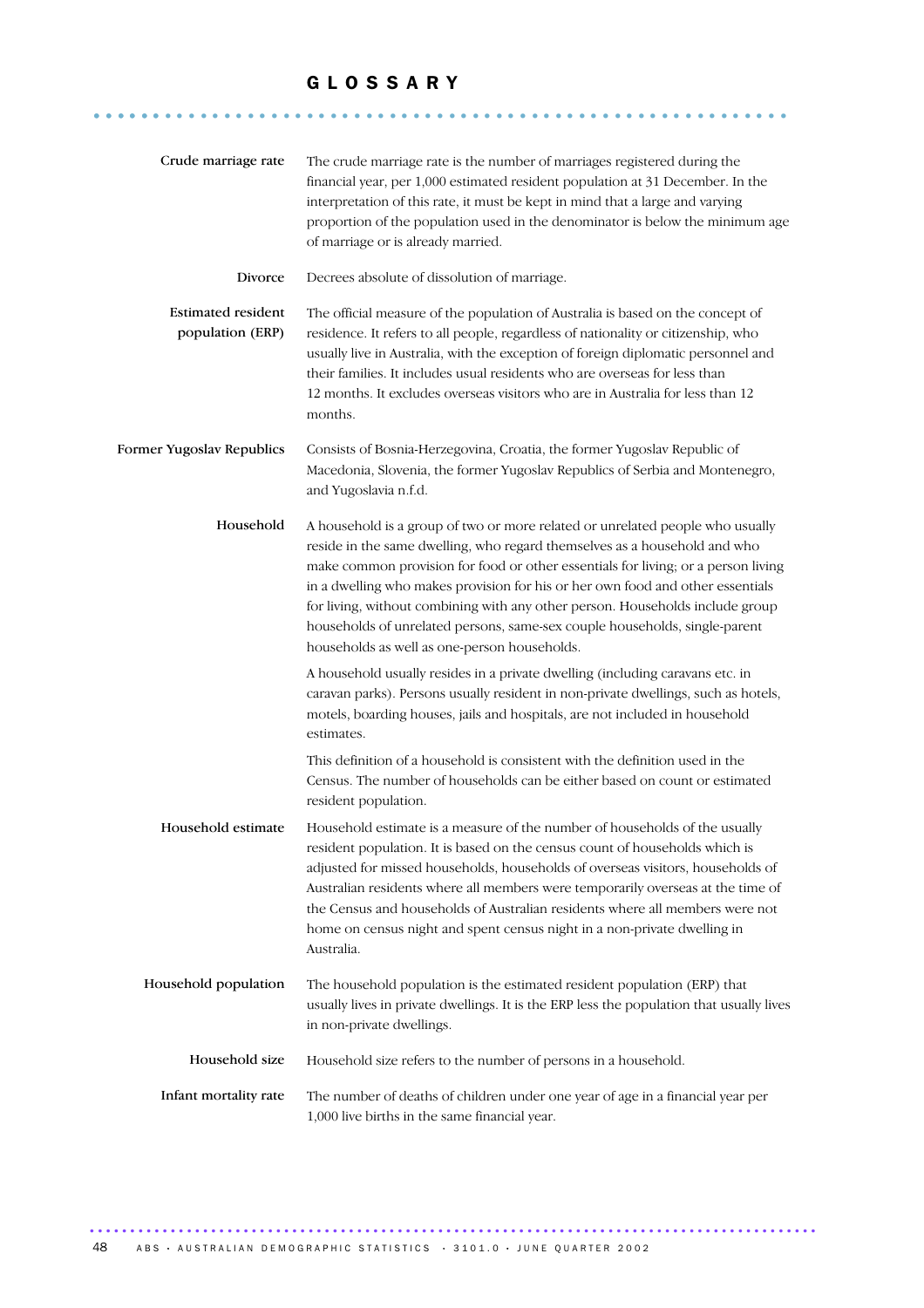# GLOSSARY

**Crude marriage rate**

The crude marriage rate is the number of marriages registered during the financial year, per 1,000 estimated resident population at 31 December. In the interpretation of this rate, it must be kept in mind that a large and varying proportion of the population used in the denominator is below the minimum age of marriage or is already married.

**Divorce**

Decrees absolute of dissolution of marriage.

**Estimated resident population (ERP)**

The official measure of the population of Australia is based on the concept of residence. It refers to all people, regardless of nationality or citizenship, who usually live in Australia, with the exception of foreign diplomatic personnel and their families. It includes usual residents who are overseas for less than 12 months. It excludes overseas visitors who are in Australia for less than 12 months.

**Former Yugoslav Republics**

Consists of Bosnia-Herzegovina, Croatia, the former Yugoslav Republic of Macedonia, Slovenia, the former Yugoslav Republics of Serbia and Montenegro, and Yugoslavia n.f.d.

**Household**

A household is a group of two or more related or unrelated people who usually reside in the same dwelling, who regard themselves as a household and who make common provision for food or other essentials for living; or a person living in a dwelling who makes provision for his or her own food and other essentials for living, without combining with any other person. Households include group households of unrelated persons, same-sex couple households, single-parent households as well as one-person households.

A household usually resides in a private dwelling (including caravans etc. in caravan parks). Persons usually resident in non-private dwellings, such as hotels, motels, boarding houses, jails and hospitals, are not included in household estimates.

This definition of a household is consistent with the definition used in the Census. The number of households can be either based on count or estimated resident population.

**Household estimate**

Household estimate is a measure of the number of households of the usually resident population. It is based on the census count of households which is adjusted for missed households, households of overseas visitors, households of Australian residents where all members were temporarily overseas at the time of the Census and households of Australian residents where all members were not home on census night and spent census night in a non-private dwelling in Australia.

**Household population**

The household population is the estimated resident population (ERP) that usually lives in private dwellings. It is the ERP less the population that usually lives in non-private dwellings.

**Household size**

Household size refers to the number of persons in a household.

**Infant mortality rate**

The number of deaths of children under one year of age in a financial year per 1,000 live births in the same financial year.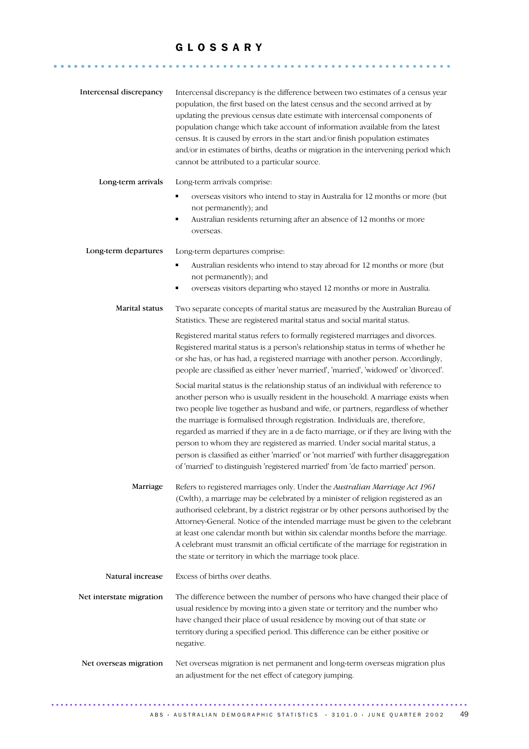# GLOSSARY

**Intercensal discrepancy**

Intercensal discrepancy is the difference between two estimates of a census year population, the first based on the latest census and the second arrived at by updating the previous census date estimate with intercensal components of population change which take account of information available from the latest census. It is caused by errors in the start and/or finish population estimates and/or in estimates of births, deaths or migration in the intervening period which cannot be attributed to a particular source.

**Long-term arrivals**

Long-term arrivals comprise:

- overseas visitors who intend to stay in Australia for 12 months or more (but not permanently); and
- Australian residents returning after an absence of 12 months or more overseas.

**Long-term departures**

Long-term departures comprise:

- Australian residents who intend to stay abroad for 12 months or more (but not permanently); and
- overseas visitors departing who stayed 12 months or more in Australia.

**Marital status**

Two separate concepts of marital status are measured by the Australian Bureau of Statistics. These are registered marital status and social marital status.

Registered marital status refers to formally registered marriages and divorces. Registered marital status is a person's relationship status in terms of whether he or she has, or has had, a registered marriage with another person. Accordingly, people are classified as either 'never married', 'married', 'widowed' or 'divorced'.

Social marital status is the relationship status of an individual with reference to another person who is usually resident in the household. A marriage exists when two people live together as husband and wife, or partners, regardless of whether the marriage is formalised through registration. Individuals are, therefore, regarded as married if they are in a de facto marriage, or if they are living with the person to whom they are registered as married. Under social marital status, a person is classified as either 'married' or 'not married' with further disaggregation of 'married' to distinguish 'registered married' from 'de facto married' person.

**Marriage**

Refers to registered marriages only. Under the *Australian Marriage Act 1961* (Cwlth), a marriage may be celebrated by a minister of religion registered as an authorised celebrant, by a district registrar or by other persons authorised by the Attorney-General. Notice of the intended marriage must be given to the celebrant at least one calendar month but within six calendar months before the marriage. A celebrant must transmit an official certificate of the marriage for registration in the state or territory in which the marriage took place.

**Natural increase**

Excess of births over deaths.

**Net interstate migration**

The difference between the number of persons who have changed their place of usual residence by moving into a given state or territory and the number who have changed their place of usual residence by moving out of that state or territory during a specified period. This difference can be either positive or negative.

**Net overseas migration**

Net overseas migration is net permanent and long-term overseas migration plus an adjustment for the net effect of category jumping.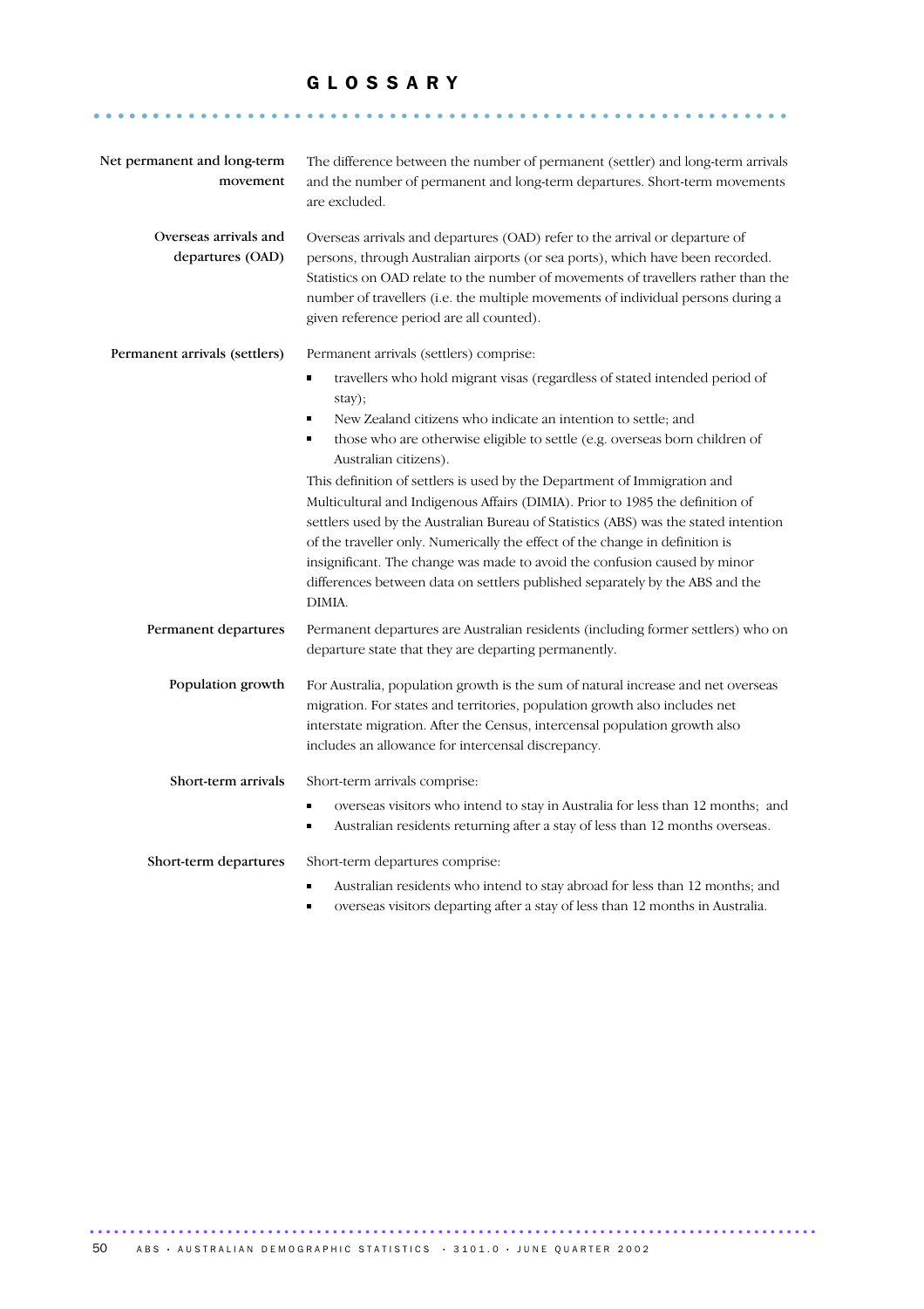# GLOSSARY

**Net permanent and long-term movement**

The difference between the number of permanent (settler) and long-term arrivals and the number of permanent and long-term departures. Short-term movements are excluded.

**Overseas arrivals and departures (OAD)**

Overseas arrivals and departures (OAD) refer to the arrival or departure of persons, through Australian airports (or sea ports), which have been recorded. Statistics on OAD relate to the number of movements of travellers rather than the number of travellers (i.e. the multiple movements of individual persons during a given reference period are all counted).

**Permanent arrivals (settlers)**

Permanent arrivals (settlers) comprise:

- travellers who hold migrant visas (regardless of stated intended period of stay);
- New Zealand citizens who indicate an intention to settle; and
- those who are otherwise eligible to settle (e.g. overseas born children of Australian citizens).

This definition of settlers is used by the Department of Immigration and Multicultural and Indigenous Affairs (DIMIA). Prior to 1985 the definition of settlers used by the Australian Bureau of Statistics (ABS) was the stated intention of the traveller only. Numerically the effect of the change in definition is insignificant. The change was made to avoid the confusion caused by minor differences between data on settlers published separately by the ABS and the DIMIA.

**Permanent departures**

Permanent departures are Australian residents (including former settlers) who on departure state that they are departing permanently.

**Population growth**

For Australia, population growth is the sum of natural increase and net overseas migration. For states and territories, population growth also includes net interstate migration. After the Census, intercensal population growth also includes an allowance for intercensal discrepancy.

**Short-term arrivals**

Short-term arrivals comprise:

- overseas visitors who intend to stay in Australia for less than 12 months; and
- Australian residents returning after a stay of less than 12 months overseas.

**Short-term departures**

Short-term departures comprise:

- Australian residents who intend to stay abroad for less than 12 months; and
- overseas visitors departing after a stay of less than 12 months in Australia.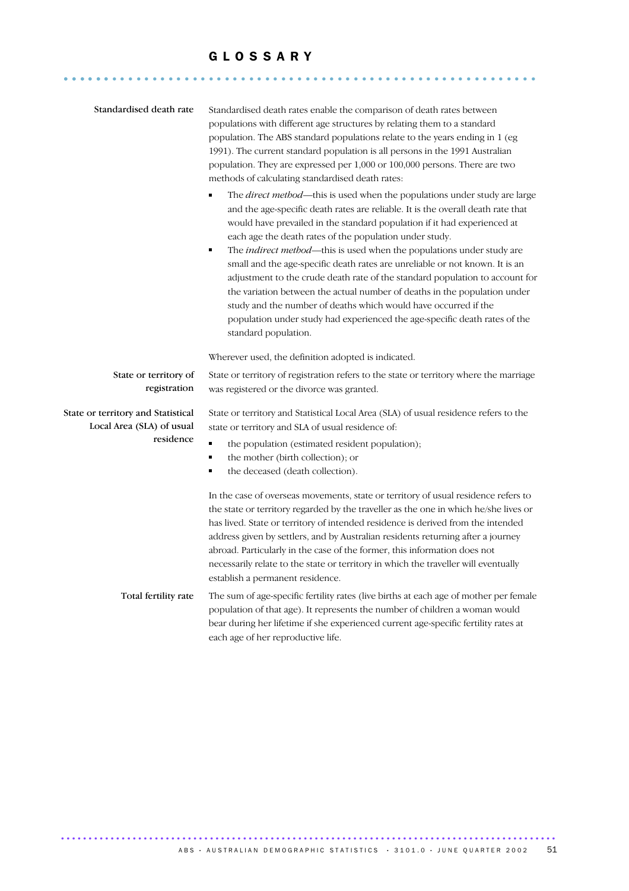# GLOSSARY

**Standardised death rate**

Standardised death rates enable the comparison of death rates between populations with different age structures by relating them to a standard population. The ABS standard populations relate to the years ending in 1 (eg 1991). The current standard population is all persons in the 1991 Australian population. They are expressed per 1,000 or 100,000 persons. There are two methods of calculating standardised death rates:

- The *direct method*—this is used when the populations under study are large and the age-specific death rates are reliable. It is the overall death rate that would have prevailed in the standard population if it had experienced at each age the death rates of the population under study.
- The *indirect method*—this is used when the populations under study are small and the age-specific death rates are unreliable or not known. It is an adjustment to the crude death rate of the standard population to account for the variation between the actual number of deaths in the population under study and the number of deaths which would have occurred if the population under study had experienced the age-specific death rates of the standard population.

Wherever used, the definition adopted is indicated.

**State or territory of registration**

State or territory of registration refers to the state or territory where the marriage was registered or the divorce was granted.

**State or territory and Statistical Local Area (SLA) of usual residence**

State or territory and Statistical Local Area (SLA) of usual residence refers to the state or territory and SLA of usual residence of:

- the population (estimated resident population);
- the mother (birth collection); or
- the deceased (death collection).

In the case of overseas movements, state or territory of usual residence refers to the state or territory regarded by the traveller as the one in which he/she lives or has lived. State or territory of intended residence is derived from the intended address given by settlers, and by Australian residents returning after a journey abroad. Particularly in the case of the former, this information does not necessarily relate to the state or territory in which the traveller will eventually establish a permanent residence.

**Total fertility rate**

The sum of age-specific fertility rates (live births at each age of mother per female population of that age). It represents the number of children a woman would bear during her lifetime if she experienced current age-specific fertility rates at each age of her reproductive life.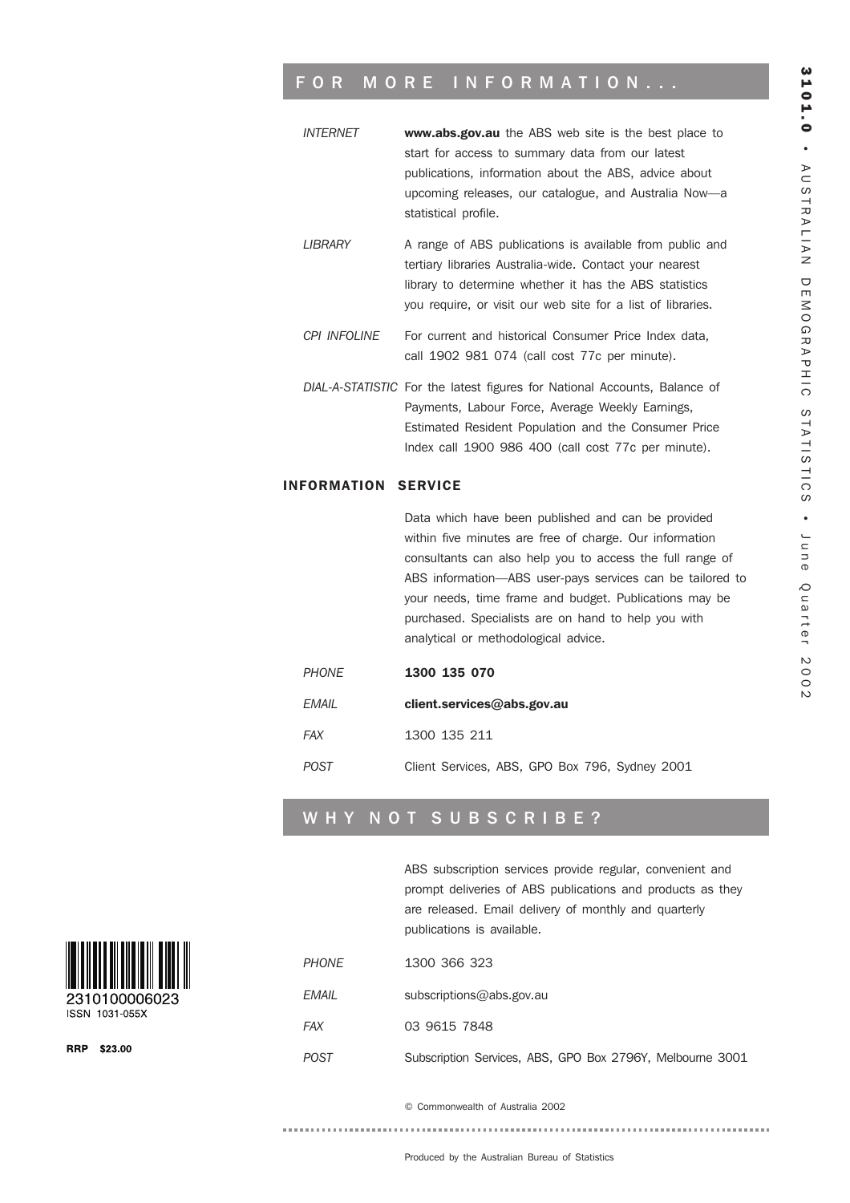## FOR MORE INFORMATION...

*INTERNET* **www.abs.gov.au** the ABS web site is the best place to start for access to summary data from our latest publications, information about the ABS, advice about upcoming releases, our catalogue, and Australia Now—a statistical profile.

*LIBRARY* A range of ABS publications is available from public and tertiary libraries Australia-wide. Contact your nearest library to determine whether it has the ABS statistics you require, or visit our web site for a list of libraries.

*CPI INFOLINE* For current and historical Consumer Price Index data, call 1902 981 074 (call cost 77c per minute).

*DIAL-A-STATISTIC* For the latest figures for National Accounts, Balance of Payments, Labour Force, Average Weekly Earnings, Estimated Resident Population and the Consumer Price Index call 1900 986 400 (call cost 77c per minute).

### INFORMATION SERVICE

Data which have been published and can be provided within five minutes are free of charge. Our information consultants can also help you to access the full range of ABS information—ABS user-pays services can be tailored to your needs, time frame and budget. Publications may be purchased. Specialists are on hand to help you with analytical or methodological advice.

*PHONE* **1300 135 070**

*EMAIL* **client.services@abs.gov.au**

*FAX* 1300 135 211

*POST* Client Services, ABS, GPO Box 796, Sydney 2001

## WHY NOT SUBSCRIBE?

ABS subscription services provide regular, convenient and prompt deliveries of ABS publications and products as they are released. Email delivery of monthly and quarterly publications is available.

*PHONE* 1300 366 323

*EMAIL* subscriptions@abs.gov.au

*FAX* 03 9615 7848

*POST* Subscription Services, ABS, GPO Box 2796Y, Melbourne 3001

2310100006023

ISSN 1031-055X

**RRP $23.00**

© Commonwealth of Australia 2002

Produced by the Australian Bureau of Statistics